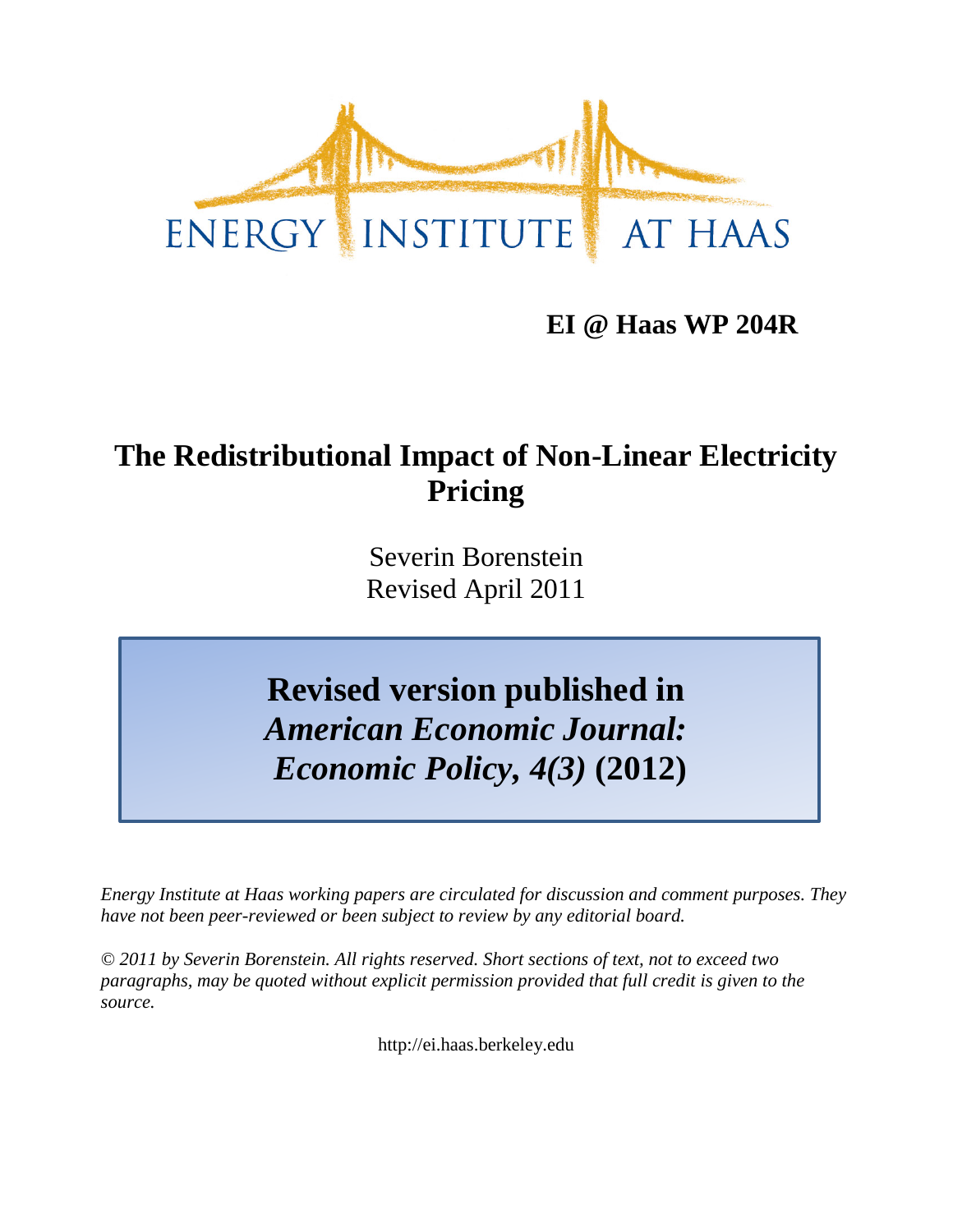ENERGY INSTITUTE AT HAAS

**EI @ Haas WP 204R**

# The Redistributional Impact of Non-Linear Electricity Pricing

Severin Borenstein
Revised April 2011

**Revised version published in *American Economic Journal: Economic Policy, 4(3)* (2012)**

*Energy Institute at Haas working papers are circulated for discussion and comment purposes. They have not been peer-reviewed or been subject to review by any editorial board.*

*© 2011 by Severin Borenstein. All rights reserved. Short sections of text, not to exceed two paragraphs, may be quoted without explicit permission provided that full credit is given to the source.*

http://ei.haas.berkeley.edu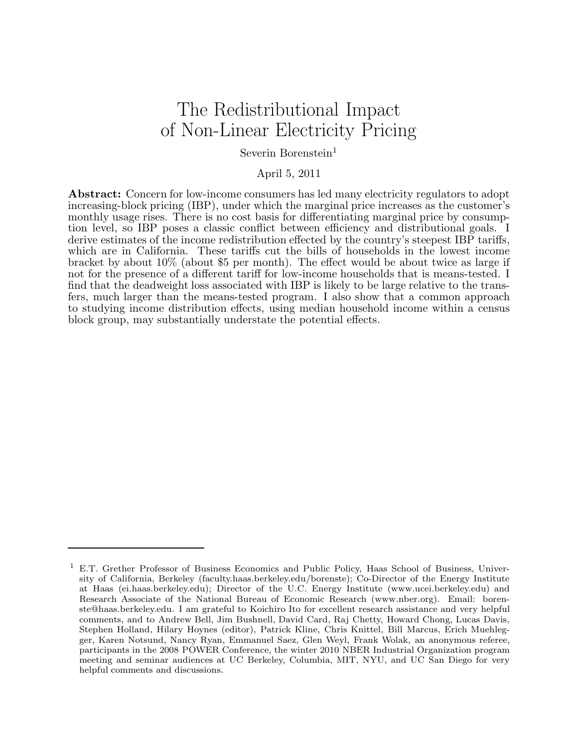# The Redistributional Impact of Non-Linear Electricity Pricing

Severin Borenstein[1]

April 5, 2011

**Abstract:** Concern for low-income consumers has led many electricity regulators to adopt increasing-block pricing (IBP), under which the marginal price increases as the customer's monthly usage rises. There is no cost basis for differentiating marginal price by consumption level, so IBP poses a classic conflict between efficiency and distributional goals. I derive estimates of the income redistribution effected by the country's steepest IBP tariffs, which are in California. These tariffs cut the bills of households in the lowest income bracket by about 10% (about $5 per month). The effect would be about twice as large if not for the presence of a different tariff for low-income households that is means-tested. I find that the deadweight loss associated with IBP is likely to be large relative to the transfers, much larger than the means-tested program. I also show that a common approach to studying income distribution effects, using median household income within a census block group, may substantially understate the potential effects.

---

[1] E.T. Grether Professor of Business Economics and Public Policy, Haas School of Business, University of California, Berkeley (faculty.haas.berkeley.edu/borenste); Co-Director of the Energy Institute at Haas (ei.haas.berkeley.edu); Director of the U.C. Energy Institute (www.ucei.berkeley.edu) and Research Associate of the National Bureau of Economic Research (www.nber.org). Email: borenste@haas.berkeley.edu. I am grateful to Koichiro Ito for excellent research assistance and very helpful comments, and to Andrew Bell, Jim Bushnell, David Card, Raj Chetty, Howard Chong, Lucas Davis, Stephen Holland, Hilary Hoynes (editor), Patrick Kline, Chris Knittel, Bill Marcus, Erich Muehlegger, Karen Notsund, Nancy Ryan, Emmanuel Saez, Glen Weyl, Frank Wolak, an anonymous referee, participants in the 2008 POWER Conference, the winter 2010 NBER Industrial Organization program meeting and seminar audiences at UC Berkeley, Columbia, MIT, NYU, and UC San Diego for very helpful comments and discussions.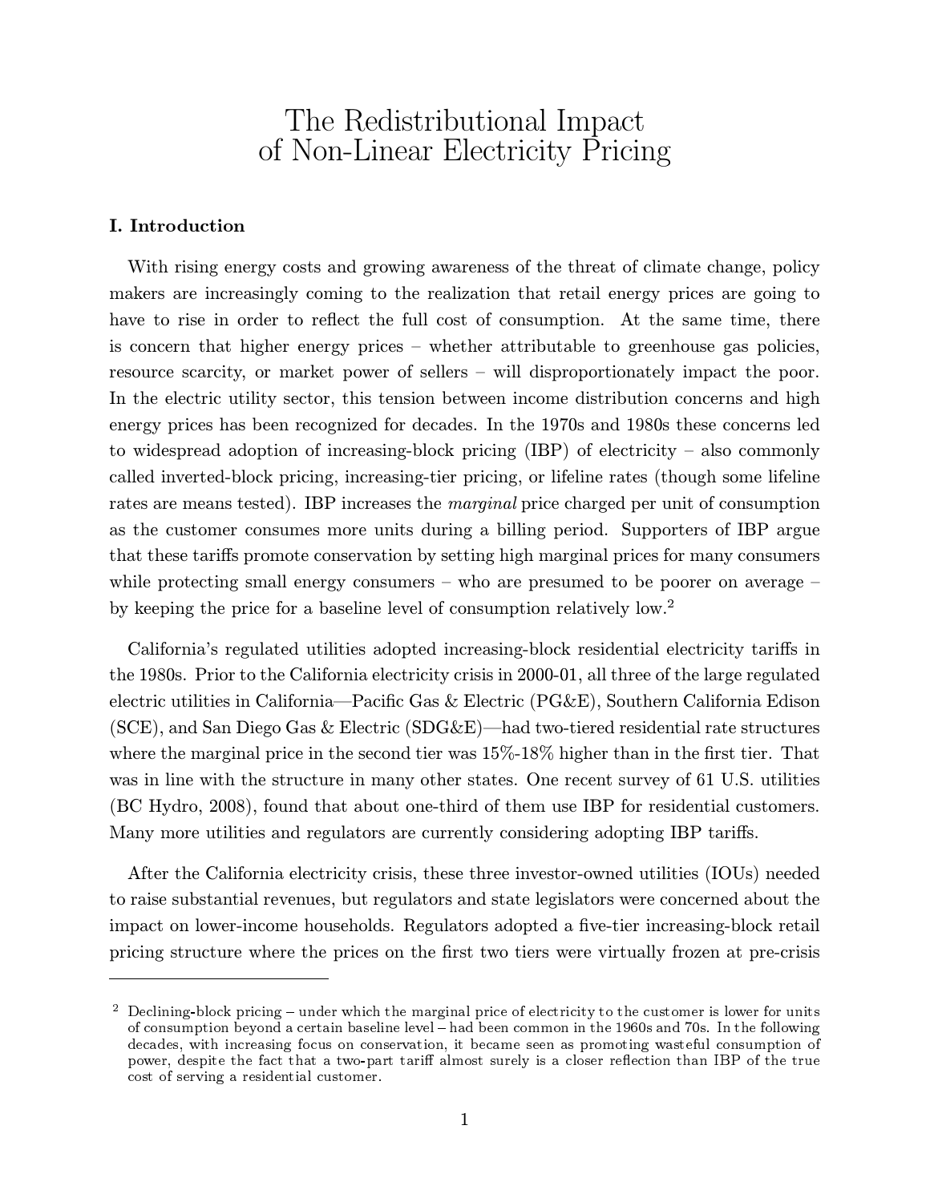# The Redistributional Impact of Non-Linear Electricity Pricing

## I. Introduction

With rising energy costs and growing awareness of the threat of climate change, policy makers are increasingly coming to the realization that retail energy prices are going to have to rise in order to reflect the full cost of consumption. At the same time, there is concern that higher energy prices – whether attributable to greenhouse gas policies, resource scarcity, or market power of sellers – will disproportionately impact the poor. In the electric utility sector, this tension between income distribution concerns and high energy prices has been recognized for decades. In the 1970s and 1980s these concerns led to widespread adoption of increasing-block pricing (IBP) of electricity – also commonly called inverted-block pricing, increasing-tier pricing, or lifeline rates (though some lifeline rates are means tested). IBP increases the *marginal* price charged per unit of consumption as the customer consumes more units during a billing period. Supporters of IBP argue that these tariffs promote conservation by setting high marginal prices for many consumers while protecting small energy consumers – who are presumed to be poorer on average – by keeping the price for a baseline level of consumption relatively low.[2]

California's regulated utilities adopted increasing-block residential electricity tariffs in the 1980s. Prior to the California electricity crisis in 2000-01, all three of the large regulated electric utilities in California—Pacific Gas & Electric (PG&E), Southern California Edison (SCE), and San Diego Gas & Electric (SDG&E)—had two-tiered residential rate structures where the marginal price in the second tier was 15%-18% higher than in the first tier. That was in line with the structure in many other states. One recent survey of 61 U.S. utilities (BC Hydro, 2008), found that about one-third of them use IBP for residential customers. Many more utilities and regulators are currently considering adopting IBP tariffs.

After the California electricity crisis, these three investor-owned utilities (IOUs) needed to raise substantial revenues, but regulators and state legislators were concerned about the impact on lower-income households. Regulators adopted a five-tier increasing-block retail pricing structure where the prices on the first two tiers were virtually frozen at pre-crisis

---

[2] Declining-block pricing – under which the marginal price of electricity to the customer is lower for units of consumption beyond a certain baseline level – had been common in the 1960s and 70s. In the following decades, with increasing focus on conservation, it became seen as promoting wasteful consumption of power, despite the fact that a two-part tariff almost surely is a closer reflection than IBP of the true cost of serving a residential customer.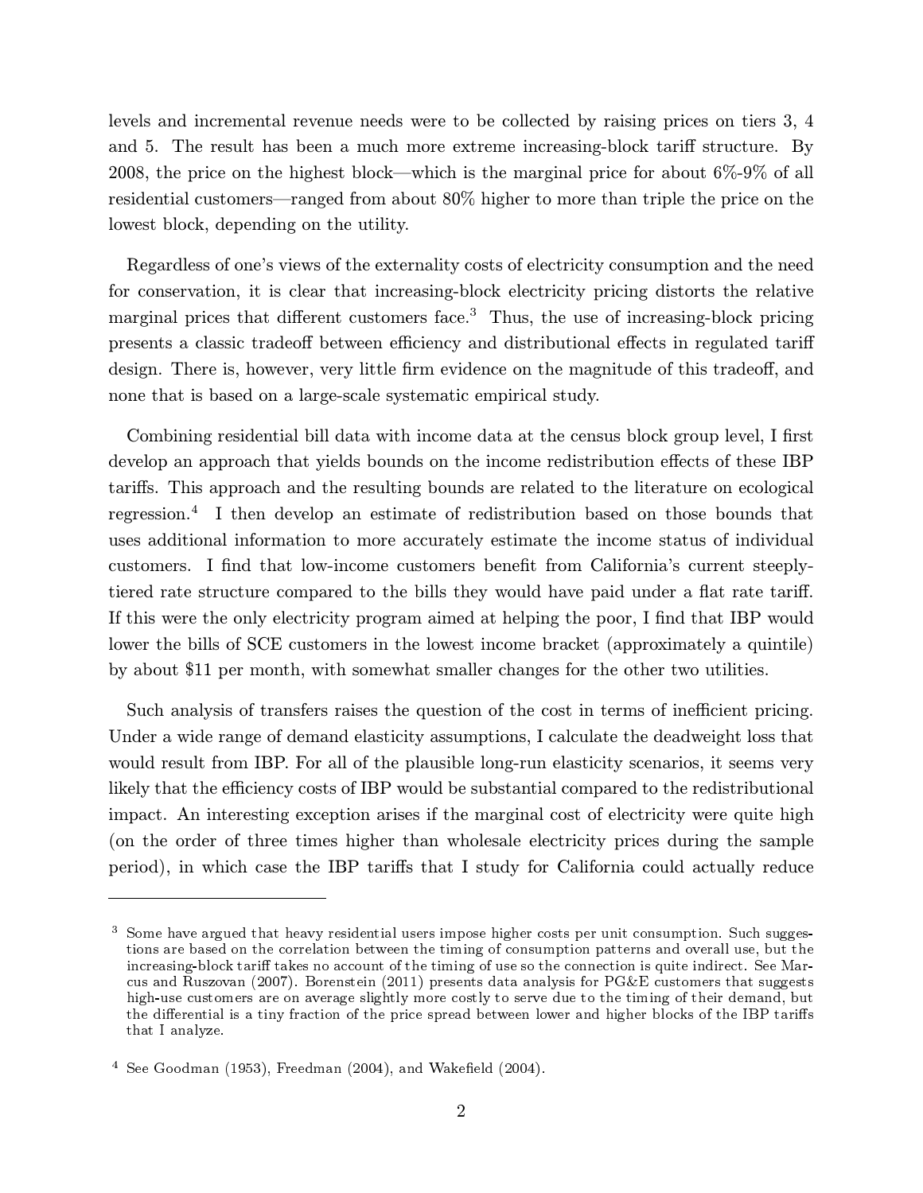levels and incremental revenue needs were to be collected by raising prices on tiers 3, 4 and 5. The result has been a much more extreme increasing-block tariff structure. By 2008, the price on the highest block—which is the marginal price for about 6%-9% of all residential customers—ranged from about 80% higher to more than triple the price on the lowest block, depending on the utility.

Regardless of one's views of the externality costs of electricity consumption and the need for conservation, it is clear that increasing-block electricity pricing distorts the relative marginal prices that different customers face.[3] Thus, the use of increasing-block pricing presents a classic tradeoff between efficiency and distributional effects in regulated tariff design. There is, however, very little firm evidence on the magnitude of this tradeoff, and none that is based on a large-scale systematic empirical study.

Combining residential bill data with income data at the census block group level, I first develop an approach that yields bounds on the income redistribution effects of these IBP tariffs. This approach and the resulting bounds are related to the literature on ecological regression.[4] I then develop an estimate of redistribution based on those bounds that uses additional information to more accurately estimate the income status of individual customers. I find that low-income customers benefit from California's current steeply-tiered rate structure compared to the bills they would have paid under a flat rate tariff. If this were the only electricity program aimed at helping the poor, I find that IBP would lower the bills of SCE customers in the lowest income bracket (approximately a quintile) by about $11 per month, with somewhat smaller changes for the other two utilities.

Such analysis of transfers raises the question of the cost in terms of inefficient pricing. Under a wide range of demand elasticity assumptions, I calculate the deadweight loss that would result from IBP. For all of the plausible long-run elasticity scenarios, it seems very likely that the efficiency costs of IBP would be substantial compared to the redistributional impact. An interesting exception arises if the marginal cost of electricity were quite high (on the order of three times higher than wholesale electricity prices during the sample period), in which case the IBP tariffs that I study for California could actually reduce

---

[3] Some have argued that heavy residential users impose higher costs per unit consumption. Such suggestions are based on the correlation between the timing of consumption patterns and overall use, but the increasing-block tariff takes no account of the timing of use so the connection is quite indirect. See Marcus and Ruszovan (2007). Borenstein (2011) presents data analysis for PG&E customers that suggests high-use customers are on average slightly more costly to serve due to the timing of their demand, but the differential is a tiny fraction of the price spread between lower and higher blocks of the IBP tariffs that I analyze.

[4] See Goodman (1953), Freedman (2004), and Wakefield (2004).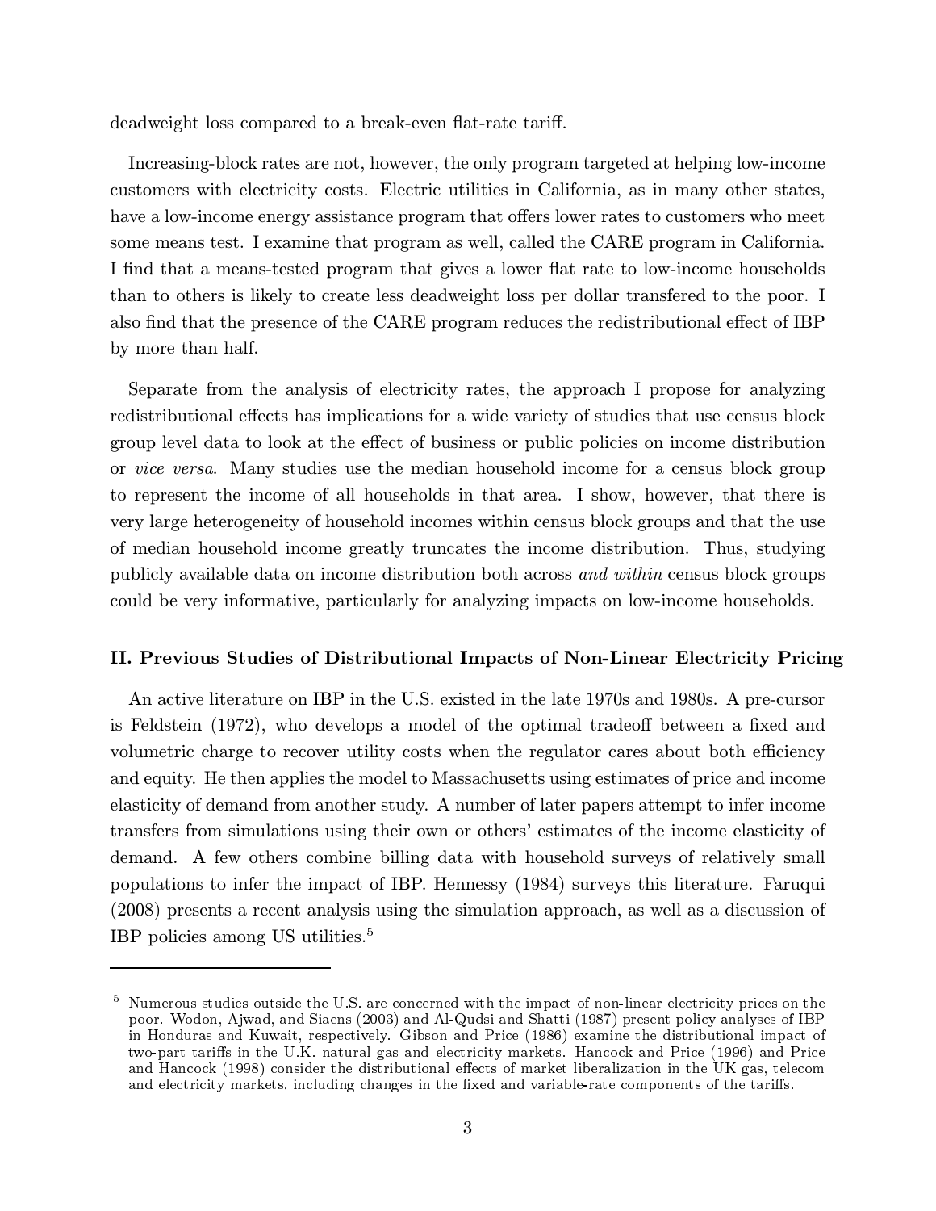deadweight loss compared to a break-even flat-rate tariff.

Increasing-block rates are not, however, the only program targeted at helping low-income customers with electricity costs. Electric utilities in California, as in many other states, have a low-income energy assistance program that offers lower rates to customers who meet some means test. I examine that program as well, called the CARE program in California. I find that a means-tested program that gives a lower flat rate to low-income households than to others is likely to create less deadweight loss per dollar transfered to the poor. I also find that the presence of the CARE program reduces the redistributional effect of IBP by more than half.

Separate from the analysis of electricity rates, the approach I propose for analyzing redistributional effects has implications for a wide variety of studies that use census block group level data to look at the effect of business or public policies on income distribution or *vice versa*. Many studies use the median household income for a census block group to represent the income of all households in that area. I show, however, that there is very large heterogeneity of household incomes within census block groups and that the use of median household income greatly truncates the income distribution. Thus, studying publicly available data on income distribution both across *and within* census block groups could be very informative, particularly for analyzing impacts on low-income households.

## II. Previous Studies of Distributional Impacts of Non-Linear Electricity Pricing

An active literature on IBP in the U.S. existed in the late 1970s and 1980s. A pre-cursor is Feldstein (1972), who develops a model of the optimal tradeoff between a fixed and volumetric charge to recover utility costs when the regulator cares about both efficiency and equity. He then applies the model to Massachusetts using estimates of price and income elasticity of demand from another study. A number of later papers attempt to infer income transfers from simulations using their own or others' estimates of the income elasticity of demand. A few others combine billing data with household surveys of relatively small populations to infer the impact of IBP. Hennessy (1984) surveys this literature. Faruqui (2008) presents a recent analysis using the simulation approach, as well as a discussion of IBP policies among US utilities.[5]

---

[5] Numerous studies outside the U.S. are concerned with the impact of non-linear electricity prices on the poor. Wodon, Ajwad, and Siaens (2003) and Al-Qudsi and Shatti (1987) present policy analyses of IBP in Honduras and Kuwait, respectively. Gibson and Price (1986) examine the distributional impact of two-part tariffs in the U.K. natural gas and electricity markets. Hancock and Price (1996) and Price and Hancock (1998) consider the distributional effects of market liberalization in the UK gas, telecom and electricity markets, including changes in the fixed and variable-rate components of the tariffs.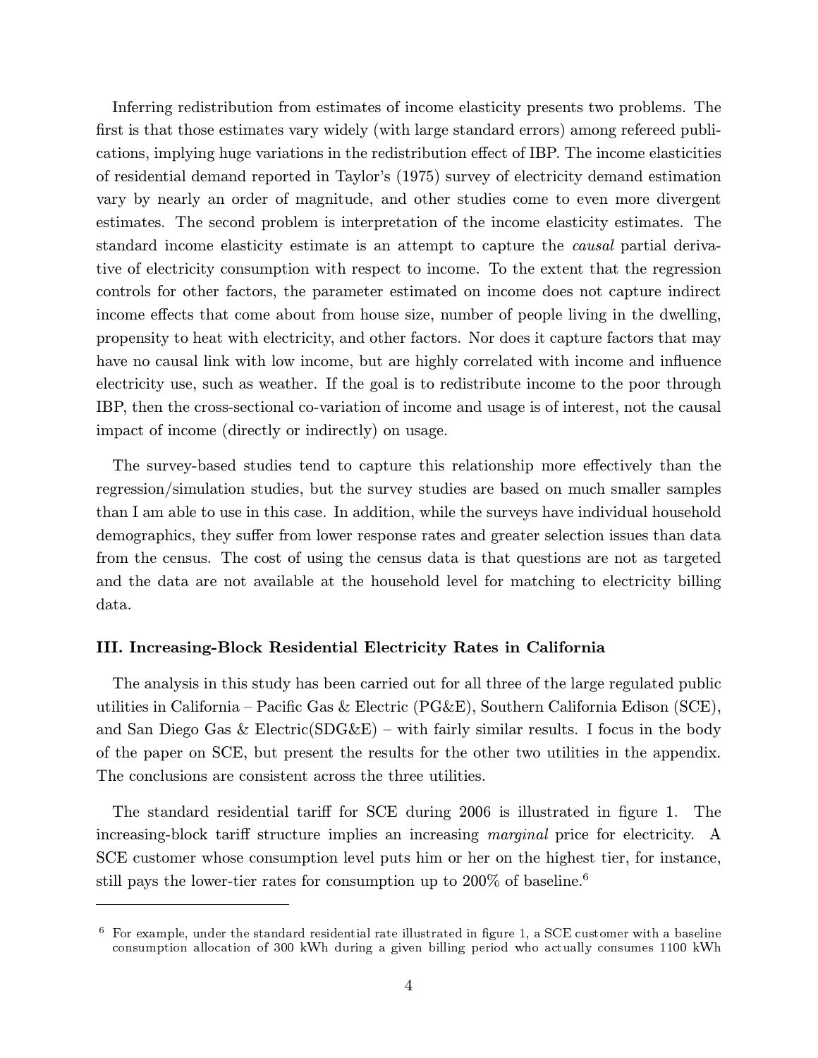Inferring redistribution from estimates of income elasticity presents two problems. The first is that those estimates vary widely (with large standard errors) among refereed publications, implying huge variations in the redistribution effect of IBP. The income elasticities of residential demand reported in Taylor's (1975) survey of electricity demand estimation vary by nearly an order of magnitude, and other studies come to even more divergent estimates. The second problem is interpretation of the income elasticity estimates. The standard income elasticity estimate is an attempt to capture the *causal* partial derivative of electricity consumption with respect to income. To the extent that the regression controls for other factors, the parameter estimated on income does not capture indirect income effects that come about from house size, number of people living in the dwelling, propensity to heat with electricity, and other factors. Nor does it capture factors that may have no causal link with low income, but are highly correlated with income and influence electricity use, such as weather. If the goal is to redistribute income to the poor through IBP, then the cross-sectional co-variation of income and usage is of interest, not the causal impact of income (directly or indirectly) on usage.

The survey-based studies tend to capture this relationship more effectively than the regression/simulation studies, but the survey studies are based on much smaller samples than I am able to use in this case. In addition, while the surveys have individual household demographics, they suffer from lower response rates and greater selection issues than data from the census. The cost of using the census data is that questions are not as targeted and the data are not available at the household level for matching to electricity billing data.

### III. Increasing-Block Residential Electricity Rates in California

The analysis in this study has been carried out for all three of the large regulated public utilities in California – Pacific Gas & Electric (PG&E), Southern California Edison (SCE), and San Diego Gas & Electric(SDG&E) – with fairly similar results. I focus in the body of the paper on SCE, but present the results for the other two utilities in the appendix. The conclusions are consistent across the three utilities.

The standard residential tariff for SCE during 2006 is illustrated in figure 1. The increasing-block tariff structure implies an increasing *marginal* price for electricity. A SCE customer whose consumption level puts him or her on the highest tier, for instance, still pays the lower-tier rates for consumption up to 200% of baseline.[6]

[6] For example, under the standard residential rate illustrated in figure 1, a SCE customer with a baseline consumption allocation of 300 kWh during a given billing period who actually consumes 1100 kWh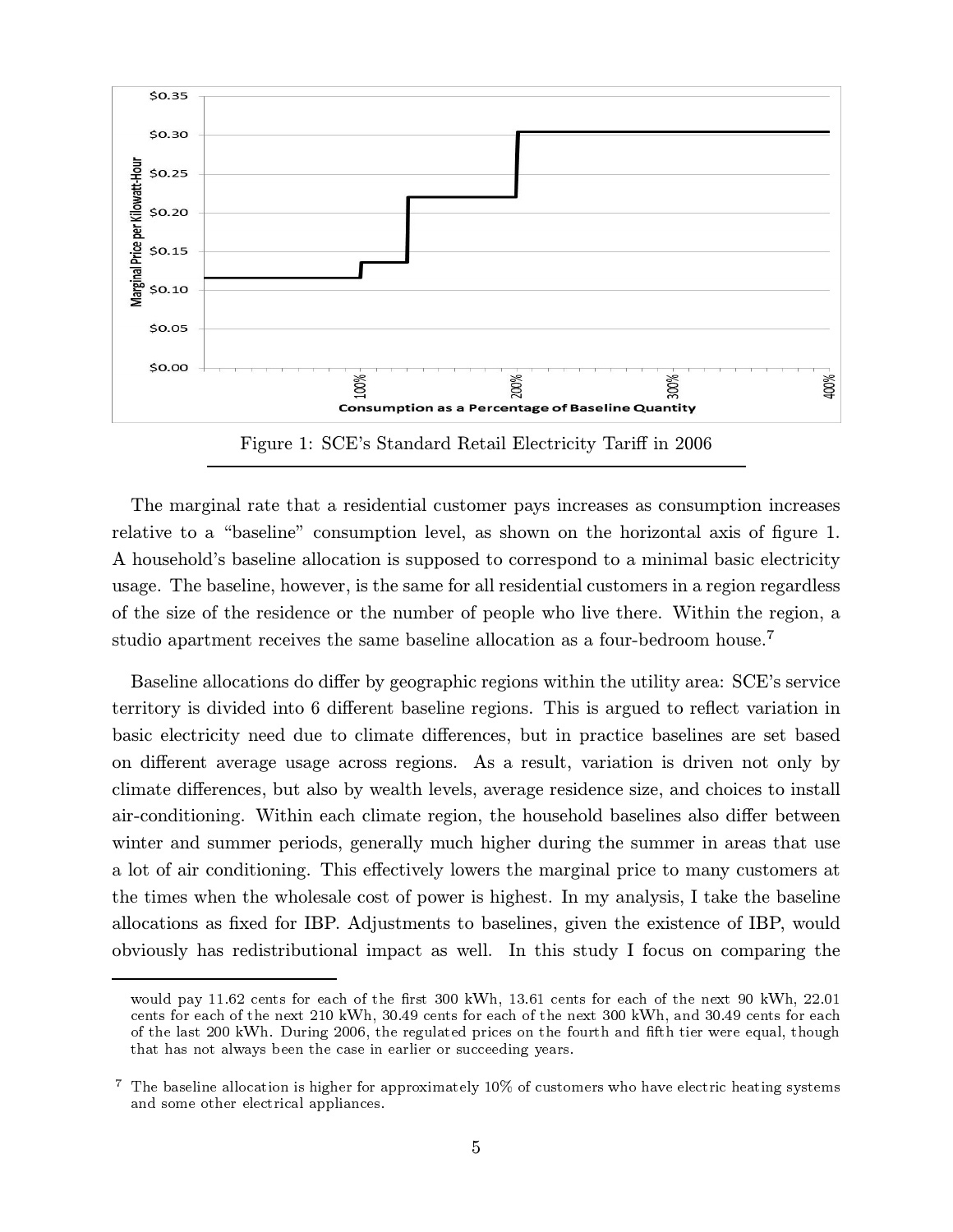Figure 1: SCE's Standard Retail Electricity Tariff in 2006

The marginal rate that a residential customer pays increases as consumption increases relative to a "baseline" consumption level, as shown on the horizontal axis of figure 1. A household's baseline allocation is supposed to correspond to a minimal basic electricity usage. The baseline, however, is the same for all residential customers in a region regardless of the size of the residence or the number of people who live there. Within the region, a studio apartment receives the same baseline allocation as a four-bedroom house.[7]

Baseline allocations do differ by geographic regions within the utility area: SCE's service territory is divided into 6 different baseline regions. This is argued to reflect variation in basic electricity need due to climate differences, but in practice baselines are set based on different average usage across regions. As a result, variation is driven not only by climate differences, but also by wealth levels, average residence size, and choices to install air-conditioning. Within each climate region, the household baselines also differ between winter and summer periods, generally much higher during the summer in areas that use a lot of air conditioning. This effectively lowers the marginal price to many customers at the times when the wholesale cost of power is highest. In my analysis, I take the baseline allocations as fixed for IBP. Adjustments to baselines, given the existence of IBP, would obviously has redistributional impact as well. In this study I focus on comparing the

---

would pay 11.62 cents for each of the first 300 kWh, 13.61 cents for each of the next 90 kWh, 22.01 cents for each of the next 210 kWh, 30.49 cents for each of the next 300 kWh, and 30.49 cents for each of the last 200 kWh. During 2006, the regulated prices on the fourth and fifth tier were equal, though that has not always been the case in earlier or succeeding years.

[7] The baseline allocation is higher for approximately 10% of customers who have electric heating systems and some other electrical appliances.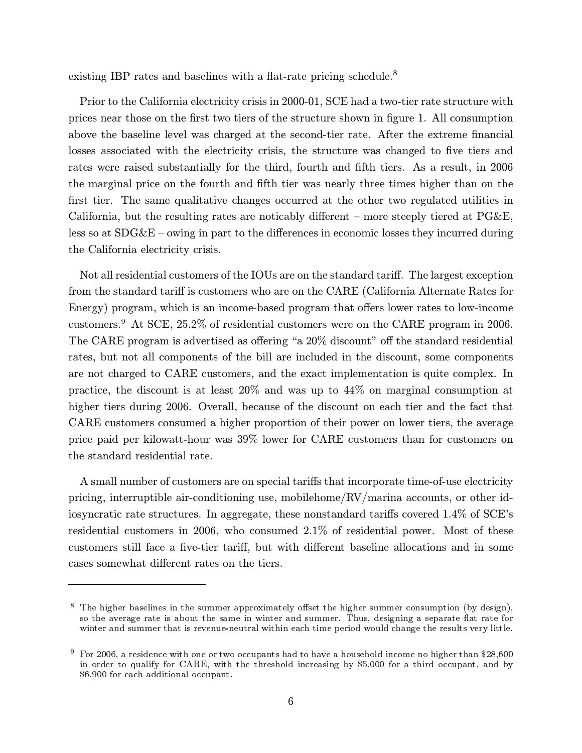existing IBP rates and baselines with a flat-rate pricing schedule.[8]

Prior to the California electricity crisis in 2000-01, SCE had a two-tier rate structure with prices near those on the first two tiers of the structure shown in figure 1. All consumption above the baseline level was charged at the second-tier rate. After the extreme financial losses associated with the electricity crisis, the structure was changed to five tiers and rates were raised substantially for the third, fourth and fifth tiers. As a result, in 2006 the marginal price on the fourth and fifth tier was nearly three times higher than on the first tier. The same qualitative changes occurred at the other two regulated utilities in California, but the resulting rates are noticably different – more steeply tiered at PG&E, less so at SDG&E – owing in part to the differences in economic losses they incurred during the California electricity crisis.

Not all residential customers of the IOUs are on the standard tariff. The largest exception from the standard tariff is customers who are on the CARE (California Alternate Rates for Energy) program, which is an income-based program that offers lower rates to low-income customers.[9] At SCE, 25.2% of residential customers were on the CARE program in 2006. The CARE program is advertised as offering "a 20% discount" off the standard residential rates, but not all components of the bill are included in the discount, some components are not charged to CARE customers, and the exact implementation is quite complex. In practice, the discount is at least 20% and was up to 44% on marginal consumption at higher tiers during 2006. Overall, because of the discount on each tier and the fact that CARE customers consumed a higher proportion of their power on lower tiers, the average price paid per kilowatt-hour was 39% lower for CARE customers than for customers on the standard residential rate.

A small number of customers are on special tariffs that incorporate time-of-use electricity pricing, interruptible air-conditioning use, mobilehome/RV/marina accounts, or other idiosyncratic rate structures. In aggregate, these nonstandard tariffs covered 1.4% of SCE's residential customers in 2006, who consumed 2.1% of residential power. Most of these customers still face a five-tier tariff, but with different baseline allocations and in some cases somewhat different rates on the tiers.

---

[8] The higher baselines in the summer approximately offset the higher summer consumption (by design), so the average rate is about the same in winter and summer. Thus, designing a separate flat rate for winter and summer that is revenue-neutral within each time period would change the results very little.

[9] For 2006, a residence with one or two occupants had to have a household income no higher than $28,600 in order to qualify for CARE, with the threshold increasing by $5,000 for a third occupant, and by $6,900 for each additional occupant.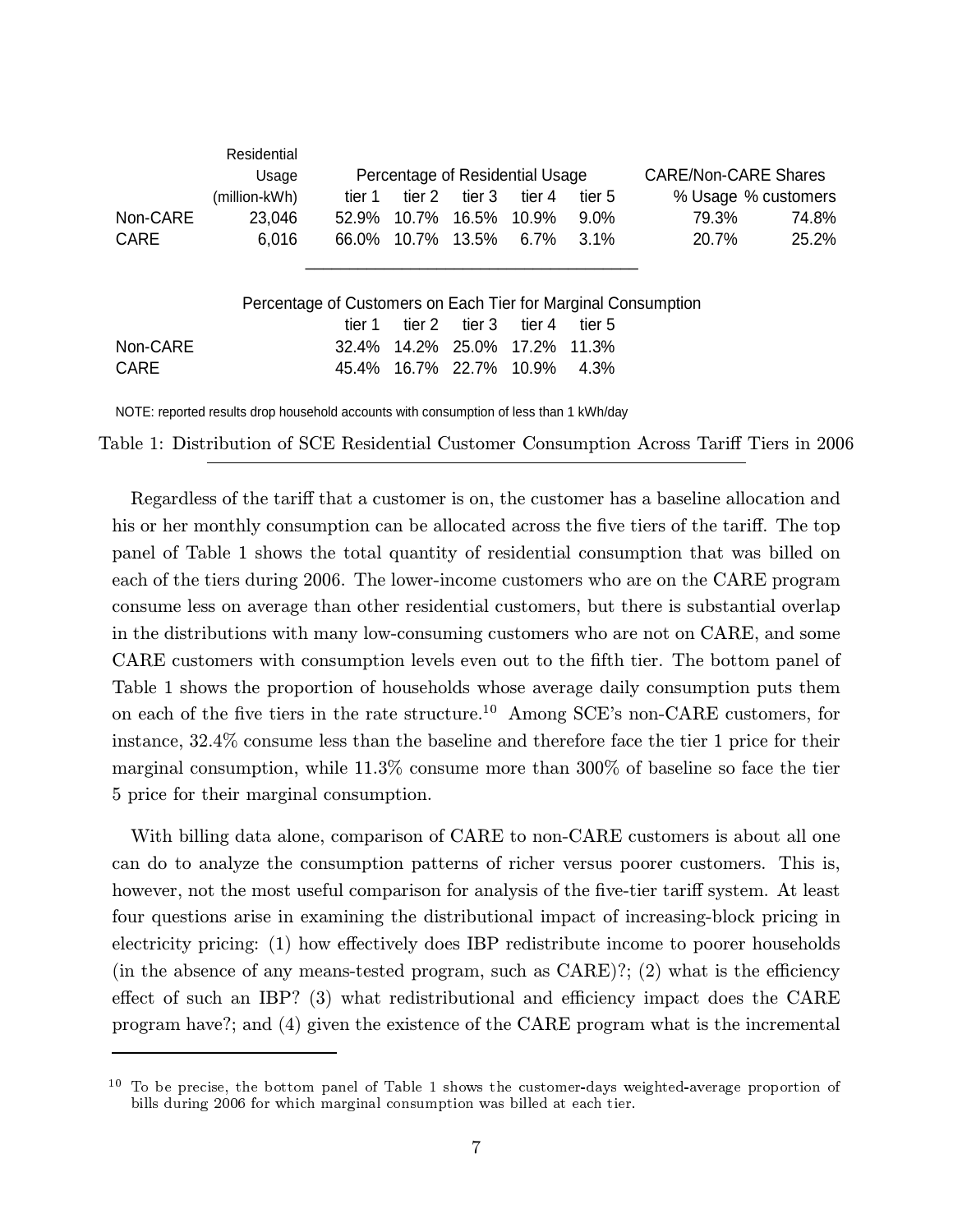| | Residential Usage (million-kWh) | Percentage of Residential Usage | | | | | CARE/Non-CARE Shares | |
|---|---|---|---|---|---|---|---|---|
| | | tier 1 | tier 2 | tier 3 | tier 4 | tier 5 | % Usage | % customers |
| Non-CARE | 23,046 | 52.9% | 10.7% | 16.5% | 10.9% | 9.0% | 79.3% | 74.8% |
| CARE | 6,016 | 66.0% | 10.7% | 13.5% | 6.7% | 3.1% | 20.7% | 25.2% |

| | Percentage of Customers on Each Tier for Marginal Consumption | | | | |
|---|---|---|---|---|---|
| | tier 1 | tier 2 | tier 3 | tier 4 | tier 5 |
| Non-CARE | 32.4% | 14.2% | 25.0% | 17.2% | 11.3% |
| CARE | 45.4% | 16.7% | 22.7% | 10.9% | 4.3% |

NOTE: reported results drop household accounts with consumption of less than 1 kWh/day

Table 1: Distribution of SCE Residential Customer Consumption Across Tariff Tiers in 2006

Regardless of the tariff that a customer is on, the customer has a baseline allocation and his or her monthly consumption can be allocated across the five tiers of the tariff. The top panel of Table 1 shows the total quantity of residential consumption that was billed on each of the tiers during 2006. The lower-income customers who are on the CARE program consume less on average than other residential customers, but there is substantial overlap in the distributions with many low-consuming customers who are not on CARE, and some CARE customers with consumption levels even out to the fifth tier. The bottom panel of Table 1 shows the proportion of households whose average daily consumption puts them on each of the five tiers in the rate structure.[10] Among SCE's non-CARE customers, for instance, 32.4% consume less than the baseline and therefore face the tier 1 price for their marginal consumption, while 11.3% consume more than 300% of baseline so face the tier 5 price for their marginal consumption.

With billing data alone, comparison of CARE to non-CARE customers is about all one can do to analyze the consumption patterns of richer versus poorer customers. This is, however, not the most useful comparison for analysis of the five-tier tariff system. At least four questions arise in examining the distributional impact of increasing-block pricing in electricity pricing: (1) how effectively does IBP redistribute income to poorer households (in the absence of any means-tested program, such as CARE)?; (2) what is the efficiency effect of such an IBP? (3) what redistributional and efficiency impact does the CARE program have?; and (4) given the existence of the CARE program what is the incremental

[10] To be precise, the bottom panel of Table 1 shows the customer-days weighted-average proportion of bills during 2006 for which marginal consumption was billed at each tier.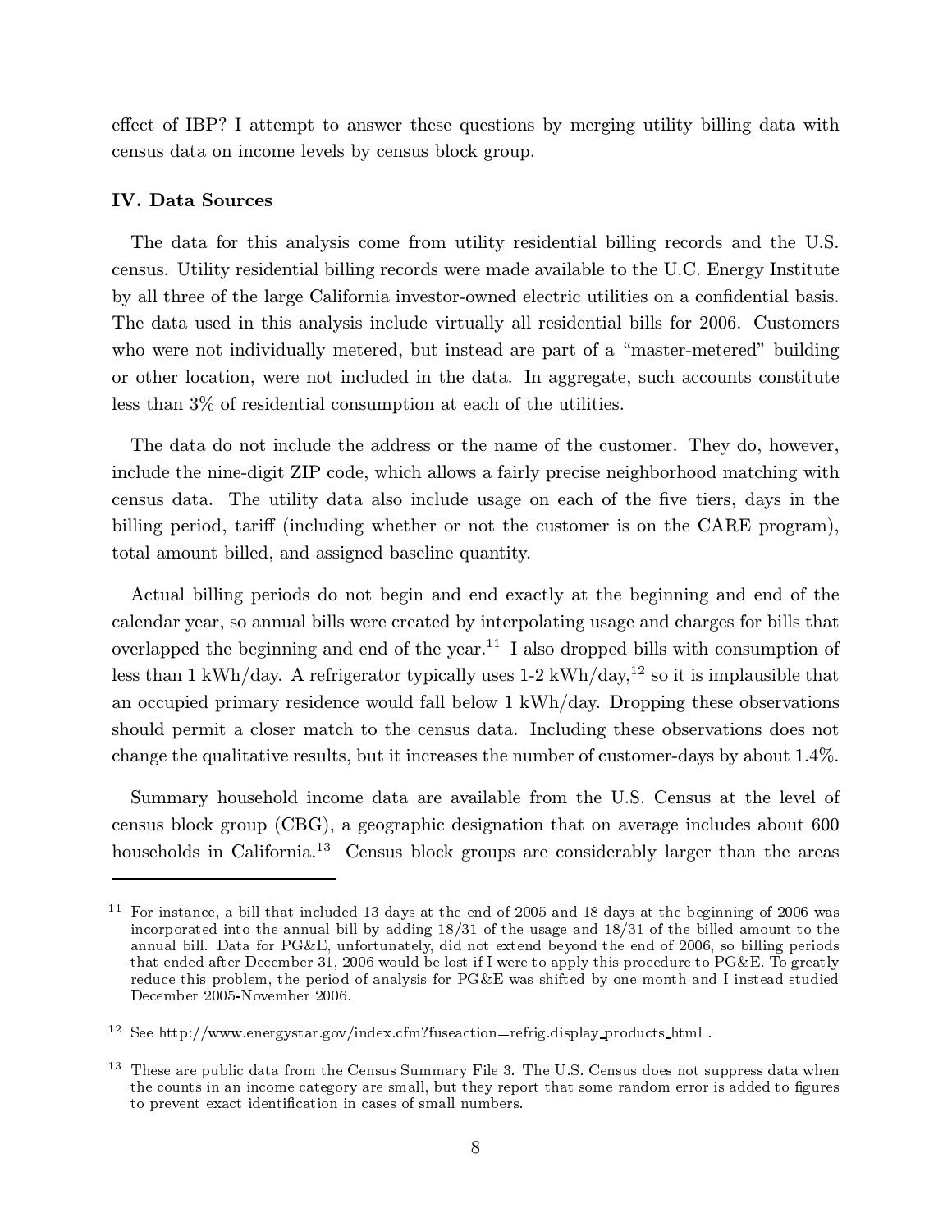effect of IBP? I attempt to answer these questions by merging utility billing data with census data on income levels by census block group.

### IV. Data Sources

The data for this analysis come from utility residential billing records and the U.S. census. Utility residential billing records were made available to the U.C. Energy Institute by all three of the large California investor-owned electric utilities on a confidential basis. The data used in this analysis include virtually all residential bills for 2006. Customers who were not individually metered, but instead are part of a "master-metered" building or other location, were not included in the data. In aggregate, such accounts constitute less than 3% of residential consumption at each of the utilities.

The data do not include the address or the name of the customer. They do, however, include the nine-digit ZIP code, which allows a fairly precise neighborhood matching with census data. The utility data also include usage on each of the five tiers, days in the billing period, tariff (including whether or not the customer is on the CARE program), total amount billed, and assigned baseline quantity.

Actual billing periods do not begin and end exactly at the beginning and end of the calendar year, so annual bills were created by interpolating usage and charges for bills that overlapped the beginning and end of the year.[11] I also dropped bills with consumption of less than 1 kWh/day. A refrigerator typically uses 1-2 kWh/day,[12] so it is implausible that an occupied primary residence would fall below 1 kWh/day. Dropping these observations should permit a closer match to the census data. Including these observations does not change the qualitative results, but it increases the number of customer-days by about 1.4%.

Summary household income data are available from the U.S. Census at the level of census block group (CBG), a geographic designation that on average includes about 600 households in California.[13] Census block groups are considerably larger than the areas

---

[11] For instance, a bill that included 13 days at the end of 2005 and 18 days at the beginning of 2006 was incorporated into the annual bill by adding 18/31 of the usage and 18/31 of the billed amount to the annual bill. Data for PG&E, unfortunately, did not extend beyond the end of 2006, so billing periods that ended after December 31, 2006 would be lost if I were to apply this procedure to PG&E. To greatly reduce this problem, the period of analysis for PG&E was shifted by one month and I instead studied December 2005-November 2006.

[12] See http://www.energystar.gov/index.cfm?fuseaction=refrig.display_products_html .

[13] These are public data from the Census Summary File 3. The U.S. Census does not suppress data when the counts in an income category are small, but they report that some random error is added to figures to prevent exact identification in cases of small numbers.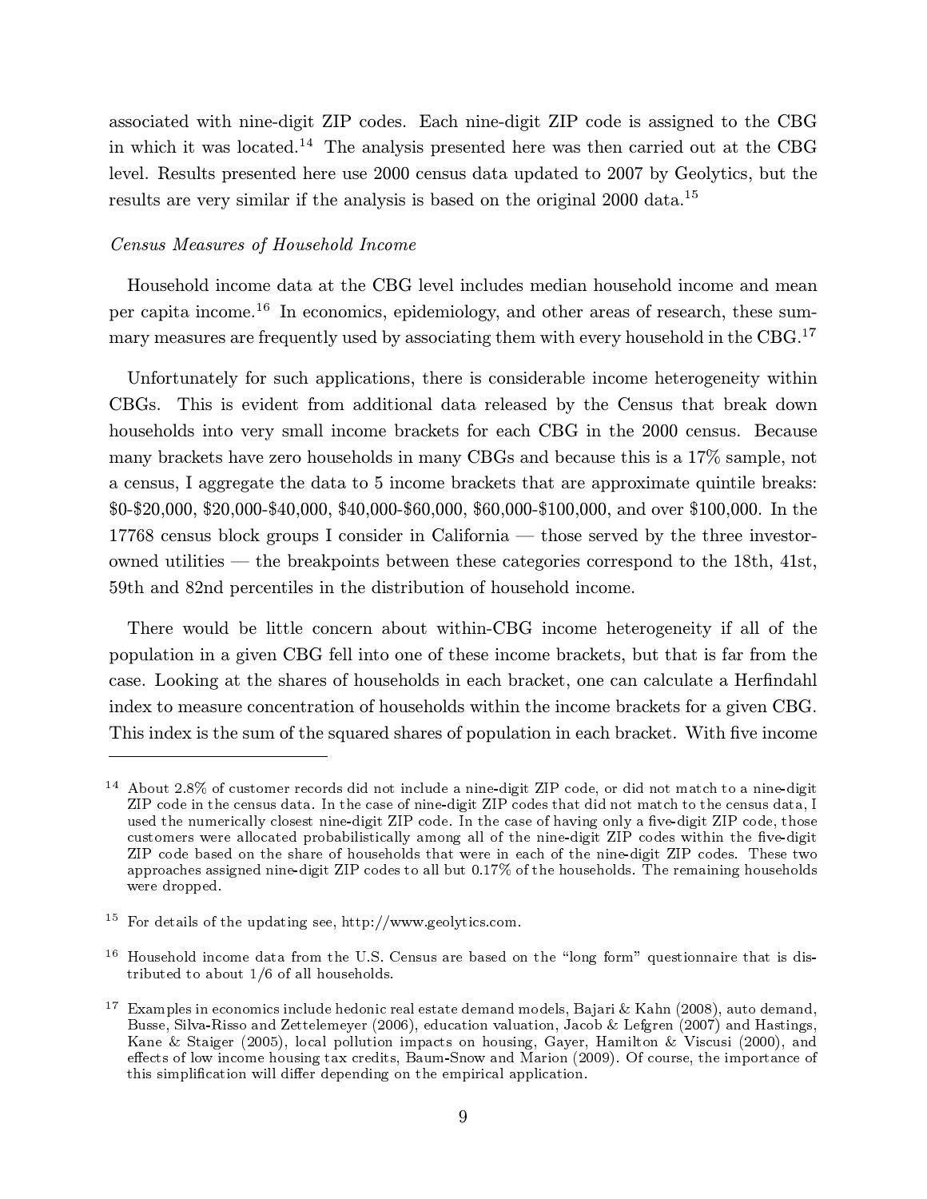associated with nine-digit ZIP codes. Each nine-digit ZIP code is assigned to the CBG in which it was located.[14] The analysis presented here was then carried out at the CBG level. Results presented here use 2000 census data updated to 2007 by Geolytics, but the results are very similar if the analysis is based on the original 2000 data.[15]

*Census Measures of Household Income*

Household income data at the CBG level includes median household income and mean per capita income.[16] In economics, epidemiology, and other areas of research, these summary measures are frequently used by associating them with every household in the CBG.[17]

Unfortunately for such applications, there is considerable income heterogeneity within CBGs. This is evident from additional data released by the Census that break down households into very small income brackets for each CBG in the 2000 census. Because many brackets have zero households in many CBGs and because this is a 17% sample, not a census, I aggregate the data to 5 income brackets that are approximate quintile breaks: $0-$20,000, $20,000-$40,000, $40,000-$60,000, $60,000-$100,000, and over $100,000. In the 17768 census block groups I consider in California — those served by the three investor-owned utilities — the breakpoints between these categories correspond to the 18th, 41st, 59th and 82nd percentiles in the distribution of household income.

There would be little concern about within-CBG income heterogeneity if all of the population in a given CBG fell into one of these income brackets, but that is far from the case. Looking at the shares of households in each bracket, one can calculate a Herfindahl index to measure concentration of households within the income brackets for a given CBG. This index is the sum of the squared shares of population in each bracket. With five income

---

[14] About 2.8% of customer records did not include a nine-digit ZIP code, or did not match to a nine-digit ZIP code in the census data. In the case of nine-digit ZIP codes that did not match to the census data, I used the numerically closest nine-digit ZIP code. In the case of having only a five-digit ZIP code, those customers were allocated probabilistically among all of the nine-digit ZIP codes within the five-digit ZIP code based on the share of households that were in each of the nine-digit ZIP codes. These two approaches assigned nine-digit ZIP codes to all but 0.17% of the households. The remaining households were dropped.

[15] For details of the updating see, http://www.geolytics.com.

[16] Household income data from the U.S. Census are based on the "long form" questionnaire that is distributed to about 1/6 of all households.

[17] Examples in economics include hedonic real estate demand models, Bajari & Kahn (2008), auto demand, Busse, Silva-Risso and Zettelemeyer (2006), education valuation, Jacob & Lefgren (2007) and Hastings, Kane & Staiger (2005), local pollution impacts on housing, Gayer, Hamilton & Viscusi (2000), and effects of low income housing tax credits, Baum-Snow and Marion (2009). Of course, the importance of this simplification will differ depending on the empirical application.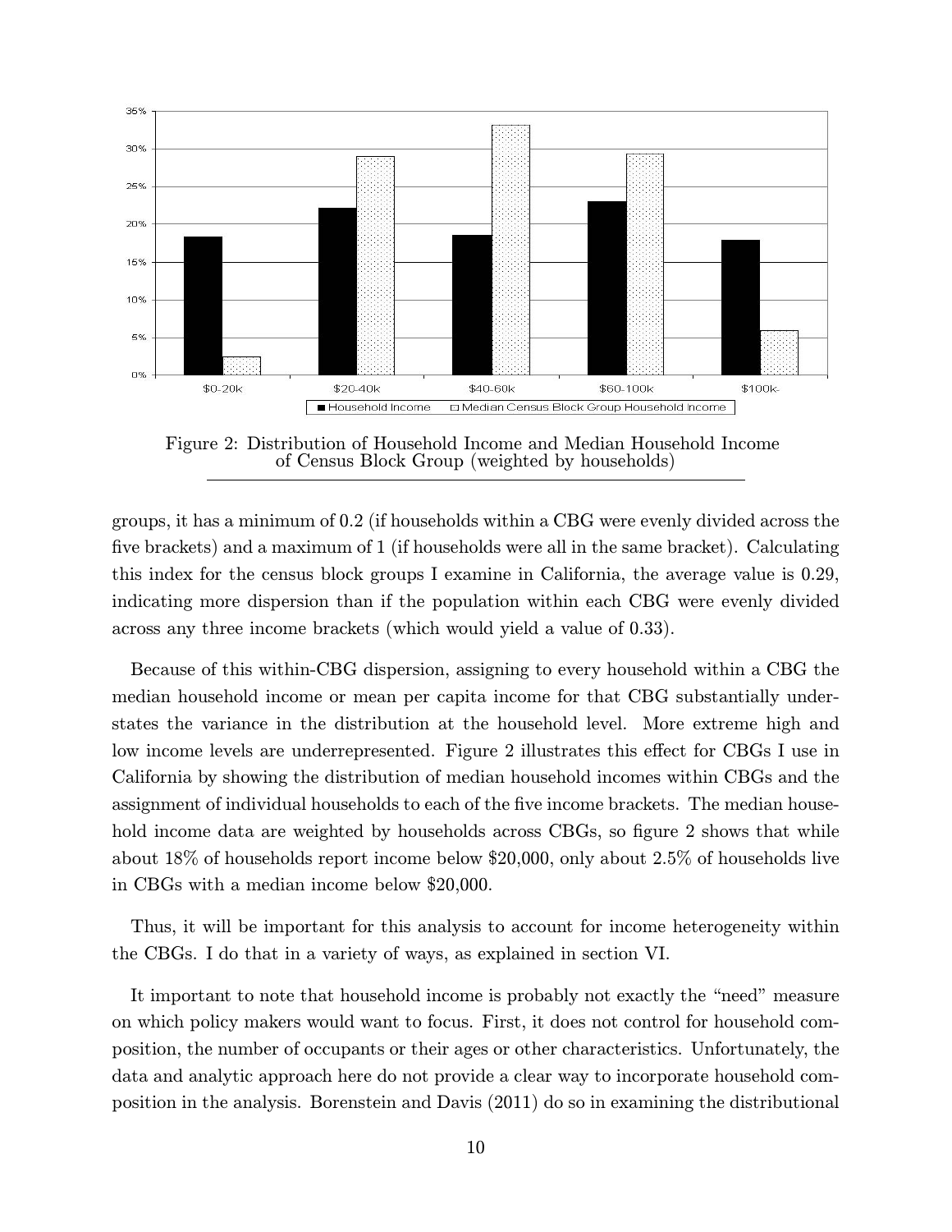Figure 2: Distribution of Household Income and Median Household Income of Census Block Group (weighted by households)

groups, it has a minimum of 0.2 (if households within a CBG were evenly divided across the five brackets) and a maximum of 1 (if households were all in the same bracket). Calculating this index for the census block groups I examine in California, the average value is 0.29, indicating more dispersion than if the population within each CBG were evenly divided across any three income brackets (which would yield a value of 0.33).

Because of this within-CBG dispersion, assigning to every household within a CBG the median household income or mean per capita income for that CBG substantially understates the variance in the distribution at the household level. More extreme high and low income levels are underrepresented. Figure 2 illustrates this effect for CBGs I use in California by showing the distribution of median household incomes within CBGs and the assignment of individual households to each of the five income brackets. The median household income data are weighted by households across CBGs, so figure 2 shows that while about 18% of households report income below \$20,000, only about 2.5% of households live in CBGs with a median income below \$20,000.

Thus, it will be important for this analysis to account for income heterogeneity within the CBGs. I do that in a variety of ways, as explained in section VI.

It important to note that household income is probably not exactly the "need" measure on which policy makers would want to focus. First, it does not control for household composition, the number of occupants or their ages or other characteristics. Unfortunately, the data and analytic approach here do not provide a clear way to incorporate household composition in the analysis. Borenstein and Davis (2011) do so in examining the distributional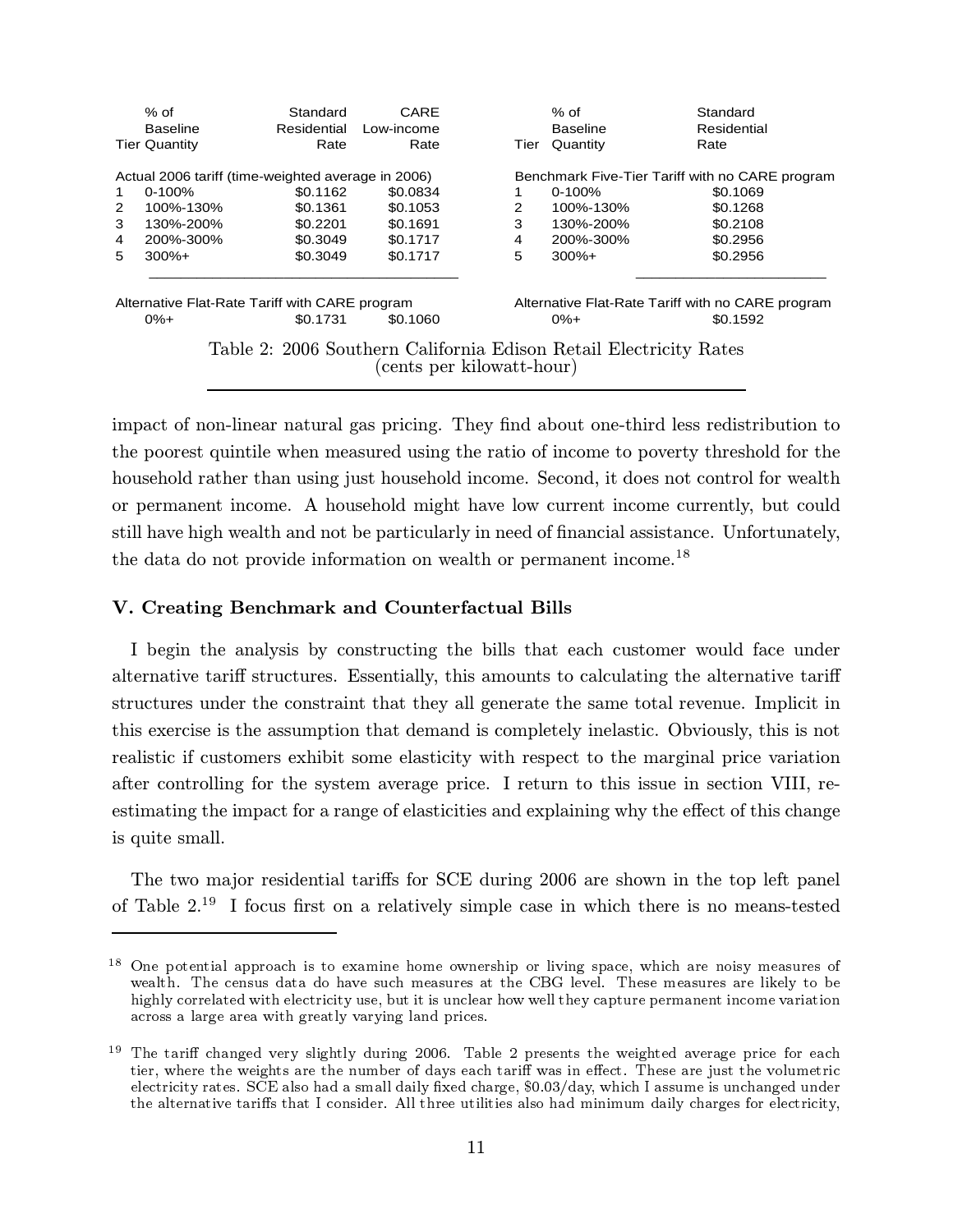| Tier | % of Baseline Quantity | Standard Residential Rate | CARE Low-income Rate | Tier | % of Baseline Quantity | Standard Residential Rate |
|---|---|---|---|---|---|---|
| Actual 2006 tariff (time-weighted average in 2006) | | | | Benchmark Five-Tier Tariff with no CARE program | | |
| 1 | 0-100% | $0.1162 | $0.0834 | 1 | 0-100% | $0.1069 |
| 2 | 100%-130% | $0.1361 | $0.1053 | 2 | 100%-130% | $0.1268 |
| 3 | 130%-200% | $0.2201 | $0.1691 | 3 | 130%-200% | $0.2108 |
| 4 | 200%-300% | $0.3049 | $0.1717 | 4 | 200%-300% | $0.2956 |
| 5 | 300%+ | $0.3049 | $0.1717 | 5 | 300%+ | $0.2956 |
| Alternative Flat-Rate Tariff with CARE program | | | | Alternative Flat-Rate Tariff with no CARE program | | |
| | 0%+ | $0.1731 | $0.1060 | | 0%+ | $0.1592 |

Table 2: 2006 Southern California Edison Retail Electricity Rates (cents per kilowatt-hour)

impact of non-linear natural gas pricing. They find about one-third less redistribution to the poorest quintile when measured using the ratio of income to poverty threshold for the household rather than using just household income. Second, it does not control for wealth or permanent income. A household might have low current income currently, but could still have high wealth and not be particularly in need of financial assistance. Unfortunately, the data do not provide information on wealth or permanent income.[18]

## V. Creating Benchmark and Counterfactual Bills

I begin the analysis by constructing the bills that each customer would face under alternative tariff structures. Essentially, this amounts to calculating the alternative tariff structures under the constraint that they all generate the same total revenue. Implicit in this exercise is the assumption that demand is completely inelastic. Obviously, this is not realistic if customers exhibit some elasticity with respect to the marginal price variation after controlling for the system average price. I return to this issue in section VIII, re-estimating the impact for a range of elasticities and explaining why the effect of this change is quite small.

The two major residential tariffs for SCE during 2006 are shown in the top left panel of Table 2.[19] I focus first on a relatively simple case in which there is no means-tested

[18] One potential approach is to examine home ownership or living space, which are noisy measures of wealth. The census data do have such measures at the CBG level. These measures are likely to be highly correlated with electricity use, but it is unclear how well they capture permanent income variation across a large area with greatly varying land prices.

[19] The tariff changed very slightly during 2006. Table 2 presents the weighted average price for each tier, where the weights are the number of days each tariff was in effect. These are just the volumetric electricity rates. SCE also had a small daily fixed charge, $0.03/day, which I assume is unchanged under the alternative tariffs that I consider. All three utilities also had minimum daily charges for electricity,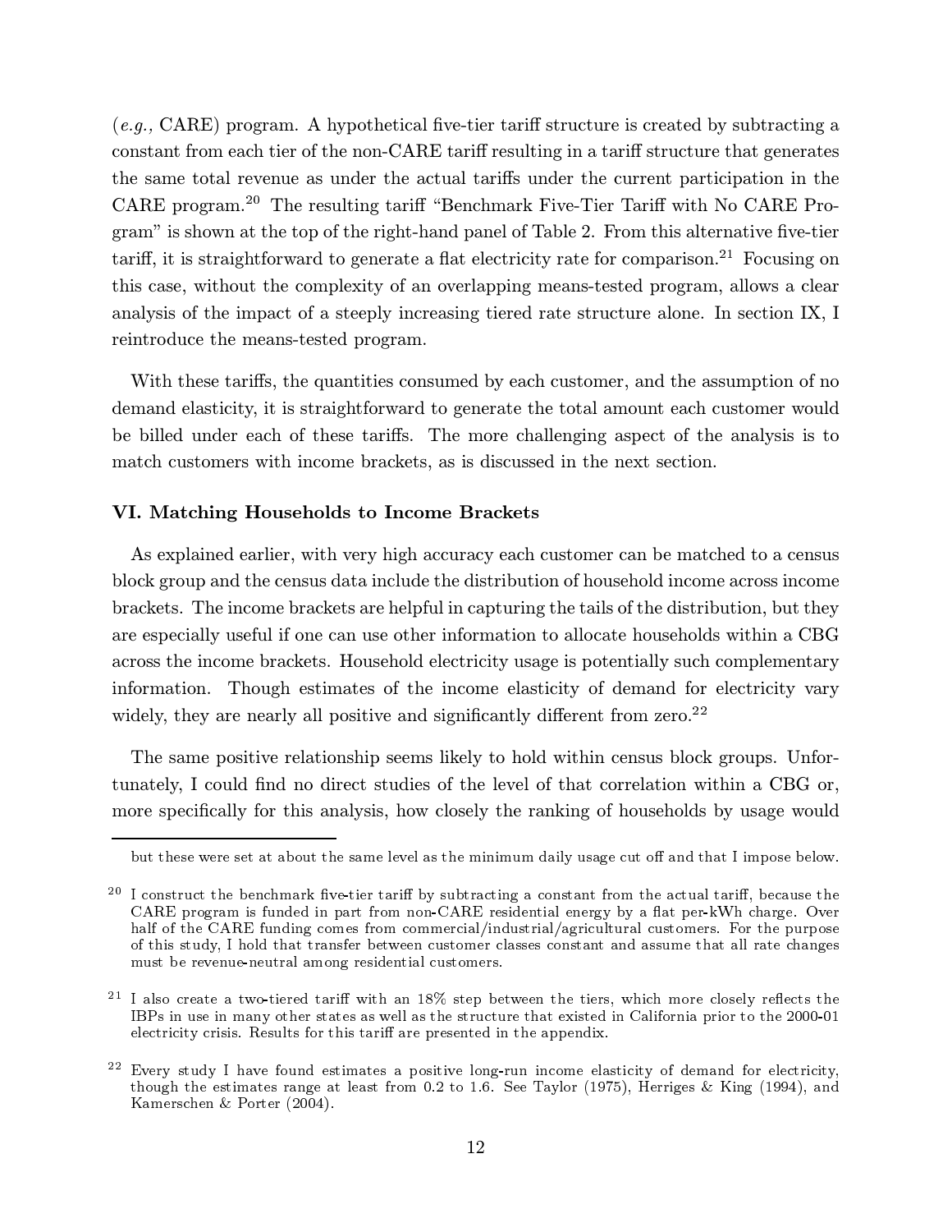(*e.g.,* CARE) program. A hypothetical five-tier tariff structure is created by subtracting a constant from each tier of the non-CARE tariff resulting in a tariff structure that generates the same total revenue as under the actual tariffs under the current participation in the CARE program.[20] The resulting tariff "Benchmark Five-Tier Tariff with No CARE Program" is shown at the top of the right-hand panel of Table 2. From this alternative five-tier tariff, it is straightforward to generate a flat electricity rate for comparison.[21] Focusing on this case, without the complexity of an overlapping means-tested program, allows a clear analysis of the impact of a steeply increasing tiered rate structure alone. In section IX, I reintroduce the means-tested program.

With these tariffs, the quantities consumed by each customer, and the assumption of no demand elasticity, it is straightforward to generate the total amount each customer would be billed under each of these tariffs. The more challenging aspect of the analysis is to match customers with income brackets, as is discussed in the next section.

### VI. Matching Households to Income Brackets

As explained earlier, with very high accuracy each customer can be matched to a census block group and the census data include the distribution of household income across income brackets. The income brackets are helpful in capturing the tails of the distribution, but they are especially useful if one can use other information to allocate households within a CBG across the income brackets. Household electricity usage is potentially such complementary information. Though estimates of the income elasticity of demand for electricity vary widely, they are nearly all positive and significantly different from zero.[22]

The same positive relationship seems likely to hold within census block groups. Unfortunately, I could find no direct studies of the level of that correlation within a CBG or, more specifically for this analysis, how closely the ranking of households by usage would

---

but these were set at about the same level as the minimum daily usage cut off and that I impose below.

[20] I construct the benchmark five-tier tariff by subtracting a constant from the actual tariff, because the CARE program is funded in part from non-CARE residential energy by a flat per-kWh charge. Over half of the CARE funding comes from commercial/industrial/agricultural customers. For the purpose of this study, I hold that transfer between customer classes constant and assume that all rate changes must be revenue-neutral among residential customers.

[21] I also create a two-tiered tariff with an 18% step between the tiers, which more closely reflects the IBPs in use in many other states as well as the structure that existed in California prior to the 2000-01 electricity crisis. Results for this tariff are presented in the appendix.

[22] Every study I have found estimates a positive long-run income elasticity of demand for electricity, though the estimates range at least from 0.2 to 1.6. See Taylor (1975), Herriges & King (1994), and Kamerschen & Porter (2004).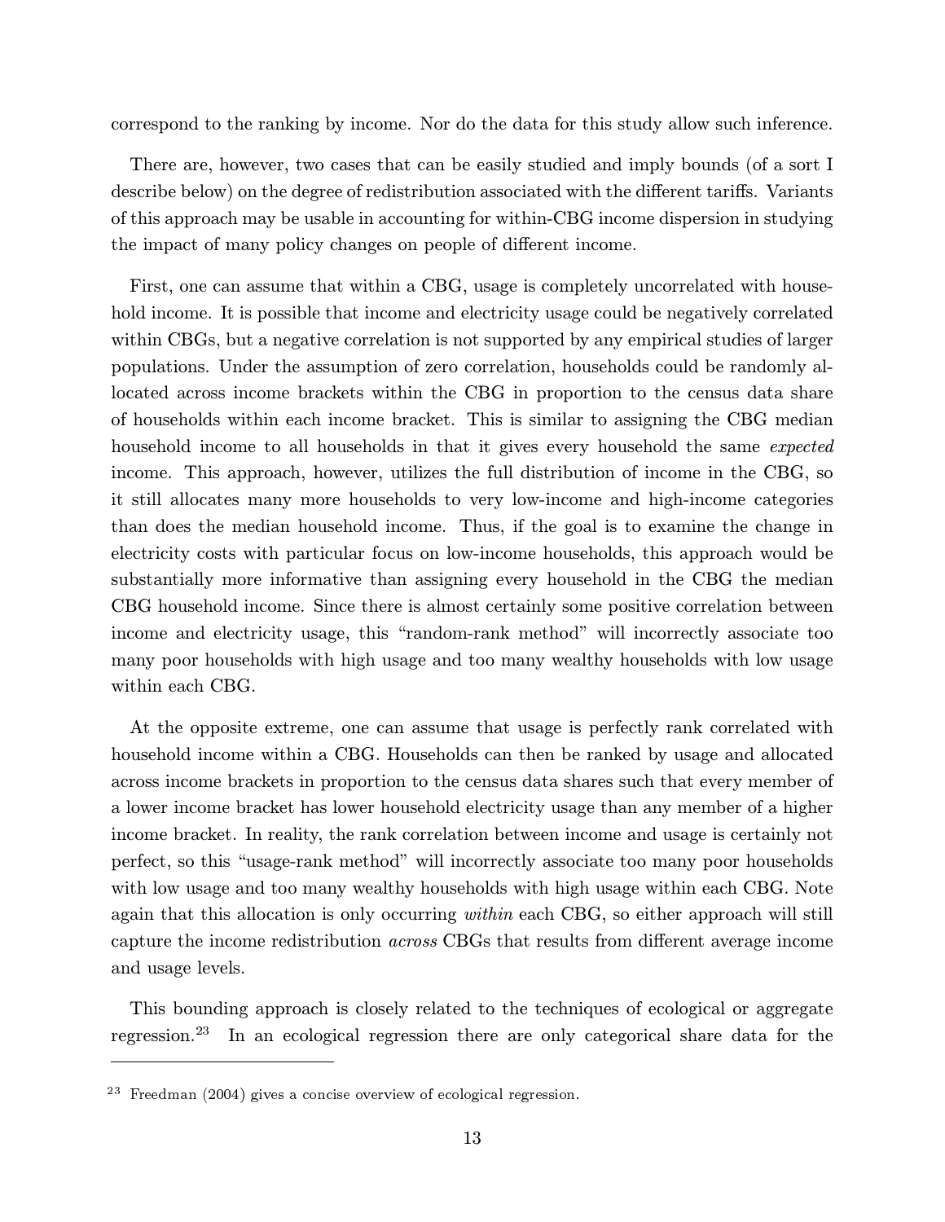correspond to the ranking by income. Nor do the data for this study allow such inference.

There are, however, two cases that can be easily studied and imply bounds (of a sort I describe below) on the degree of redistribution associated with the different tariffs. Variants of this approach may be usable in accounting for within-CBG income dispersion in studying the impact of many policy changes on people of different income.

First, one can assume that within a CBG, usage is completely uncorrelated with household income. It is possible that income and electricity usage could be negatively correlated within CBGs, but a negative correlation is not supported by any empirical studies of larger populations. Under the assumption of zero correlation, households could be randomly allocated across income brackets within the CBG in proportion to the census data share of households within each income bracket. This is similar to assigning the CBG median household income to all households in that it gives every household the same *expected* income. This approach, however, utilizes the full distribution of income in the CBG, so it still allocates many more households to very low-income and high-income categories than does the median household income. Thus, if the goal is to examine the change in electricity costs with particular focus on low-income households, this approach would be substantially more informative than assigning every household in the CBG the median CBG household income. Since there is almost certainly some positive correlation between income and electricity usage, this "random-rank method" will incorrectly associate too many poor households with high usage and too many wealthy households with low usage within each CBG.

At the opposite extreme, one can assume that usage is perfectly rank correlated with household income within a CBG. Households can then be ranked by usage and allocated across income brackets in proportion to the census data shares such that every member of a lower income bracket has lower household electricity usage than any member of a higher income bracket. In reality, the rank correlation between income and usage is certainly not perfect, so this "usage-rank method" will incorrectly associate too many poor households with low usage and too many wealthy households with high usage within each CBG. Note again that this allocation is only occurring *within* each CBG, so either approach will still capture the income redistribution *across* CBGs that results from different average income and usage levels.

This bounding approach is closely related to the techniques of ecological or aggregate regression.[23] In an ecological regression there are only categorical share data for the

[23] Freedman (2004) gives a concise overview of ecological regression.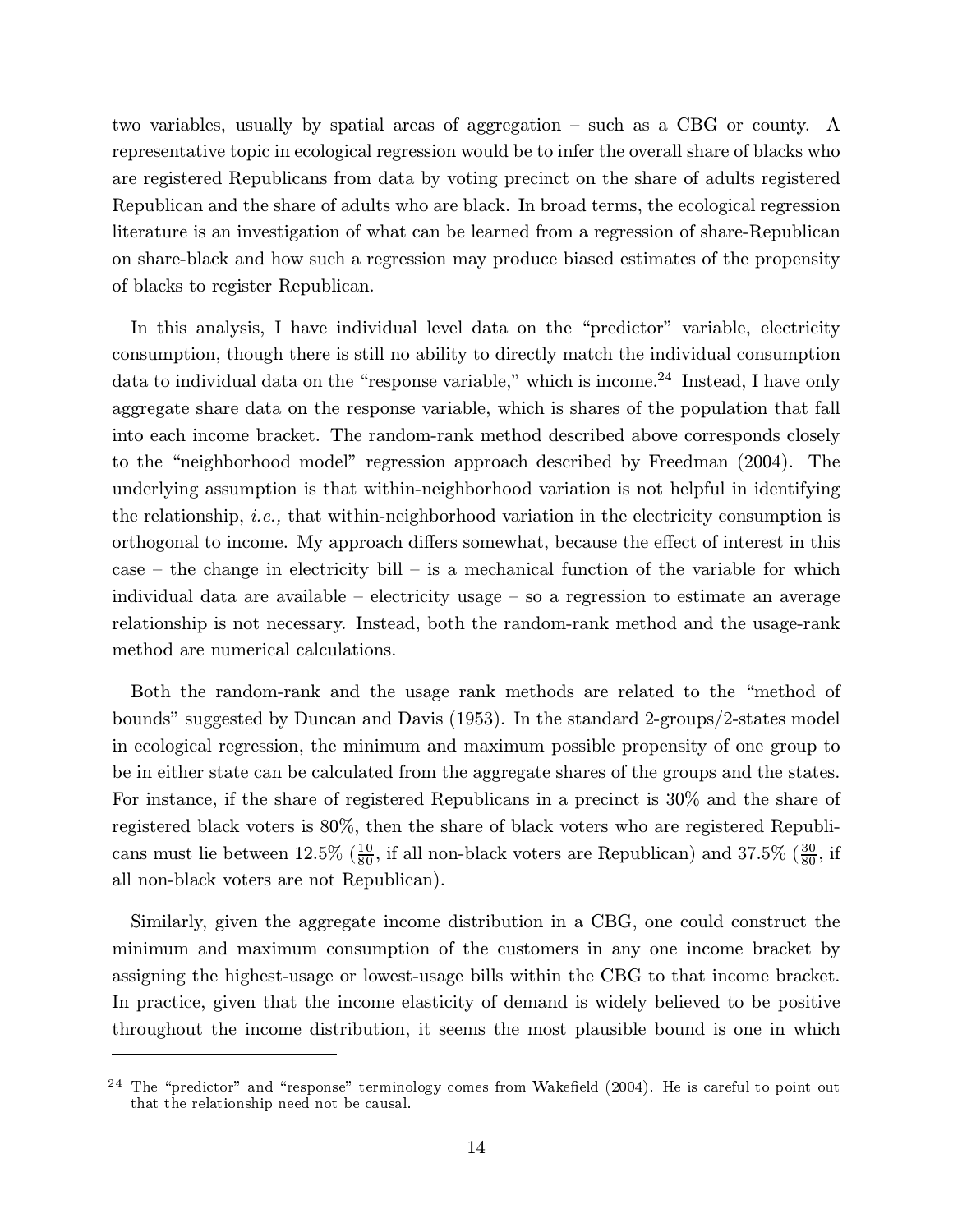two variables, usually by spatial areas of aggregation – such as a CBG or county. A representative topic in ecological regression would be to infer the overall share of blacks who are registered Republicans from data by voting precinct on the share of adults registered Republican and the share of adults who are black. In broad terms, the ecological regression literature is an investigation of what can be learned from a regression of share-Republican on share-black and how such a regression may produce biased estimates of the propensity of blacks to register Republican.

In this analysis, I have individual level data on the "predictor" variable, electricity consumption, though there is still no ability to directly match the individual consumption data to individual data on the "response variable," which is income.[24] Instead, I have only aggregate share data on the response variable, which is shares of the population that fall into each income bracket. The random-rank method described above corresponds closely to the "neighborhood model" regression approach described by Freedman (2004). The underlying assumption is that within-neighborhood variation is not helpful in identifying the relationship, *i.e.,* that within-neighborhood variation in the electricity consumption is orthogonal to income. My approach differs somewhat, because the effect of interest in this case – the change in electricity bill – is a mechanical function of the variable for which individual data are available – electricity usage – so a regression to estimate an average relationship is not necessary. Instead, both the random-rank method and the usage-rank method are numerical calculations.

Both the random-rank and the usage rank methods are related to the "method of bounds" suggested by Duncan and Davis (1953). In the standard 2-groups/2-states model in ecological regression, the minimum and maximum possible propensity of one group to be in either state can be calculated from the aggregate shares of the groups and the states. For instance, if the share of registered Republicans in a precinct is 30% and the share of registered black voters is 80%, then the share of black voters who are registered Republicans must lie between 12.5% ($\frac{10}{80}$, if all non-black voters are Republican) and 37.5% ($\frac{30}{80}$, if all non-black voters are not Republican).

Similarly, given the aggregate income distribution in a CBG, one could construct the minimum and maximum consumption of the customers in any one income bracket by assigning the highest-usage or lowest-usage bills within the CBG to that income bracket. In practice, given that the income elasticity of demand is widely believed to be positive throughout the income distribution, it seems the most plausible bound is one in which

---

[24] The "predictor" and "response" terminology comes from Wakefield (2004). He is careful to point out that the relationship need not be causal.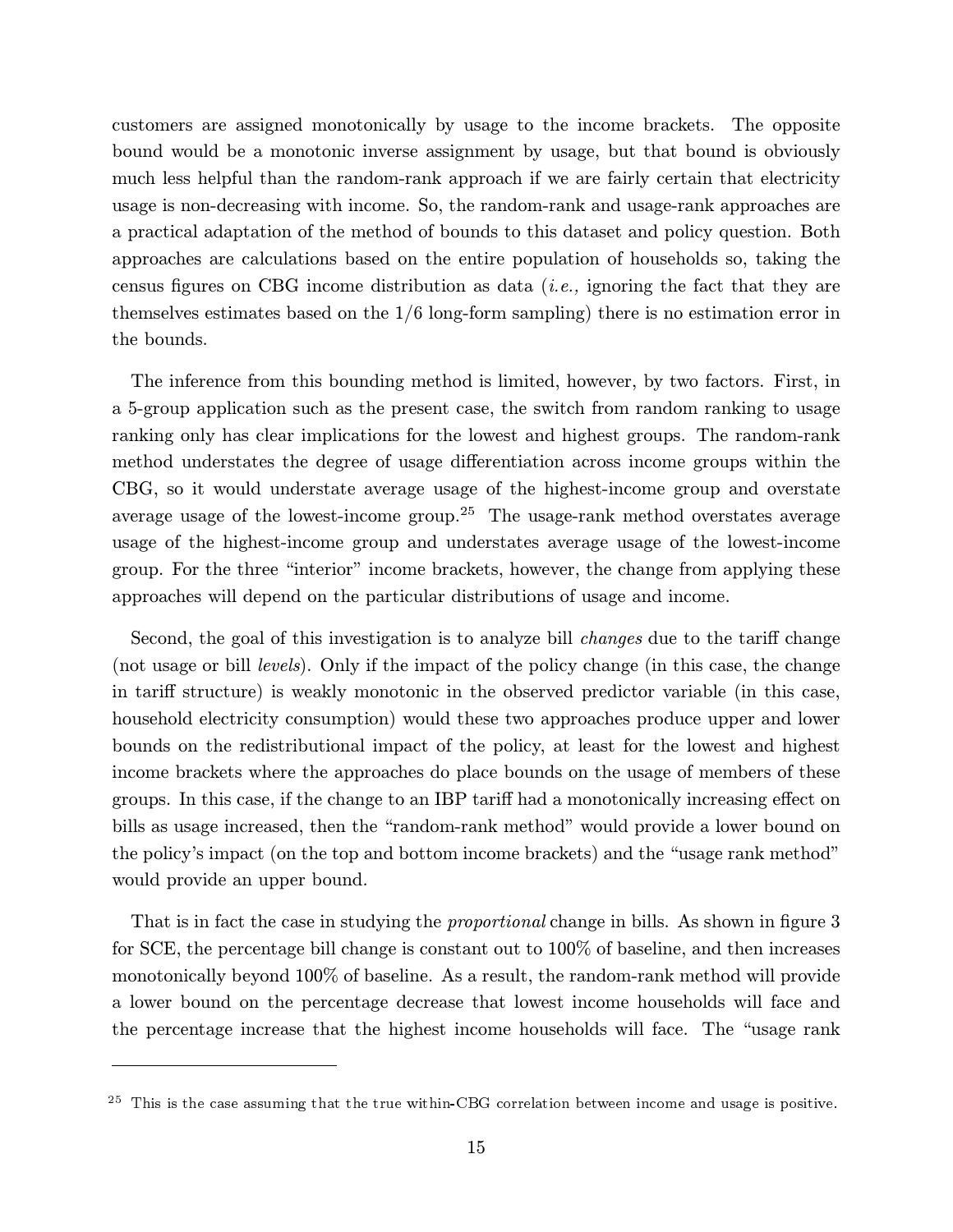customers are assigned monotonically by usage to the income brackets. The opposite bound would be a monotonic inverse assignment by usage, but that bound is obviously much less helpful than the random-rank approach if we are fairly certain that electricity usage is non-decreasing with income. So, the random-rank and usage-rank approaches are a practical adaptation of the method of bounds to this dataset and policy question. Both approaches are calculations based on the entire population of households so, taking the census figures on CBG income distribution as data (*i.e.,* ignoring the fact that they are themselves estimates based on the 1/6 long-form sampling) there is no estimation error in the bounds.

The inference from this bounding method is limited, however, by two factors. First, in a 5-group application such as the present case, the switch from random ranking to usage ranking only has clear implications for the lowest and highest groups. The random-rank method understates the degree of usage differentiation across income groups within the CBG, so it would understate average usage of the highest-income group and overstate average usage of the lowest-income group.[25] The usage-rank method overstates average usage of the highest-income group and understates average usage of the lowest-income group. For the three "interior" income brackets, however, the change from applying these approaches will depend on the particular distributions of usage and income.

Second, the goal of this investigation is to analyze bill *changes* due to the tariff change (not usage or bill *levels*). Only if the impact of the policy change (in this case, the change in tariff structure) is weakly monotonic in the observed predictor variable (in this case, household electricity consumption) would these two approaches produce upper and lower bounds on the redistributional impact of the policy, at least for the lowest and highest income brackets where the approaches do place bounds on the usage of members of these groups. In this case, if the change to an IBP tariff had a monotonically increasing effect on bills as usage increased, then the "random-rank method" would provide a lower bound on the policy's impact (on the top and bottom income brackets) and the "usage rank method" would provide an upper bound.

That is in fact the case in studying the *proportional* change in bills. As shown in figure 3 for SCE, the percentage bill change is constant out to 100% of baseline, and then increases monotonically beyond 100% of baseline. As a result, the random-rank method will provide a lower bound on the percentage decrease that lowest income households will face and the percentage increase that the highest income households will face. The "usage rank

[25] This is the case assuming that the true within-CBG correlation between income and usage is positive.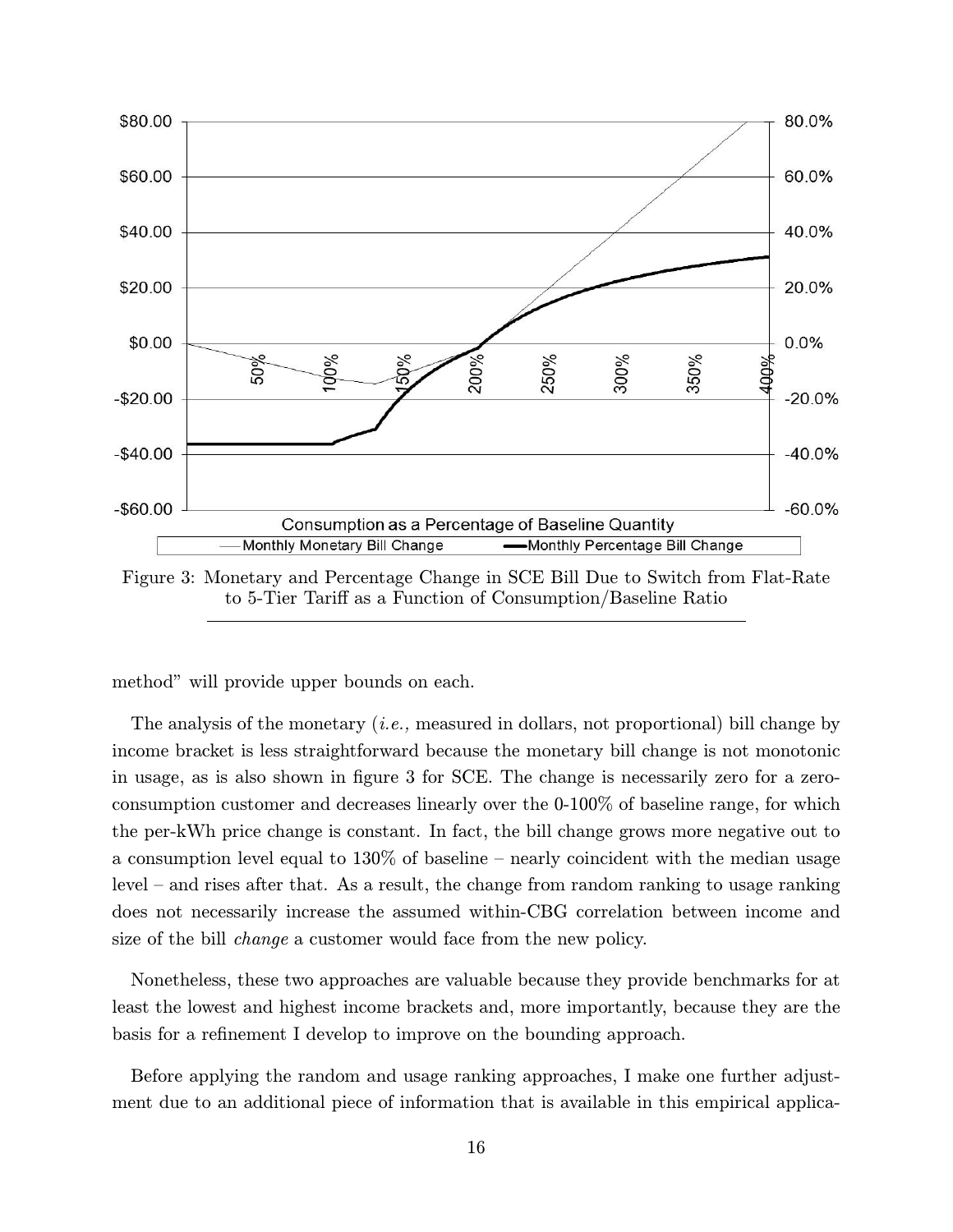Figure 3: Monetary and Percentage Change in SCE Bill Due to Switch from Flat-Rate to 5-Tier Tariff as a Function of Consumption/Baseline Ratio

method" will provide upper bounds on each.

The analysis of the monetary (*i.e.,* measured in dollars, not proportional) bill change by income bracket is less straightforward because the monetary bill change is not monotonic in usage, as is also shown in figure 3 for SCE. The change is necessarily zero for a zero-consumption customer and decreases linearly over the 0-100% of baseline range, for which the per-kWh price change is constant. In fact, the bill change grows more negative out to a consumption level equal to 130% of baseline – nearly coincident with the median usage level – and rises after that. As a result, the change from random ranking to usage ranking does not necessarily increase the assumed within-CBG correlation between income and size of the bill *change* a customer would face from the new policy.

Nonetheless, these two approaches are valuable because they provide benchmarks for at least the lowest and highest income brackets and, more importantly, because they are the basis for a refinement I develop to improve on the bounding approach.

Before applying the random and usage ranking approaches, I make one further adjustment due to an additional piece of information that is available in this empirical applica-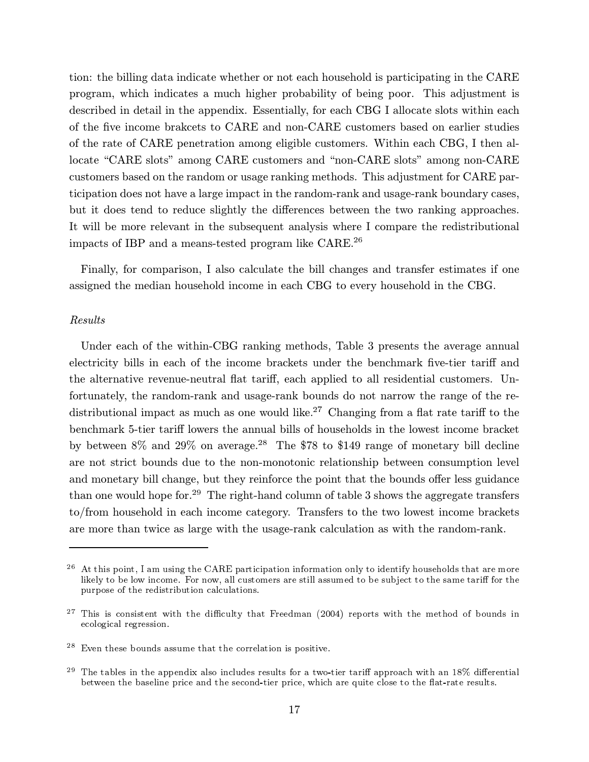tion: the billing data indicate whether or not each household is participating in the CARE program, which indicates a much higher probability of being poor. This adjustment is described in detail in the appendix. Essentially, for each CBG I allocate slots within each of the five income brakcets to CARE and non-CARE customers based on earlier studies of the rate of CARE penetration among eligible customers. Within each CBG, I then allocate "CARE slots" among CARE customers and "non-CARE slots" among non-CARE customers based on the random or usage ranking methods. This adjustment for CARE participation does not have a large impact in the random-rank and usage-rank boundary cases, but it does tend to reduce slightly the differences between the two ranking approaches. It will be more relevant in the subsequent analysis where I compare the redistributional impacts of IBP and a means-tested program like CARE.[26]

Finally, for comparison, I also calculate the bill changes and transfer estimates if one assigned the median household income in each CBG to every household in the CBG.

*Results*

Under each of the within-CBG ranking methods, Table 3 presents the average annual electricity bills in each of the income brackets under the benchmark five-tier tariff and the alternative revenue-neutral flat tariff, each applied to all residential customers. Unfortunately, the random-rank and usage-rank bounds do not narrow the range of the redistributional impact as much as one would like.[27] Changing from a flat rate tariff to the benchmark 5-tier tariff lowers the annual bills of households in the lowest income bracket by between 8% and 29% on average.[28] The $78 to $149 range of monetary bill decline are not strict bounds due to the non-monotonic relationship between consumption level and monetary bill change, but they reinforce the point that the bounds offer less guidance than one would hope for.[29] The right-hand column of table 3 shows the aggregate transfers to/from household in each income category. Transfers to the two lowest income brackets are more than twice as large with the usage-rank calculation as with the random-rank.

---

[26] At this point, I am using the CARE participation information only to identify households that are more likely to be low income. For now, all customers are still assumed to be subject to the same tariff for the purpose of the redistribution calculations.

[27] This is consistent with the difficulty that Freedman (2004) reports with the method of bounds in ecological regression.

[28] Even these bounds assume that the correlation is positive.

[29] The tables in the appendix also includes results for a two-tier tariff approach with an 18% differential between the baseline price and the second-tier price, which are quite close to the flat-rate results.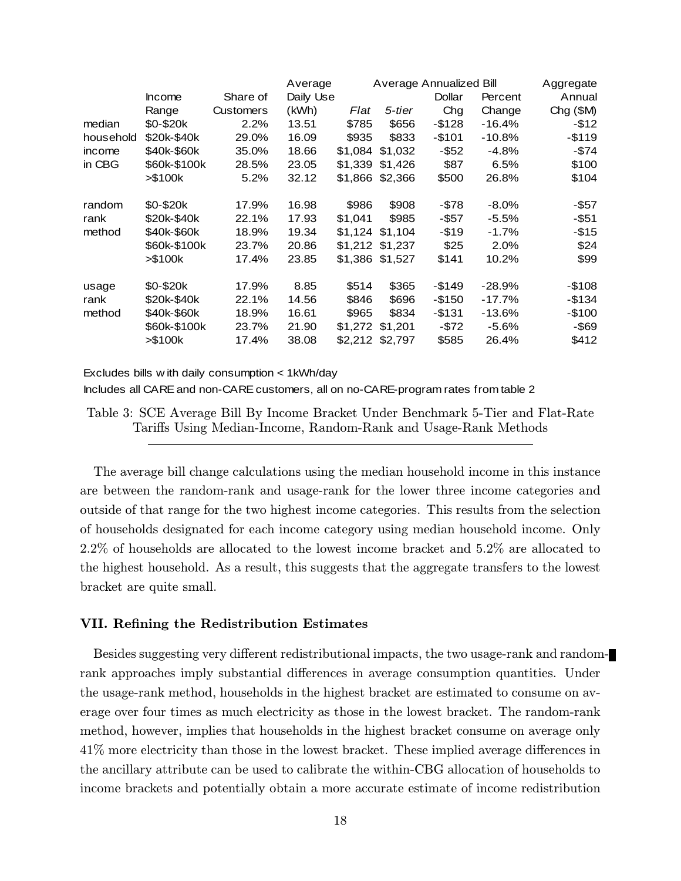| | Income Range | Share of Customers | Average Daily Use (kWh) | Average Annualized Bill | | | | Aggregate Annual Chg ($M) |
|---|---|---|---|---|---|---|---|---|
| | | | | *Flat* | *5-tier* | Dollar Chg | Percent Change | |
| median | $0-$20k | 2.2% | 13.51 | $785 | $656 | -$128 | -16.4% | -$12 |
| household | $20k-$40k | 29.0% | 16.09 | $935 | $833 | -$101 | -10.8% | -$119 |
| income | $40k-$60k | 35.0% | 18.66 | $1,084 | $1,032 | -$52 | -4.8% | -$74 |
| in CBG | $60k-$100k | 28.5% | 23.05 | $1,339 | $1,426 | $87 | 6.5% | $100 |
| | >$100k | 5.2% | 32.12 | $1,866 | $2,366 | $500 | 26.8% | $104 |
| random | $0-$20k | 17.9% | 16.98 | $986 | $908 | -$78 | -8.0% | -$57 |
| rank | $20k-$40k | 22.1% | 17.93 | $1,041 | $985 | -$57 | -5.5% | -$51 |
| method | $40k-$60k | 18.9% | 19.34 | $1,124 | $1,104 | -$19 | -1.7% | -$15 |
| | $60k-$100k | 23.7% | 20.86 | $1,212 | $1,237 | $25 | 2.0% | $24 |
| | >$100k | 17.4% | 23.85 | $1,386 | $1,527 | $141 | 10.2% | $99 |
| usage | $0-$20k | 17.9% | 8.85 | $514 | $365 | -$149 | -28.9% | -$108 |
| rank | $20k-$40k | 22.1% | 14.56 | $846 | $696 | -$150 | -17.7% | -$134 |
| method | $40k-$60k | 18.9% | 16.61 | $965 | $834 | -$131 | -13.6% | -$100 |
| | $60k-$100k | 23.7% | 21.90 | $1,272 | $1,201 | -$72 | -5.6% | -$69 |
| | >$100k | 17.4% | 38.08 | $2,212 | $2,797 | $585 | 26.4% | $412 |

Excludes bills with daily consumption < 1kWh/day

Includes all CARE and non-CARE customers, all on no-CARE-program rates from table 2

Table 3: SCE Average Bill By Income Bracket Under Benchmark 5-Tier and Flat-Rate Tariffs Using Median-Income, Random-Rank and Usage-Rank Methods

The average bill change calculations using the median household income in this instance are between the random-rank and usage-rank for the lower three income categories and outside of that range for the two highest income categories. This results from the selection of households designated for each income category using median household income. Only 2.2% of households are allocated to the lowest income bracket and 5.2% are allocated to the highest household. As a result, this suggests that the aggregate transfers to the lowest bracket are quite small.

### VII. Refining the Redistribution Estimates

Besides suggesting very different redistributional impacts, the two usage-rank and random-rank approaches imply substantial differences in average consumption quantities. Under the usage-rank method, households in the highest bracket are estimated to consume on average over four times as much electricity as those in the lowest bracket. The random-rank method, however, implies that households in the highest bracket consume on average only 41% more electricity than those in the lowest bracket. These implied average differences in the ancillary attribute can be used to calibrate the within-CBG allocation of households to income brackets and potentially obtain a more accurate estimate of income redistribution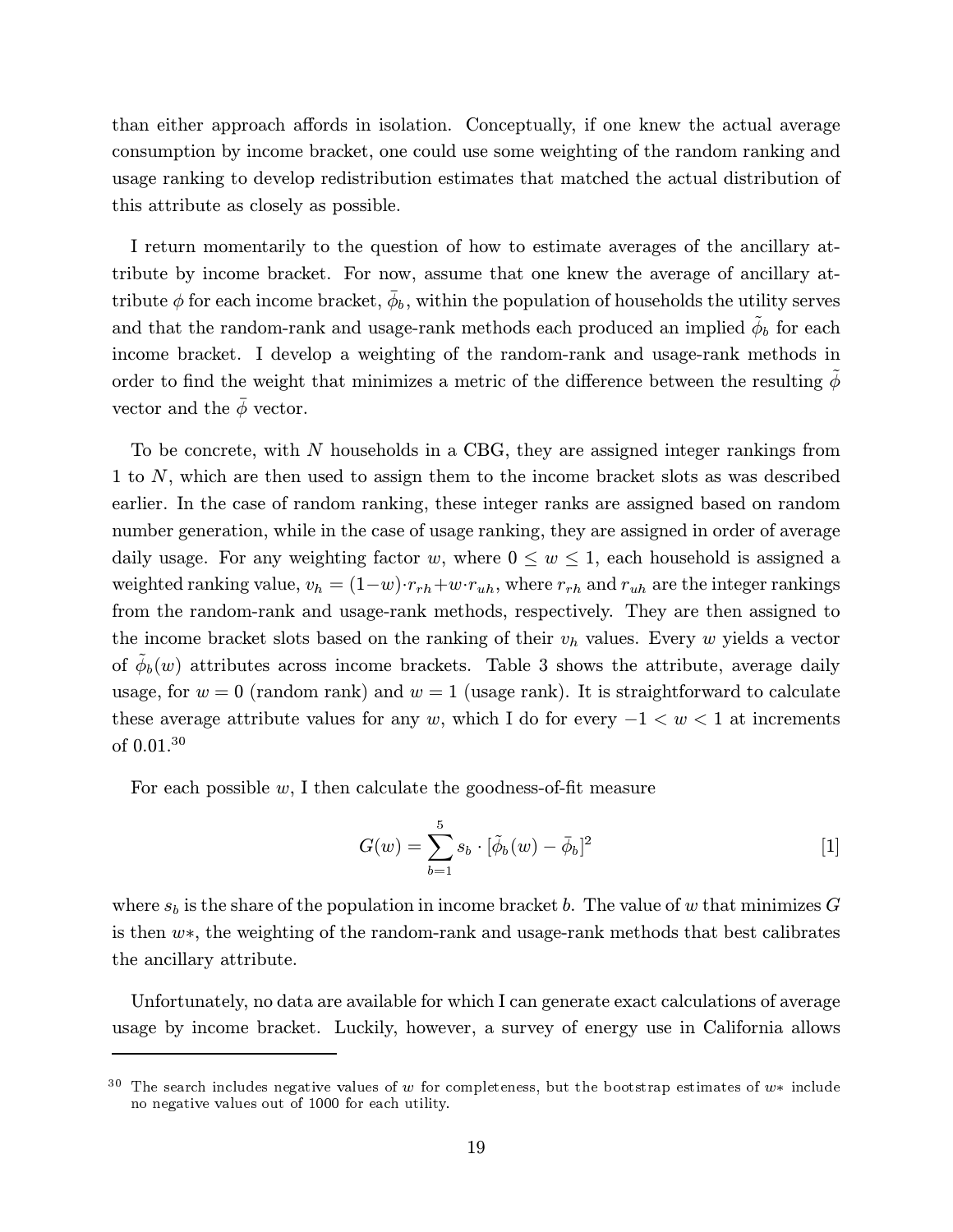than either approach affords in isolation. Conceptually, if one knew the actual average consumption by income bracket, one could use some weighting of the random ranking and usage ranking to develop redistribution estimates that matched the actual distribution of this attribute as closely as possible.

I return momentarily to the question of how to estimate averages of the ancillary attribute by income bracket. For now, assume that one knew the average of ancillary attribute $\phi$ for each income bracket, $\bar{\phi}_b$, within the population of households the utility serves and that the random-rank and usage-rank methods each produced an implied $\tilde{\phi}_b$ for each income bracket. I develop a weighting of the random-rank and usage-rank methods in order to find the weight that minimizes a metric of the difference between the resulting $\tilde{\phi}$ vector and the $\bar{\phi}$ vector.

To be concrete, with $N$ households in a CBG, they are assigned integer rankings from 1 to $N$, which are then used to assign them to the income bracket slots as was described earlier. In the case of random ranking, these integer ranks are assigned based on random number generation, while in the case of usage ranking, they are assigned in order of average daily usage. For any weighting factor $w$, where $0 \leq w \leq 1$, each household is assigned a weighted ranking value, $v_h = (1-w) \cdot r_{rh} + w \cdot r_{uh}$, where $r_{rh}$ and $r_{uh}$ are the integer rankings from the random-rank and usage-rank methods, respectively. They are then assigned to the income bracket slots based on the ranking of their $v_h$ values. Every $w$ yields a vector of $\tilde{\phi}_b(w)$ attributes across income brackets. Table 3 shows the attribute, average daily usage, for $w = 0$ (random rank) and $w = 1$ (usage rank). It is straightforward to calculate these average attribute values for any $w$, which I do for every $-1 < w < 1$ at increments of 0.01.[30]

For each possible $w$, I then calculate the goodness-of-fit measure

$$G(w) = \sum_{b=1}^{5} s_b \cdot [\tilde{\phi}_b(w) - \bar{\phi}_b]^2 \qquad [1]$$

where $s_b$ is the share of the population in income bracket $b$. The value of $w$ that minimizes $G$ is then $w*$, the weighting of the random-rank and usage-rank methods that best calibrates the ancillary attribute.

Unfortunately, no data are available for which I can generate exact calculations of average usage by income bracket. Luckily, however, a survey of energy use in California allows

[30] The search includes negative values of $w$ for completeness, but the bootstrap estimates of $w*$ include no negative values out of 1000 for each utility.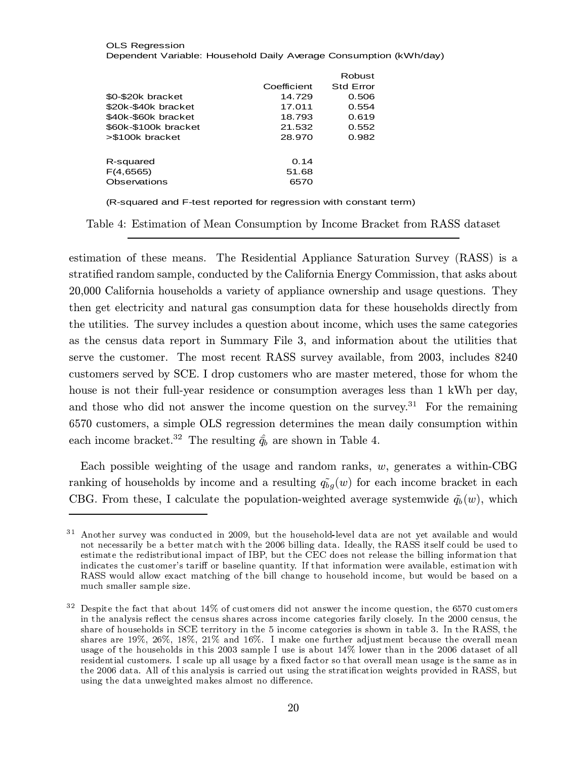OLS Regression
Dependent Variable: Household Daily Average Consumption (kWh/day)

| | Coefficient | Robust Std Error |
|---|---|---|
| $0-$20k bracket | 14.729 | 0.506 |
| $20k-$40k bracket | 17.011 | 0.554 |
| $40k-$60k bracket | 18.793 | 0.619 |
| $60k-$100k bracket | 21.532 | 0.552 |
| >$100k bracket | 28.970 | 0.982 |
| | | |
| R-squared | 0.14 | |
| F(4,6565) | 51.68 | |
| Observations | 6570 | |

(R-squared and F-test reported for regression with constant term)

Table 4: Estimation of Mean Consumption by Income Bracket from RASS dataset

estimation of these means. The Residential Appliance Saturation Survey (RASS) is a stratified random sample, conducted by the California Energy Commission, that asks about 20,000 California households a variety of appliance ownership and usage questions. They then get electricity and natural gas consumption data for these households directly from the utilities. The survey includes a question about income, which uses the same categories as the census data report in Summary File 3, and information about the utilities that serve the customer. The most recent RASS survey available, from 2003, includes 8240 customers served by SCE. I drop customers who are master metered, those for whom the house is not their full-year residence or consumption averages less than 1 kWh per day, and those who did not answer the income question on the survey.[31] For the remaining 6570 customers, a simple OLS regression determines the mean daily consumption within each income bracket.[32] The resulting $\hat{\hat{q}}_b$ are shown in Table 4.

Each possible weighting of the usage and random ranks, $w$, generates a within-CBG ranking of households by income and a resulting $\tilde{q_{bg}}(w)$ for each income bracket in each CBG. From these, I calculate the population-weighted average systemwide $\tilde{q_b}(w)$, which

[31] Another survey was conducted in 2009, but the household-level data are not yet available and would not necessarily be a better match with the 2006 billing data. Ideally, the RASS itself could be used to estimate the redistributional impact of IBP, but the CEC does not release the billing information that indicates the customer's tariff or baseline quantity. If that information were available, estimation with RASS would allow exact matching of the bill change to household income, but would be based on a much smaller sample size.

[32] Despite the fact that about 14% of customers did not answer the income question, the 6570 customers in the analysis reflect the census shares across income categories farily closely. In the 2000 census, the share of households in SCE territory in the 5 income categories is shown in table 3. In the RASS, the shares are 19%, 26%, 18%, 21% and 16%. I make one further adjustment because the overall mean usage of the households in this 2003 sample I use is about 14% lower than in the 2006 dataset of all residential customers. I scale up all usage by a fixed factor so that overall mean usage is the same as in the 2006 data. All of this analysis is carried out using the stratification weights provided in RASS, but using the data unweighted makes almost no difference.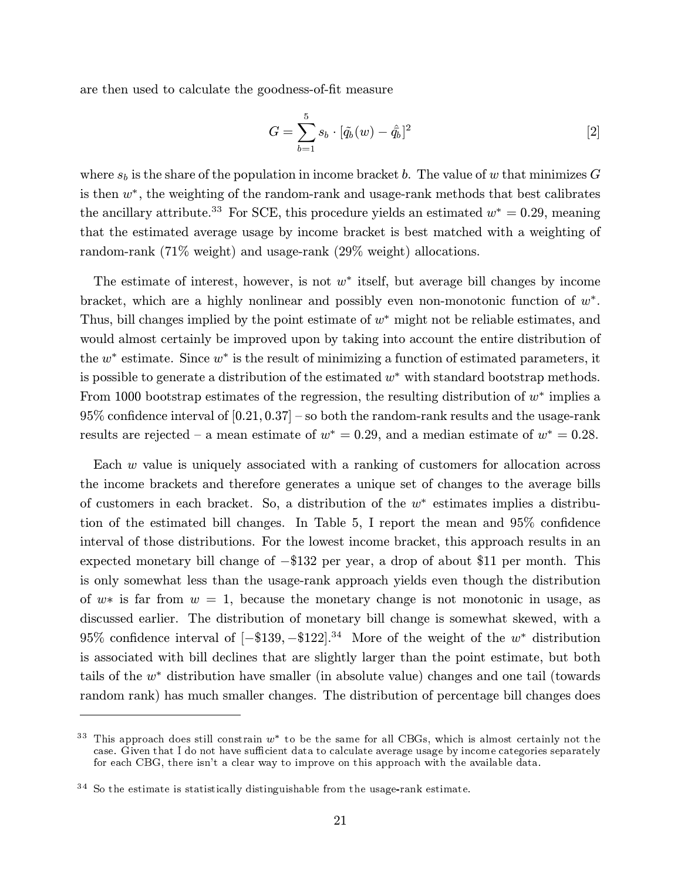are then used to calculate the goodness-of-fit measure

$$G = \sum_{b=1}^{5} s_b \cdot [\tilde{q}_b(w) - \hat{\bar{q}}_b]^2 \qquad [2]$$

where $s_b$ is the share of the population in income bracket $b$. The value of $w$ that minimizes $G$ is then $w^*$, the weighting of the random-rank and usage-rank methods that best calibrates the ancillary attribute.[33] For SCE, this procedure yields an estimated $w^* = 0.29$, meaning that the estimated average usage by income bracket is best matched with a weighting of random-rank (71% weight) and usage-rank (29% weight) allocations.

The estimate of interest, however, is not $w^*$ itself, but average bill changes by income bracket, which are a highly nonlinear and possibly even non-monotonic function of $w^*$. Thus, bill changes implied by the point estimate of $w^*$ might not be reliable estimates, and would almost certainly be improved upon by taking into account the entire distribution of the $w^*$ estimate. Since $w^*$ is the result of minimizing a function of estimated parameters, it is possible to generate a distribution of the estimated $w^*$ with standard bootstrap methods. From 1000 bootstrap estimates of the regression, the resulting distribution of $w^*$ implies a 95% confidence interval of $[0.21, 0.37]$ – so both the random-rank results and the usage-rank results are rejected – a mean estimate of $w^* = 0.29$, and a median estimate of $w^* = 0.28$.

Each $w$ value is uniquely associated with a ranking of customers for allocation across the income brackets and therefore generates a unique set of changes to the average bills of customers in each bracket. So, a distribution of the $w^*$ estimates implies a distribution of the estimated bill changes. In Table 5, I report the mean and 95% confidence interval of those distributions. For the lowest income bracket, this approach results in an expected monetary bill change of $-\$132$ per year, a drop of about \$11 per month. This is only somewhat less than the usage-rank approach yields even though the distribution of $w*$ is far from $w = 1$, because the monetary change is not monotonic in usage, as discussed earlier. The distribution of monetary bill change is somewhat skewed, with a 95% confidence interval of $[-\$139, -\$122]$.[34] More of the weight of the $w^*$ distribution is associated with bill declines that are slightly larger than the point estimate, but both tails of the $w^*$ distribution have smaller (in absolute value) changes and one tail (towards random rank) has much smaller changes. The distribution of percentage bill changes does

[33] This approach does still constrain $w^*$ to be the same for all CBGs, which is almost certainly not the case. Given that I do not have sufficient data to calculate average usage by income categories separately for each CBG, there isn't a clear way to improve on this approach with the available data.

[34] So the estimate is statistically distinguishable from the usage-rank estimate.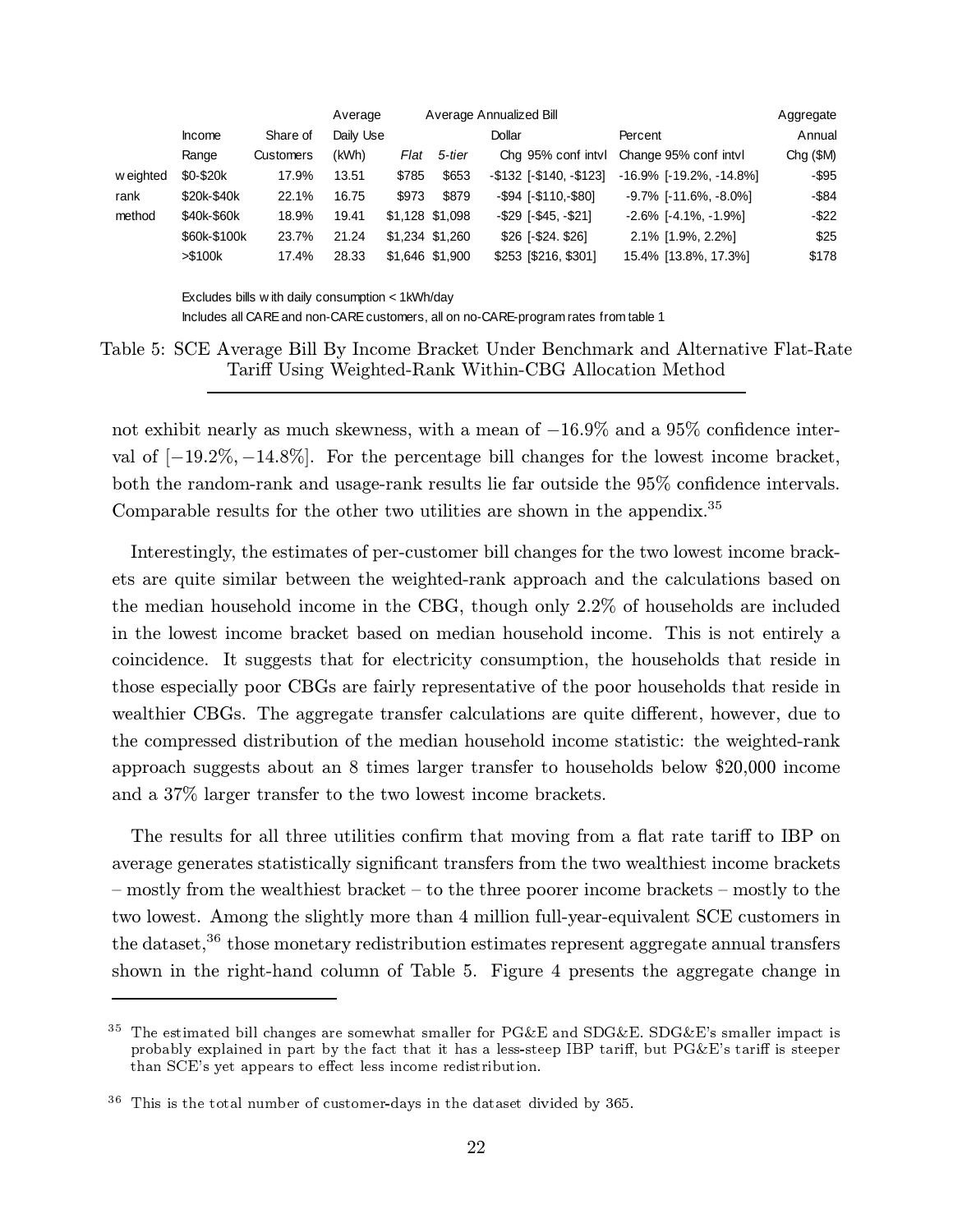| | Income Range | Share of Customers | Average Daily Use (kWh) | Average Annualized Bill Flat | 5-tier | Dollar Chg | 95% conf intvl | Percent Change | 95% conf intvl | Aggregate Annual Chg ($M) |
|---|---|---|---|---|---|---|---|---|---|---|
| weighted | $0-$20k | 17.9% | 13.51 | $785 | $653 | -$132 | [-$140, -$123] | -16.9% | [-19.2%, -14.8%] | -$95 |
| rank | $20k-$40k | 22.1% | 16.75 | $973 | $879 | -$94 | [-$110,-$80] | -9.7% | [-11.6%, -8.0%] | -$84 |
| method | $40k-$60k | 18.9% | 19.41 | $1,128 | $1,098 | -$29 | [-$45, -$21] | -2.6% | [-4.1%, -1.9%] | -$22 |
| | $60k-$100k | 23.7% | 21.24 | $1,234 | $1,260 | $26 | [-$24. $26] | 2.1% | [1.9%, 2.2%] | $25 |
| | >$100k | 17.4% | 28.33 | $1,646 | $1,900 | $253 | [$216, $301] | 15.4% | [13.8%, 17.3%] | $178 |

Excludes bills with daily consumption < 1kWh/day
Includes all CARE and non-CARE customers, all on no-CARE-program rates from table 1

Table 5: SCE Average Bill By Income Bracket Under Benchmark and Alternative Flat-Rate Tariff Using Weighted-Rank Within-CBG Allocation Method

not exhibit nearly as much skewness, with a mean of $-16.9\%$ and a 95% confidence interval of $[-19.2\%, -14.8\%]$. For the percentage bill changes for the lowest income bracket, both the random-rank and usage-rank results lie far outside the 95% confidence intervals. Comparable results for the other two utilities are shown in the appendix.[35]

Interestingly, the estimates of per-customer bill changes for the two lowest income brackets are quite similar between the weighted-rank approach and the calculations based on the median household income in the CBG, though only 2.2% of households are included in the lowest income bracket based on median household income. This is not entirely a coincidence. It suggests that for electricity consumption, the households that reside in those especially poor CBGs are fairly representative of the poor households that reside in wealthier CBGs. The aggregate transfer calculations are quite different, however, due to the compressed distribution of the median household income statistic: the weighted-rank approach suggests about an 8 times larger transfer to households below $20,000 income and a 37% larger transfer to the two lowest income brackets.

The results for all three utilities confirm that moving from a flat rate tariff to IBP on average generates statistically significant transfers from the two wealthiest income brackets – mostly from the wealthiest bracket – to the three poorer income brackets – mostly to the two lowest. Among the slightly more than 4 million full-year-equivalent SCE customers in the dataset,[36] those monetary redistribution estimates represent aggregate annual transfers shown in the right-hand column of Table 5. Figure 4 presents the aggregate change in

[35] The estimated bill changes are somewhat smaller for PG&E and SDG&E. SDG&E's smaller impact is probably explained in part by the fact that it has a less-steep IBP tariff, but PG&E's tariff is steeper than SCE's yet appears to effect less income redistribution.

[36] This is the total number of customer-days in the dataset divided by 365.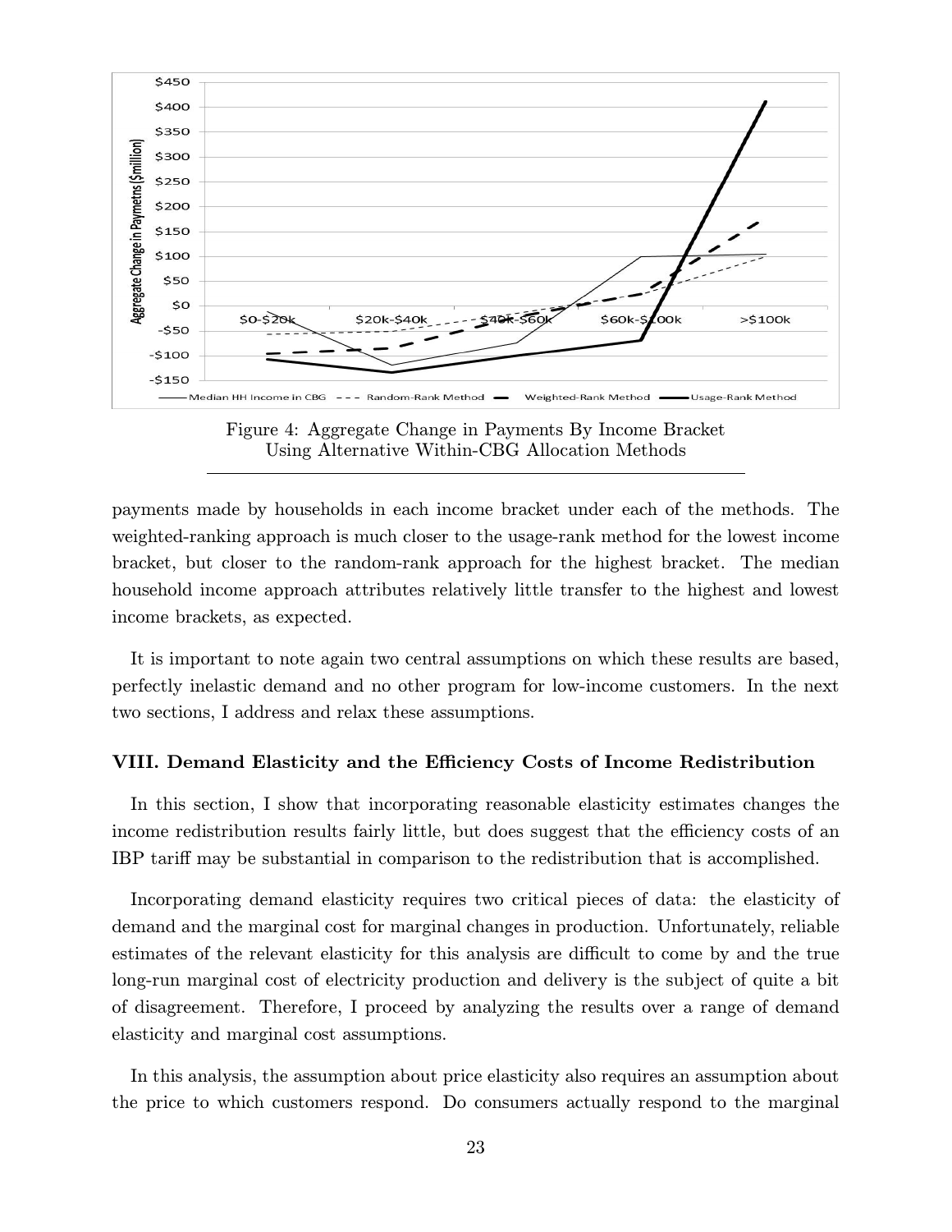Figure 4: Aggregate Change in Payments By Income Bracket Using Alternative Within-CBG Allocation Methods

payments made by households in each income bracket under each of the methods. The weighted-ranking approach is much closer to the usage-rank method for the lowest income bracket, but closer to the random-rank approach for the highest bracket. The median household income approach attributes relatively little transfer to the highest and lowest income brackets, as expected.

It is important to note again two central assumptions on which these results are based, perfectly inelastic demand and no other program for low-income customers. In the next two sections, I address and relax these assumptions.

### VIII. Demand Elasticity and the Efficiency Costs of Income Redistribution

In this section, I show that incorporating reasonable elasticity estimates changes the income redistribution results fairly little, but does suggest that the efficiency costs of an IBP tariff may be substantial in comparison to the redistribution that is accomplished.

Incorporating demand elasticity requires two critical pieces of data: the elasticity of demand and the marginal cost for marginal changes in production. Unfortunately, reliable estimates of the relevant elasticity for this analysis are difficult to come by and the true long-run marginal cost of electricity production and delivery is the subject of quite a bit of disagreement. Therefore, I proceed by analyzing the results over a range of demand elasticity and marginal cost assumptions.

In this analysis, the assumption about price elasticity also requires an assumption about the price to which customers respond. Do consumers actually respond to the marginal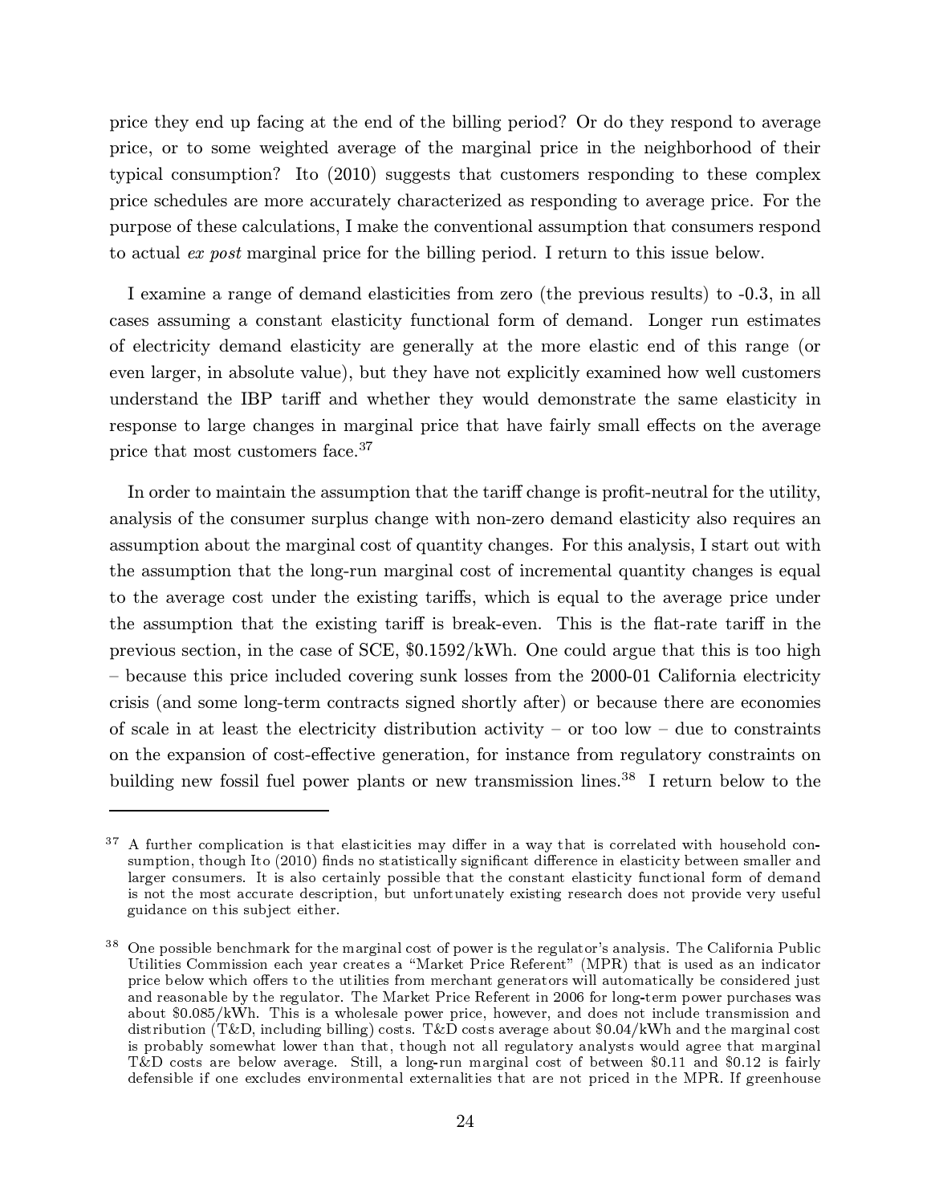price they end up facing at the end of the billing period? Or do they respond to average price, or to some weighted average of the marginal price in the neighborhood of their typical consumption? Ito (2010) suggests that customers responding to these complex price schedules are more accurately characterized as responding to average price. For the purpose of these calculations, I make the conventional assumption that consumers respond to actual *ex post* marginal price for the billing period. I return to this issue below.

I examine a range of demand elasticities from zero (the previous results) to -0.3, in all cases assuming a constant elasticity functional form of demand. Longer run estimates of electricity demand elasticity are generally at the more elastic end of this range (or even larger, in absolute value), but they have not explicitly examined how well customers understand the IBP tariff and whether they would demonstrate the same elasticity in response to large changes in marginal price that have fairly small effects on the average price that most customers face.[37]

In order to maintain the assumption that the tariff change is profit-neutral for the utility, analysis of the consumer surplus change with non-zero demand elasticity also requires an assumption about the marginal cost of quantity changes. For this analysis, I start out with the assumption that the long-run marginal cost of incremental quantity changes is equal to the average cost under the existing tariffs, which is equal to the average price under the assumption that the existing tariff is break-even. This is the flat-rate tariff in the previous section, in the case of SCE, $0.1592/kWh. One could argue that this is too high – because this price included covering sunk losses from the 2000-01 California electricity crisis (and some long-term contracts signed shortly after) or because there are economies of scale in at least the electricity distribution activity – or too low – due to constraints on the expansion of cost-effective generation, for instance from regulatory constraints on building new fossil fuel power plants or new transmission lines.[38] I return below to the

[37] A further complication is that elasticities may differ in a way that is correlated with household consumption, though Ito (2010) finds no statistically significant difference in elasticity between smaller and larger consumers. It is also certainly possible that the constant elasticity functional form of demand is not the most accurate description, but unfortunately existing research does not provide very useful guidance on this subject either.

[38] One possible benchmark for the marginal cost of power is the regulator's analysis. The California Public Utilities Commission each year creates a "Market Price Referent" (MPR) that is used as an indicator price below which offers to the utilities from merchant generators will automatically be considered just and reasonable by the regulator. The Market Price Referent in 2006 for long-term power purchases was about $0.085/kWh. This is a wholesale power price, however, and does not include transmission and distribution (T&D, including billing) costs. T&D costs average about $0.04/kWh and the marginal cost is probably somewhat lower than that, though not all regulatory analysts would agree that marginal T&D costs are below average. Still, a long-run marginal cost of between $0.11 and $0.12 is fairly defensible if one excludes environmental externalities that are not priced in the MPR. If greenhouse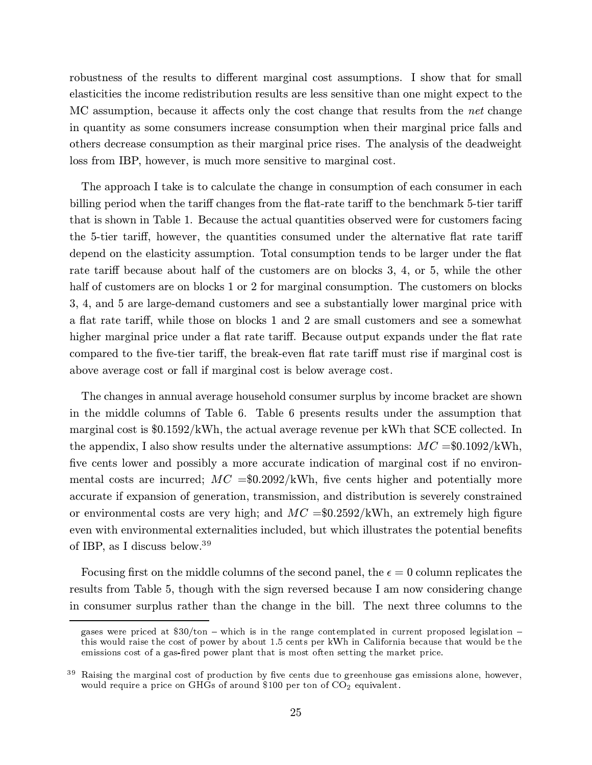robustness of the results to different marginal cost assumptions. I show that for small elasticities the income redistribution results are less sensitive than one might expect to the MC assumption, because it affects only the cost change that results from the *net* change in quantity as some consumers increase consumption when their marginal price falls and others decrease consumption as their marginal price rises. The analysis of the deadweight loss from IBP, however, is much more sensitive to marginal cost.

The approach I take is to calculate the change in consumption of each consumer in each billing period when the tariff changes from the flat-rate tariff to the benchmark 5-tier tariff that is shown in Table 1. Because the actual quantities observed were for customers facing the 5-tier tariff, however, the quantities consumed under the alternative flat rate tariff depend on the elasticity assumption. Total consumption tends to be larger under the flat rate tariff because about half of the customers are on blocks 3, 4, or 5, while the other half of customers are on blocks 1 or 2 for marginal consumption. The customers on blocks 3, 4, and 5 are large-demand customers and see a substantially lower marginal price with a flat rate tariff, while those on blocks 1 and 2 are small customers and see a somewhat higher marginal price under a flat rate tariff. Because output expands under the flat rate compared to the five-tier tariff, the break-even flat rate tariff must rise if marginal cost is above average cost or fall if marginal cost is below average cost.

The changes in annual average household consumer surplus by income bracket are shown in the middle columns of Table 6. Table 6 presents results under the assumption that marginal cost is \$0.1592/kWh, the actual average revenue per kWh that SCE collected. In the appendix, I also show results under the alternative assumptions: $MC =$\$0.1092/kWh, five cents lower and possibly a more accurate indication of marginal cost if no environmental costs are incurred; $MC =$\$0.2092/kWh, five cents higher and potentially more accurate if expansion of generation, transmission, and distribution is severely constrained or environmental costs are very high; and $MC =$\$0.2592/kWh, an extremely high figure even with environmental externalities included, but which illustrates the potential benefits of IBP, as I discuss below.[39]

Focusing first on the middle columns of the second panel, the $\epsilon = 0$ column replicates the results from Table 5, though with the sign reversed because I am now considering change in consumer surplus rather than the change in the bill. The next three columns to the

gases were priced at \$30/ton – which is in the range contemplated in current proposed legislation – this would raise the cost of power by about 1.5 cents per kWh in California because that would be the emissions cost of a gas-fired power plant that is most often setting the market price.

[39] Raising the marginal cost of production by five cents due to greenhouse gas emissions alone, however, would require a price on GHGs of around \$100 per ton of $CO_2$ equivalent.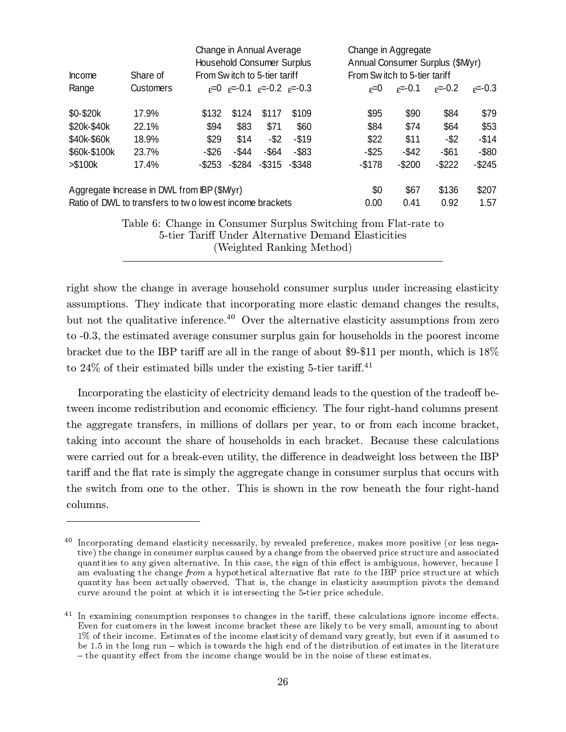| Income Range | Share of Customers | Change in Annual Average Household Consumer Surplus From Switch to 5-tier tariff | | | | Change in Aggregate Annual Consumer Surplus ($M/yr) From Switch to 5-tier tariff | | | |
|---|---|---|---|---|---|---|---|---|---|
| | | $\varepsilon$=0 | $\varepsilon$=-0.1 | $\varepsilon$=-0.2 | $\varepsilon$=-0.3 | $\varepsilon$=0 | $\varepsilon$=-0.1 | $\varepsilon$=-0.2 | $\varepsilon$=-0.3 |
| $0-$20k | 17.9% | $132 | $124 | $117 | $109 | $95 | $90 | $84 | $79 |
| $20k-$40k | 22.1% | $94 | $83 | $71 | $60 | $84 | $74 | $64 | $53 |
| $40k-$60k | 18.9% | $29 | $14 | -$2 | -$19 | $22 | $11 | -$2 | -$14 |
| $60k-$100k | 23.7% | -$26 | -$44 | -$64 | -$83 | -$25 | -$42 | -$61 | -$80 |
| >$100k | 17.4% | -$253 | -$284 | -$315 | -$348 | -$178 | -$200 | -$222 | -$245 |
| Aggregate Increase in DWL from IBP ($M/yr) | | | | | | $0 | $67 | $136 | $207 |
| Ratio of DWL to transfers to two lowest income brackets | | | | | | 0.00 | 0.41 | 0.92 | 1.57 |

Table 6: Change in Consumer Surplus Switching from Flat-rate to 5-tier Tariff Under Alternative Demand Elasticities (Weighted Ranking Method)

right show the change in average household consumer surplus under increasing elasticity assumptions. They indicate that incorporating more elastic demand changes the results, but not the qualitative inference.[40] Over the alternative elasticity assumptions from zero to -0.3, the estimated average consumer surplus gain for households in the poorest income bracket due to the IBP tariff are all in the range of about $9-$11 per month, which is 18% to 24% of their estimated bills under the existing 5-tier tariff.[41]

Incorporating the elasticity of electricity demand leads to the question of the tradeoff between income redistribution and economic efficiency. The four right-hand columns present the aggregate transfers, in millions of dollars per year, to or from each income bracket, taking into account the share of households in each bracket. Because these calculations were carried out for a break-even utility, the difference in deadweight loss between the IBP tariff and the flat rate is simply the aggregate change in consumer surplus that occurs with the switch from one to the other. This is shown in the row beneath the four right-hand columns.

---

[40] Incorporating demand elasticity necessarily, by revealed preference, makes more positive (or less negative) the change in consumer surplus caused by a change from the observed price structure and associated quantities to any given alternative. In this case, the sign of this effect is ambiguous, however, because I am evaluating the change *from* a hypothetical alternative flat rate *to* the IBP price structure at which quantity has been actually observed. That is, the change in elasticity assumption pivots the demand curve around the point at which it is intersecting the 5-tier price schedule.

[41] In examining consumption responses to changes in the tariff, these calculations ignore income effects. Even for customers in the lowest income bracket these are likely to be very small, amounting to about 1% of their income. Estimates of the income elasticity of demand vary greatly, but even if it assumed to be 1.5 in the long run – which is towards the high end of the distribution of estimates in the literature – the quantity effect from the income change would be in the noise of these estimates.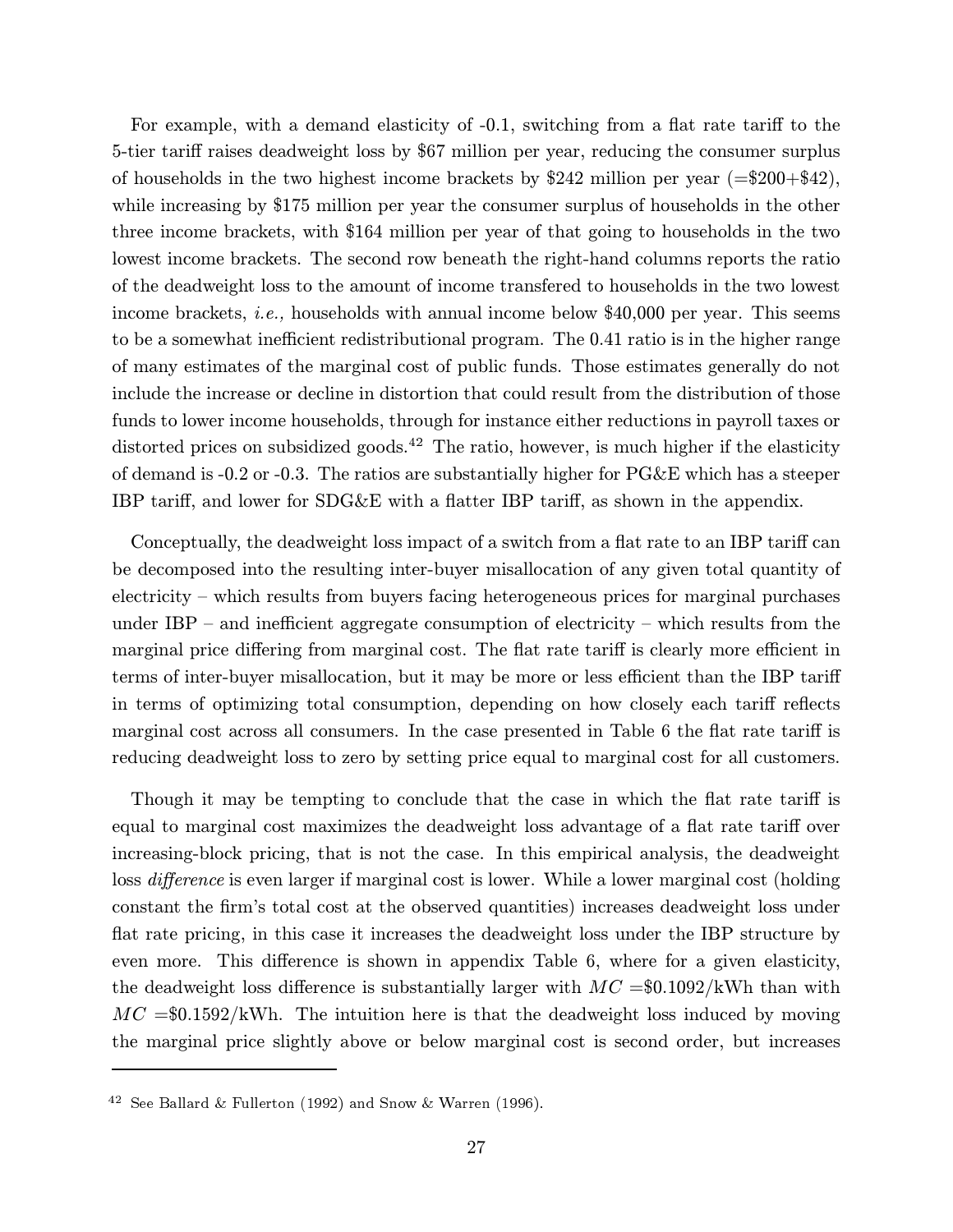For example, with a demand elasticity of -0.1, switching from a flat rate tariff to the 5-tier tariff raises deadweight loss by $67 million per year, reducing the consumer surplus of households in the two highest income brackets by $242 million per year (=$200+$42), while increasing by $175 million per year the consumer surplus of households in the other three income brackets, with $164 million per year of that going to households in the two lowest income brackets. The second row beneath the right-hand columns reports the ratio of the deadweight loss to the amount of income transfered to households in the two lowest income brackets, *i.e.,* households with annual income below $40,000 per year. This seems to be a somewhat inefficient redistributional program. The 0.41 ratio is in the higher range of many estimates of the marginal cost of public funds. Those estimates generally do not include the increase or decline in distortion that could result from the distribution of those funds to lower income households, through for instance either reductions in payroll taxes or distorted prices on subsidized goods.[42] The ratio, however, is much higher if the elasticity of demand is -0.2 or -0.3. The ratios are substantially higher for PG&E which has a steeper IBP tariff, and lower for SDG&E with a flatter IBP tariff, as shown in the appendix.

Conceptually, the deadweight loss impact of a switch from a flat rate to an IBP tariff can be decomposed into the resulting inter-buyer misallocation of any given total quantity of electricity – which results from buyers facing heterogeneous prices for marginal purchases under IBP – and inefficient aggregate consumption of electricity – which results from the marginal price differing from marginal cost. The flat rate tariff is clearly more efficient in terms of inter-buyer misallocation, but it may be more or less efficient than the IBP tariff in terms of optimizing total consumption, depending on how closely each tariff reflects marginal cost across all consumers. In the case presented in Table 6 the flat rate tariff is reducing deadweight loss to zero by setting price equal to marginal cost for all customers.

Though it may be tempting to conclude that the case in which the flat rate tariff is equal to marginal cost maximizes the deadweight loss advantage of a flat rate tariff over increasing-block pricing, that is not the case. In this empirical analysis, the deadweight loss *difference* is even larger if marginal cost is lower. While a lower marginal cost (holding constant the firm's total cost at the observed quantities) increases deadweight loss under flat rate pricing, in this case it increases the deadweight loss under the IBP structure by even more. This difference is shown in appendix Table 6, where for a given elasticity, the deadweight loss difference is substantially larger with $MC$ =$0.1092/kWh than with $MC$ =$0.1592/kWh. The intuition here is that the deadweight loss induced by moving the marginal price slightly above or below marginal cost is second order, but increases

[42] See Ballard & Fullerton (1992) and Snow & Warren (1996).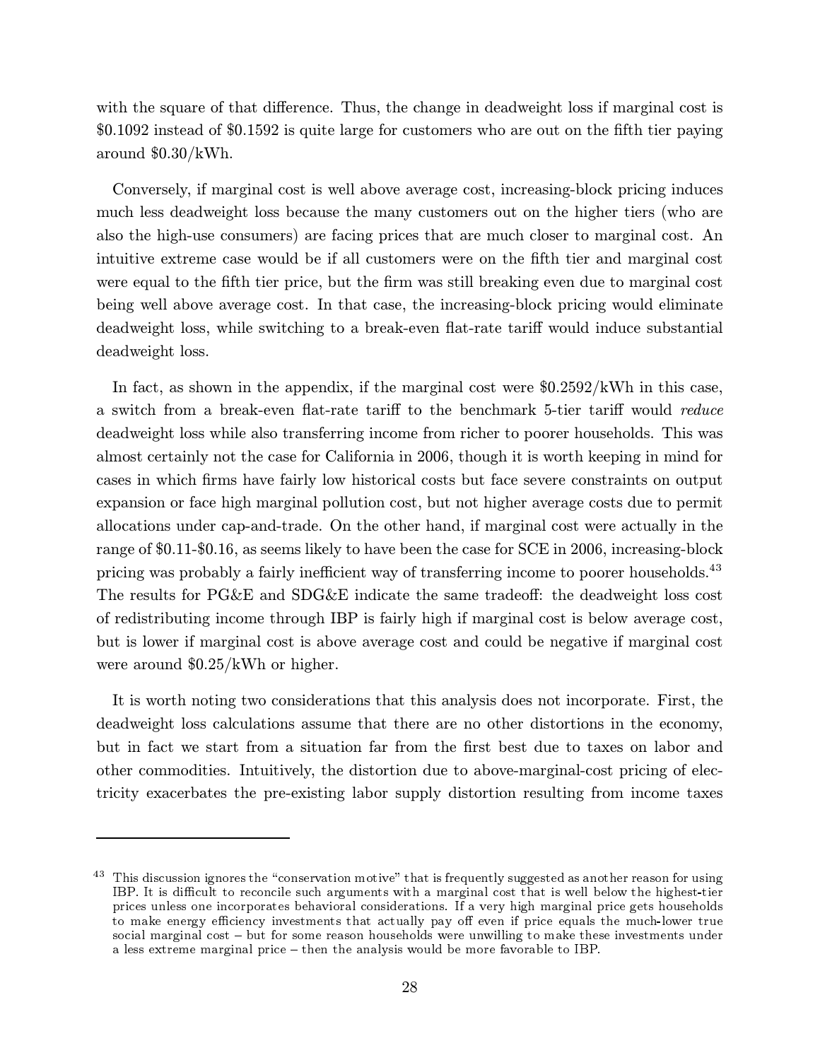with the square of that difference. Thus, the change in deadweight loss if marginal cost is \$0.1092 instead of \$0.1592 is quite large for customers who are out on the fifth tier paying around \$0.30/kWh.

Conversely, if marginal cost is well above average cost, increasing-block pricing induces much less deadweight loss because the many customers out on the higher tiers (who are also the high-use consumers) are facing prices that are much closer to marginal cost. An intuitive extreme case would be if all customers were on the fifth tier and marginal cost were equal to the fifth tier price, but the firm was still breaking even due to marginal cost being well above average cost. In that case, the increasing-block pricing would eliminate deadweight loss, while switching to a break-even flat-rate tariff would induce substantial deadweight loss.

In fact, as shown in the appendix, if the marginal cost were \$0.2592/kWh in this case, a switch from a break-even flat-rate tariff to the benchmark 5-tier tariff would *reduce* deadweight loss while also transferring income from richer to poorer households. This was almost certainly not the case for California in 2006, though it is worth keeping in mind for cases in which firms have fairly low historical costs but face severe constraints on output expansion or face high marginal pollution cost, but not higher average costs due to permit allocations under cap-and-trade. On the other hand, if marginal cost were actually in the range of \$0.11-\$0.16, as seems likely to have been the case for SCE in 2006, increasing-block pricing was probably a fairly inefficient way of transferring income to poorer households.[43] The results for PG&E and SDG&E indicate the same tradeoff: the deadweight loss cost of redistributing income through IBP is fairly high if marginal cost is below average cost, but is lower if marginal cost is above average cost and could be negative if marginal cost were around \$0.25/kWh or higher.

It is worth noting two considerations that this analysis does not incorporate. First, the deadweight loss calculations assume that there are no other distortions in the economy, but in fact we start from a situation far from the first best due to taxes on labor and other commodities. Intuitively, the distortion due to above-marginal-cost pricing of electricity exacerbates the pre-existing labor supply distortion resulting from income taxes

---

[43] This discussion ignores the "conservation motive" that is frequently suggested as another reason for using IBP. It is difficult to reconcile such arguments with a marginal cost that is well below the highest-tier prices unless one incorporates behavioral considerations. If a very high marginal price gets households to make energy efficiency investments that actually pay off even if price equals the much-lower true social marginal cost – but for some reason households were unwilling to make these investments under a less extreme marginal price – then the analysis would be more favorable to IBP.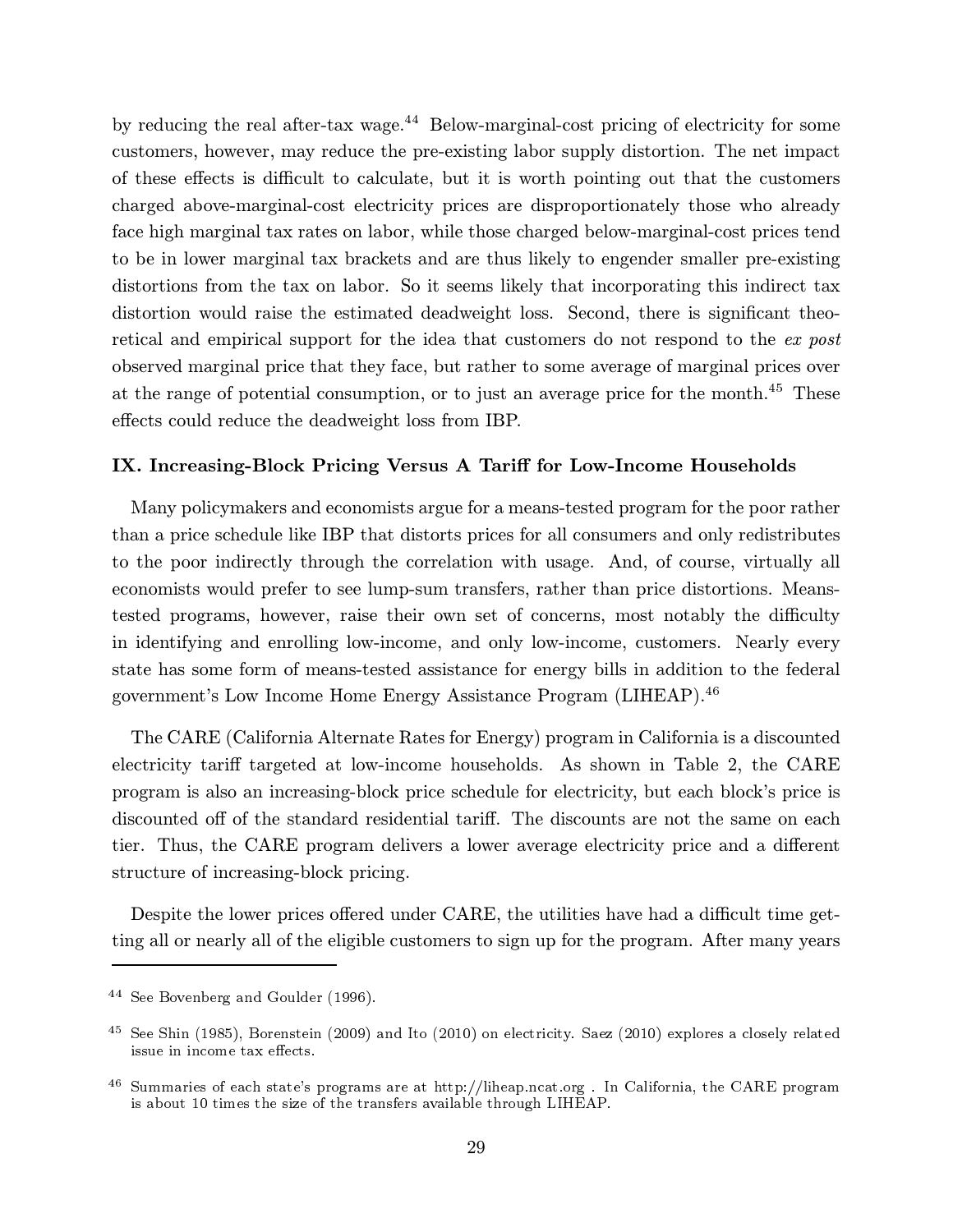by reducing the real after-tax wage.[44] Below-marginal-cost pricing of electricity for some customers, however, may reduce the pre-existing labor supply distortion. The net impact of these effects is difficult to calculate, but it is worth pointing out that the customers charged above-marginal-cost electricity prices are disproportionately those who already face high marginal tax rates on labor, while those charged below-marginal-cost prices tend to be in lower marginal tax brackets and are thus likely to engender smaller pre-existing distortions from the tax on labor. So it seems likely that incorporating this indirect tax distortion would raise the estimated deadweight loss. Second, there is significant theoretical and empirical support for the idea that customers do not respond to the *ex post* observed marginal price that they face, but rather to some average of marginal prices over at the range of potential consumption, or to just an average price for the month.[45] These effects could reduce the deadweight loss from IBP.

### IX. Increasing-Block Pricing Versus A Tariff for Low-Income Households

Many policymakers and economists argue for a means-tested program for the poor rather than a price schedule like IBP that distorts prices for all consumers and only redistributes to the poor indirectly through the correlation with usage. And, of course, virtually all economists would prefer to see lump-sum transfers, rather than price distortions. Means-tested programs, however, raise their own set of concerns, most notably the difficulty in identifying and enrolling low-income, and only low-income, customers. Nearly every state has some form of means-tested assistance for energy bills in addition to the federal government's Low Income Home Energy Assistance Program (LIHEAP).[46]

The CARE (California Alternate Rates for Energy) program in California is a discounted electricity tariff targeted at low-income households. As shown in Table 2, the CARE program is also an increasing-block price schedule for electricity, but each block's price is discounted off of the standard residential tariff. The discounts are not the same on each tier. Thus, the CARE program delivers a lower average electricity price and a different structure of increasing-block pricing.

Despite the lower prices offered under CARE, the utilities have had a difficult time getting all or nearly all of the eligible customers to sign up for the program. After many years

---

[44] See Bovenberg and Goulder (1996).

[45] See Shin (1985), Borenstein (2009) and Ito (2010) on electricity. Saez (2010) explores a closely related issue in income tax effects.

[46] Summaries of each state's programs are at http://liheap.ncat.org . In California, the CARE program is about 10 times the size of the transfers available through LIHEAP.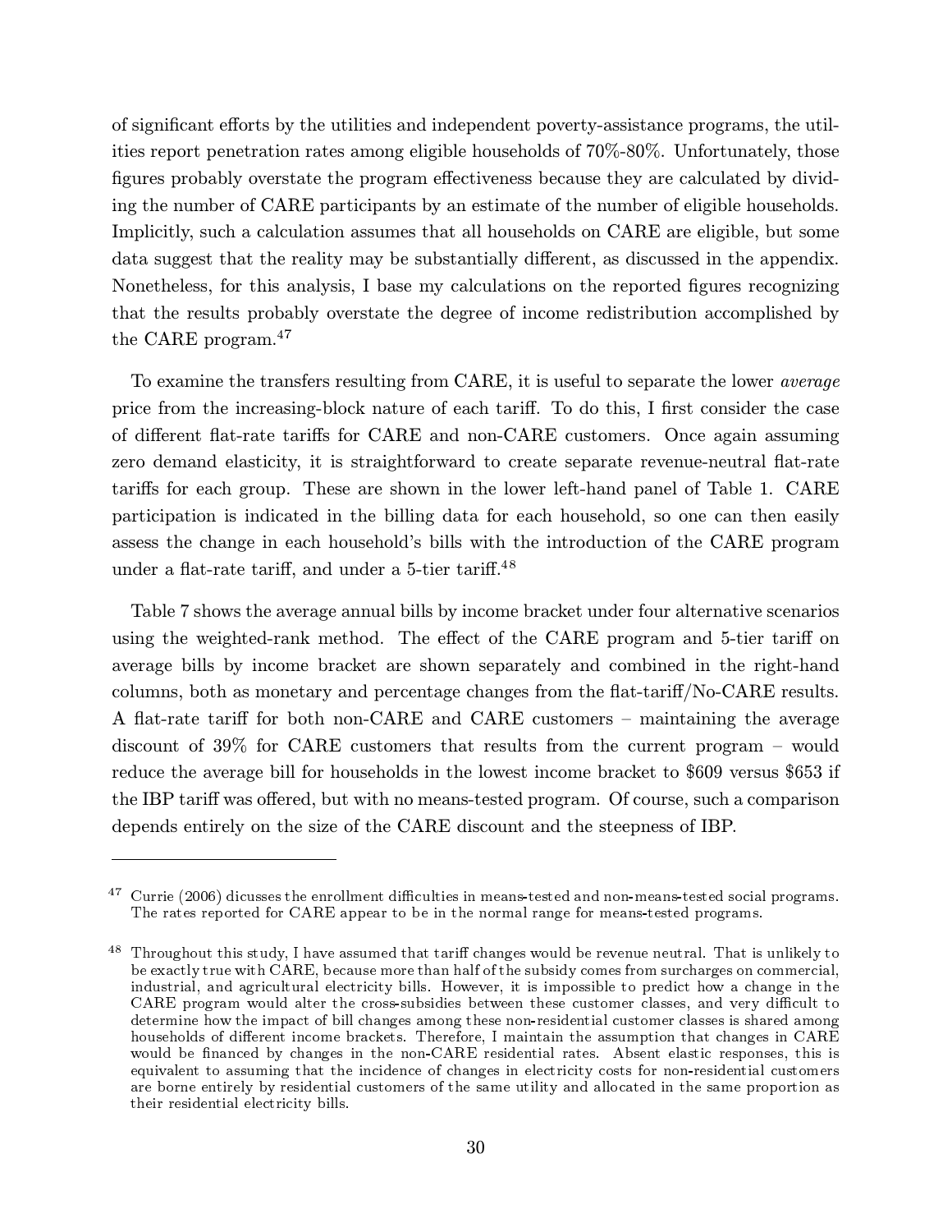of significant efforts by the utilities and independent poverty-assistance programs, the utilities report penetration rates among eligible households of 70%-80%. Unfortunately, those figures probably overstate the program effectiveness because they are calculated by dividing the number of CARE participants by an estimate of the number of eligible households. Implicitly, such a calculation assumes that all households on CARE are eligible, but some data suggest that the reality may be substantially different, as discussed in the appendix. Nonetheless, for this analysis, I base my calculations on the reported figures recognizing that the results probably overstate the degree of income redistribution accomplished by the CARE program.[47]

To examine the transfers resulting from CARE, it is useful to separate the lower *average* price from the increasing-block nature of each tariff. To do this, I first consider the case of different flat-rate tariffs for CARE and non-CARE customers. Once again assuming zero demand elasticity, it is straightforward to create separate revenue-neutral flat-rate tariffs for each group. These are shown in the lower left-hand panel of Table 1. CARE participation is indicated in the billing data for each household, so one can then easily assess the change in each household's bills with the introduction of the CARE program under a flat-rate tariff, and under a 5-tier tariff.[48]

Table 7 shows the average annual bills by income bracket under four alternative scenarios using the weighted-rank method. The effect of the CARE program and 5-tier tariff on average bills by income bracket are shown separately and combined in the right-hand columns, both as monetary and percentage changes from the flat-tariff/No-CARE results. A flat-rate tariff for both non-CARE and CARE customers – maintaining the average discount of 39% for CARE customers that results from the current program – would reduce the average bill for households in the lowest income bracket to $609 versus $653 if the IBP tariff was offered, but with no means-tested program. Of course, such a comparison depends entirely on the size of the CARE discount and the steepness of IBP.

---

[47] Currie (2006) dicusses the enrollment difficulties in means-tested and non-means-tested social programs. The rates reported for CARE appear to be in the normal range for means-tested programs.

[48] Throughout this study, I have assumed that tariff changes would be revenue neutral. That is unlikely to be exactly true with CARE, because more than half of the subsidy comes from surcharges on commercial, industrial, and agricultural electricity bills. However, it is impossible to predict how a change in the CARE program would alter the cross-subsidies between these customer classes, and very difficult to determine how the impact of bill changes among these non-residential customer classes is shared among households of different income brackets. Therefore, I maintain the assumption that changes in CARE would be financed by changes in the non-CARE residential rates. Absent elastic responses, this is equivalent to assuming that the incidence of changes in electricity costs for non-residential customers are borne entirely by residential customers of the same utility and allocated in the same proportion as their residential electricity bills.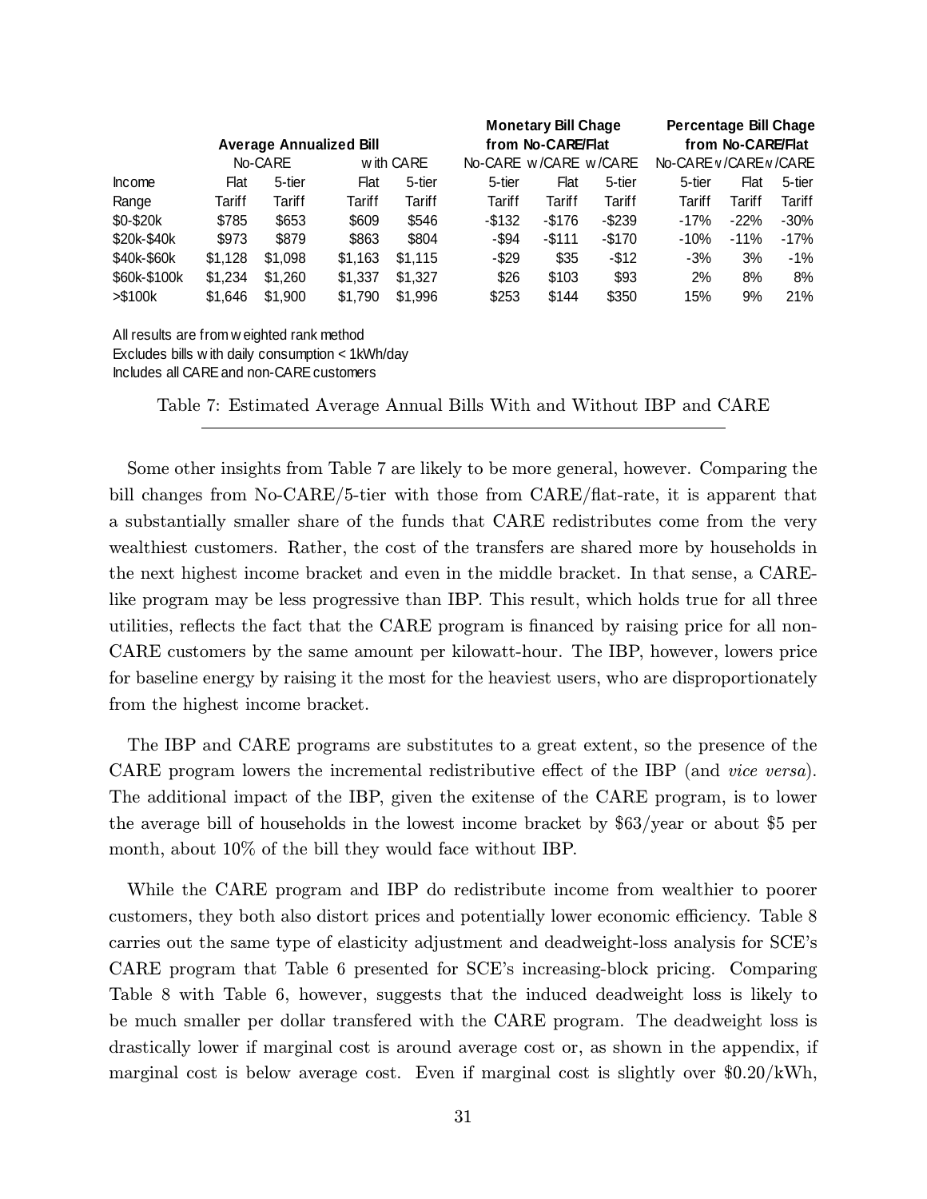| | Average Annualized Bill | | | | Monetary Bill Chage from No-CARE/Flat | | | Percentage Bill Chage from No-CARE/Flat | | |
|---|---|---|---|---|---|---|---|---|---|---|
| | No-CARE | | with CARE | | No-CARE | w/CARE | w/CARE | No-CARE | w/CARE | w/CARE |
| Income Range | Flat Tariff | 5-tier Tariff | Flat Tariff | 5-tier Tariff | 5-tier Tariff | Flat Tariff | 5-tier Tariff | 5-tier Tariff | Flat Tariff | 5-tier Tariff |
| $0-$20k | $785 | $653 | $609 | $546 | -$132 | -$176 | -$239 | -17% | -22% | -30% |
| $20k-$40k | $973 | $879 | $863 | $804 | -$94 | -$111 | -$170 | -10% | -11% | -17% |
| $40k-$60k | $1,128 | $1,098 | $1,163 | $1,115 | -$29 | $35 | -$12 | -3% | 3% | -1% |
| $60k-$100k | $1,234 | $1,260 | $1,337 | $1,327 | $26 | $103 | $93 | 2% | 8% | 8% |
| >$100k | $1,646 | $1,900 | $1,790 | $1,996 | $253 | $144 | $350 | 15% | 9% | 21% |

All results are from weighted rank method
Excludes bills with daily consumption < 1kWh/day
Includes all CARE and non-CARE customers

Table 7: Estimated Average Annual Bills With and Without IBP and CARE

Some other insights from Table 7 are likely to be more general, however. Comparing the bill changes from No-CARE/5-tier with those from CARE/flat-rate, it is apparent that a substantially smaller share of the funds that CARE redistributes come from the very wealthiest customers. Rather, the cost of the transfers are shared more by households in the next highest income bracket and even in the middle bracket. In that sense, a CARE-like program may be less progressive than IBP. This result, which holds true for all three utilities, reflects the fact that the CARE program is financed by raising price for all non-CARE customers by the same amount per kilowatt-hour. The IBP, however, lowers price for baseline energy by raising it the most for the heaviest users, who are disproportionately from the highest income bracket.

The IBP and CARE programs are substitutes to a great extent, so the presence of the CARE program lowers the incremental redistributive effect of the IBP (and *vice versa*). The additional impact of the IBP, given the exitense of the CARE program, is to lower the average bill of households in the lowest income bracket by $63/year or about $5 per month, about 10% of the bill they would face without IBP.

While the CARE program and IBP do redistribute income from wealthier to poorer customers, they both also distort prices and potentially lower economic efficiency. Table 8 carries out the same type of elasticity adjustment and deadweight-loss analysis for SCE's CARE program that Table 6 presented for SCE's increasing-block pricing. Comparing Table 8 with Table 6, however, suggests that the induced deadweight loss is likely to be much smaller per dollar transfered with the CARE program. The deadweight loss is drastically lower if marginal cost is around average cost or, as shown in the appendix, if marginal cost is below average cost. Even if marginal cost is slightly over $0.20/kWh,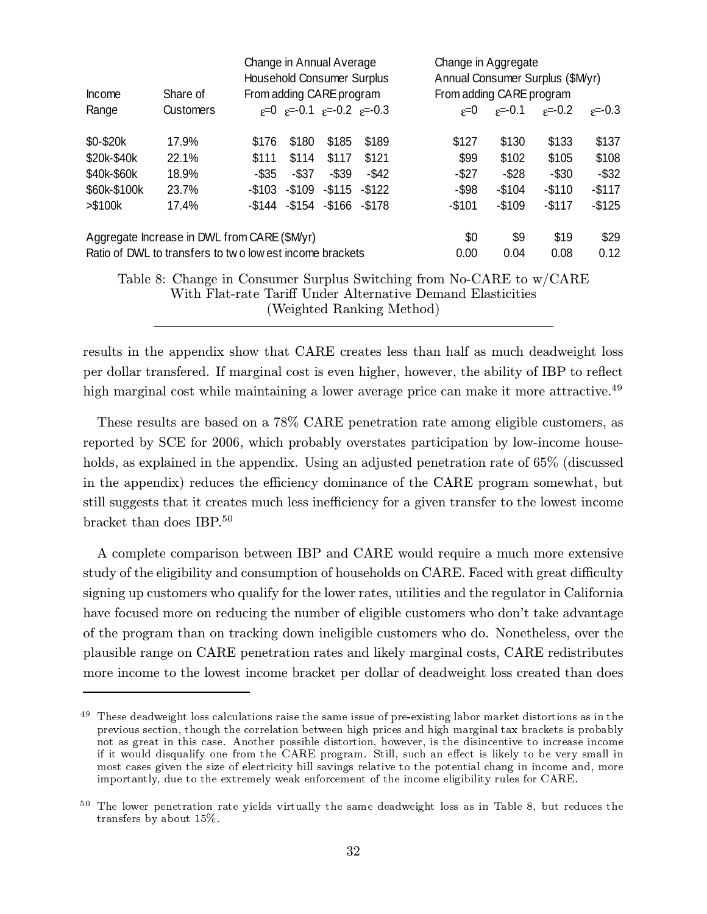| Income Range | Share of Customers | Change in Annual Average Household Consumer Surplus From adding CARE program | | | | Change in Aggregate Annual Consumer Surplus ($M/yr) From adding CARE program | | | |
|---|---|---|---|---|---|---|---|---|---|
| | | $\varepsilon$=0 | $\varepsilon$=-0.1 | $\varepsilon$=-0.2 | $\varepsilon$=-0.3 | $\varepsilon$=0 | $\varepsilon$=-0.1 | $\varepsilon$=-0.2 | $\varepsilon$=-0.3 |
| $0-$20k | 17.9% | $176 | $180 | $185 | $189 | $127 | $130 | $133 | $137 |
| $20k-$40k | 22.1% | $111 | $114 | $117 | $121 | $99 | $102 | $105 | $108 |
| $40k-$60k | 18.9% | -$35 | -$37 | -$39 | -$42 | -$27 | -$28 | -$30 | -$32 |
| $60k-$100k | 23.7% | -$103 | -$109 | -$115 | -$122 | -$98 | -$104 | -$110 | -$117 |
| >$100k | 17.4% | -$144 | -$154 | -$166 | -$178 | -$101 | -$109 | -$117 | -$125 |
| Aggregate Increase in DWL from CARE ($M/yr) | | | | | | $0 | $9 | $19 | $29 |
| Ratio of DWL to transfers to two lowest income brackets | | | | | | 0.00 | 0.04 | 0.08 | 0.12 |

Table 8: Change in Consumer Surplus Switching from No-CARE to w/CARE With Flat-rate Tariff Under Alternative Demand Elasticities (Weighted Ranking Method)

results in the appendix show that CARE creates less than half as much deadweight loss per dollar transfered. If marginal cost is even higher, however, the ability of IBP to reflect high marginal cost while maintaining a lower average price can make it more attractive.[49]

These results are based on a 78% CARE penetration rate among eligible customers, as reported by SCE for 2006, which probably overstates participation by low-income households, as explained in the appendix. Using an adjusted penetration rate of 65% (discussed in the appendix) reduces the efficiency dominance of the CARE program somewhat, but still suggests that it creates much less inefficiency for a given transfer to the lowest income bracket than does IBP.[50]

A complete comparison between IBP and CARE would require a much more extensive study of the eligibility and consumption of households on CARE. Faced with great difficulty signing up customers who qualify for the lower rates, utilities and the regulator in California have focused more on reducing the number of eligible customers who don't take advantage of the program than on tracking down ineligible customers who do. Nonetheless, over the plausible range on CARE penetration rates and likely marginal costs, CARE redistributes more income to the lowest income bracket per dollar of deadweight loss created than does

[49] These deadweight loss calculations raise the same issue of pre-existing labor market distortions as in the previous section, though the correlation between high prices and high marginal tax brackets is probably not as great in this case. Another possible distortion, however, is the disincentive to increase income if it would disqualify one from the CARE program. Still, such an effect is likely to be very small in most cases given the size of electricity bill savings relative to the potential chang in income and, more importantly, due to the extremely weak enforcement of the income eligibility rules for CARE.

[50] The lower penetration rate yields virtually the same deadweight loss as in Table 8, but reduces the transfers by about 15%.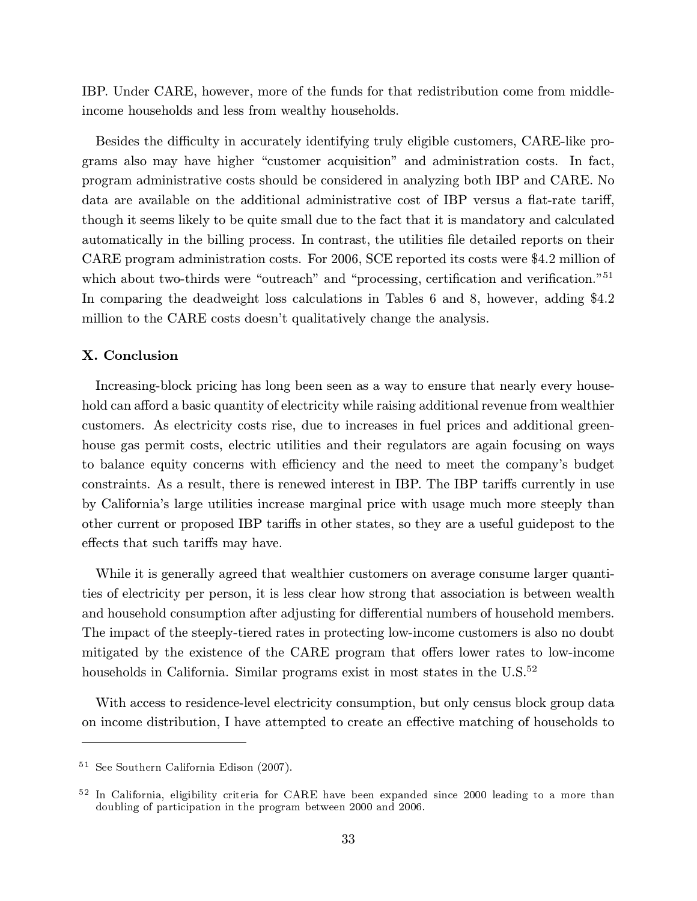IBP. Under CARE, however, more of the funds for that redistribution come from middle-income households and less from wealthy households.

Besides the difficulty in accurately identifying truly eligible customers, CARE-like programs also may have higher "customer acquisition" and administration costs. In fact, program administrative costs should be considered in analyzing both IBP and CARE. No data are available on the additional administrative cost of IBP versus a flat-rate tariff, though it seems likely to be quite small due to the fact that it is mandatory and calculated automatically in the billing process. In contrast, the utilities file detailed reports on their CARE program administration costs. For 2006, SCE reported its costs were $4.2 million of which about two-thirds were "outreach" and "processing, certification and verification."[51] In comparing the deadweight loss calculations in Tables 6 and 8, however, adding $4.2 million to the CARE costs doesn't qualitatively change the analysis.

## X. Conclusion

Increasing-block pricing has long been seen as a way to ensure that nearly every household can afford a basic quantity of electricity while raising additional revenue from wealthier customers. As electricity costs rise, due to increases in fuel prices and additional greenhouse gas permit costs, electric utilities and their regulators are again focusing on ways to balance equity concerns with efficiency and the need to meet the company's budget constraints. As a result, there is renewed interest in IBP. The IBP tariffs currently in use by California's large utilities increase marginal price with usage much more steeply than other current or proposed IBP tariffs in other states, so they are a useful guidepost to the effects that such tariffs may have.

While it is generally agreed that wealthier customers on average consume larger quantities of electricity per person, it is less clear how strong that association is between wealth and household consumption after adjusting for differential numbers of household members. The impact of the steeply-tiered rates in protecting low-income customers is also no doubt mitigated by the existence of the CARE program that offers lower rates to low-income households in California. Similar programs exist in most states in the U.S.[52]

With access to residence-level electricity consumption, but only census block group data on income distribution, I have attempted to create an effective matching of households to

---

[51] See Southern California Edison (2007).

[52] In California, eligibility criteria for CARE have been expanded since 2000 leading to a more than doubling of participation in the program between 2000 and 2006.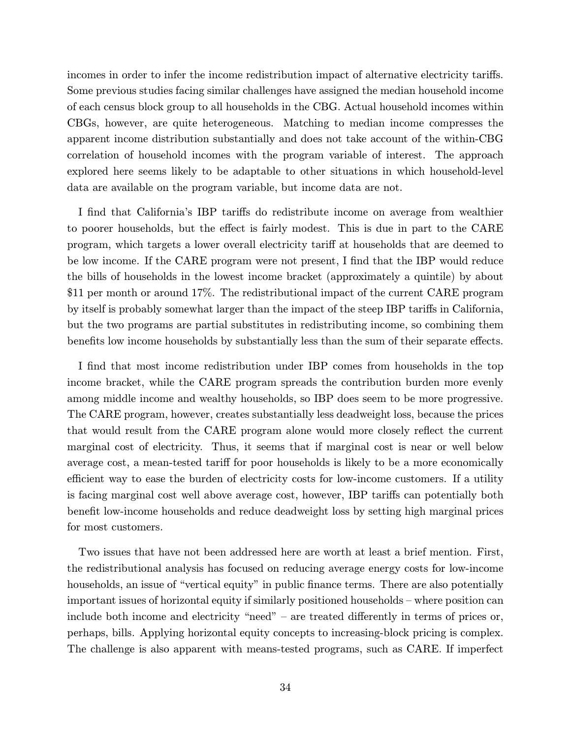incomes in order to infer the income redistribution impact of alternative electricity tariffs. Some previous studies facing similar challenges have assigned the median household income of each census block group to all households in the CBG. Actual household incomes within CBGs, however, are quite heterogeneous. Matching to median income compresses the apparent income distribution substantially and does not take account of the within-CBG correlation of household incomes with the program variable of interest. The approach explored here seems likely to be adaptable to other situations in which household-level data are available on the program variable, but income data are not.

I find that California's IBP tariffs do redistribute income on average from wealthier to poorer households, but the effect is fairly modest. This is due in part to the CARE program, which targets a lower overall electricity tariff at households that are deemed to be low income. If the CARE program were not present, I find that the IBP would reduce the bills of households in the lowest income bracket (approximately a quintile) by about \$11 per month or around 17%. The redistributional impact of the current CARE program by itself is probably somewhat larger than the impact of the steep IBP tariffs in California, but the two programs are partial substitutes in redistributing income, so combining them benefits low income households by substantially less than the sum of their separate effects.

I find that most income redistribution under IBP comes from households in the top income bracket, while the CARE program spreads the contribution burden more evenly among middle income and wealthy households, so IBP does seem to be more progressive. The CARE program, however, creates substantially less deadweight loss, because the prices that would result from the CARE program alone would more closely reflect the current marginal cost of electricity. Thus, it seems that if marginal cost is near or well below average cost, a mean-tested tariff for poor households is likely to be a more economically efficient way to ease the burden of electricity costs for low-income customers. If a utility is facing marginal cost well above average cost, however, IBP tariffs can potentially both benefit low-income households and reduce deadweight loss by setting high marginal prices for most customers.

Two issues that have not been addressed here are worth at least a brief mention. First, the redistributional analysis has focused on reducing average energy costs for low-income households, an issue of "vertical equity" in public finance terms. There are also potentially important issues of horizontal equity if similarly positioned households – where position can include both income and electricity "need" – are treated differently in terms of prices or, perhaps, bills. Applying horizontal equity concepts to increasing-block pricing is complex. The challenge is also apparent with means-tested programs, such as CARE. If imperfect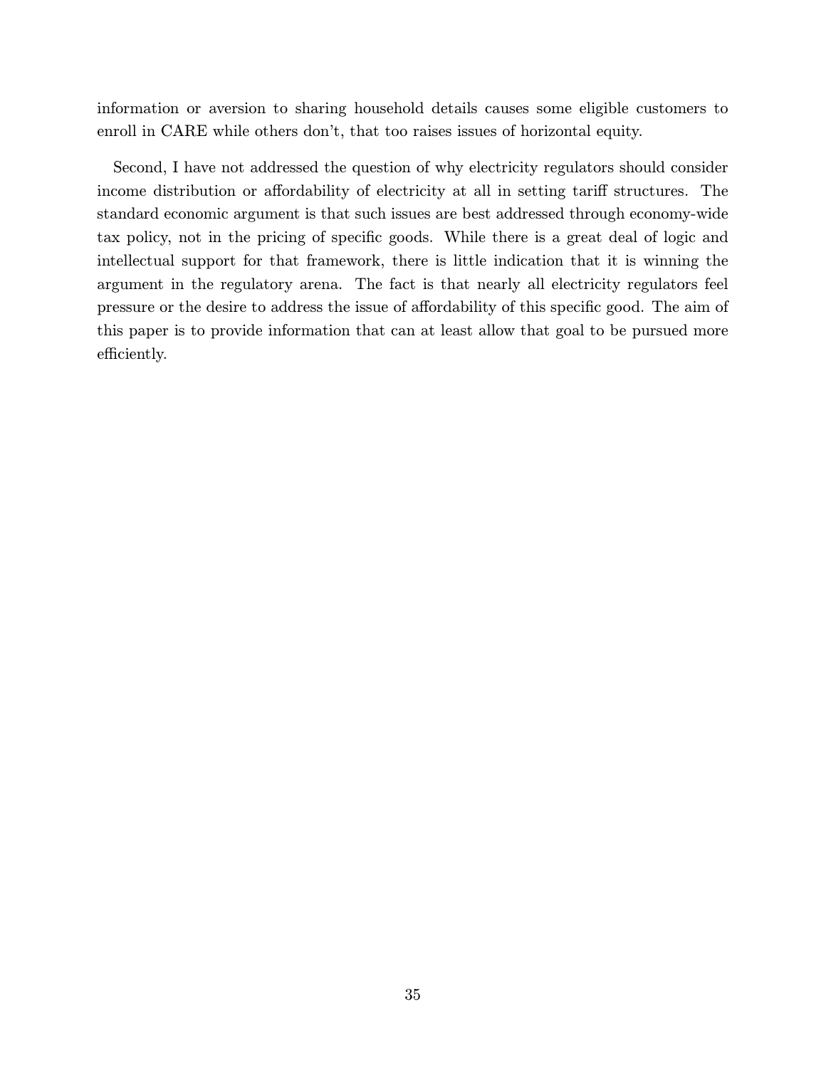information or aversion to sharing household details causes some eligible customers to enroll in CARE while others don't, that too raises issues of horizontal equity.

Second, I have not addressed the question of why electricity regulators should consider income distribution or affordability of electricity at all in setting tariff structures. The standard economic argument is that such issues are best addressed through economy-wide tax policy, not in the pricing of specific goods. While there is a great deal of logic and intellectual support for that framework, there is little indication that it is winning the argument in the regulatory arena. The fact is that nearly all electricity regulators feel pressure or the desire to address the issue of affordability of this specific good. The aim of this paper is to provide information that can at least allow that goal to be pursued more efficiently.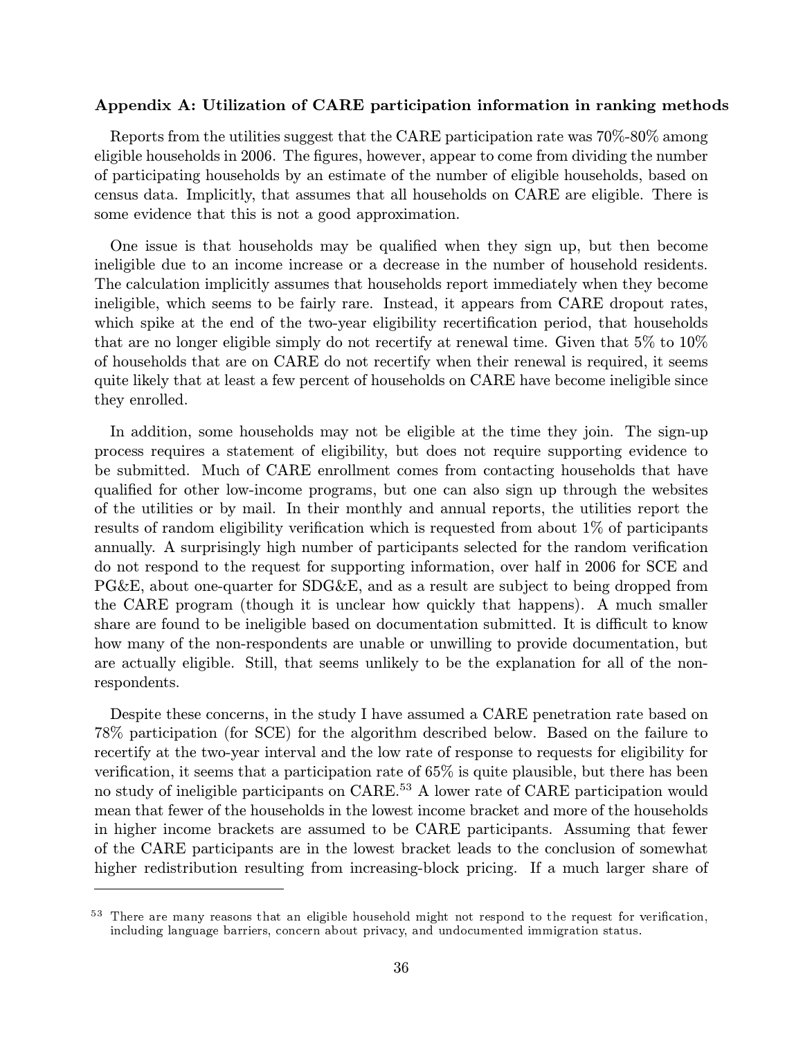**Appendix A: Utilization of CARE participation information in ranking methods**

Reports from the utilities suggest that the CARE participation rate was 70%-80% among eligible households in 2006. The figures, however, appear to come from dividing the number of participating households by an estimate of the number of eligible households, based on census data. Implicitly, that assumes that all households on CARE are eligible. There is some evidence that this is not a good approximation.

One issue is that households may be qualified when they sign up, but then become ineligible due to an income increase or a decrease in the number of household residents. The calculation implicitly assumes that households report immediately when they become ineligible, which seems to be fairly rare. Instead, it appears from CARE dropout rates, which spike at the end of the two-year eligibility recertification period, that households that are no longer eligible simply do not recertify at renewal time. Given that 5% to 10% of households that are on CARE do not recertify when their renewal is required, it seems quite likely that at least a few percent of households on CARE have become ineligible since they enrolled.

In addition, some households may not be eligible at the time they join. The sign-up process requires a statement of eligibility, but does not require supporting evidence to be submitted. Much of CARE enrollment comes from contacting households that have qualified for other low-income programs, but one can also sign up through the websites of the utilities or by mail. In their monthly and annual reports, the utilities report the results of random eligibility verification which is requested from about 1% of participants annually. A surprisingly high number of participants selected for the random verification do not respond to the request for supporting information, over half in 2006 for SCE and PG&E, about one-quarter for SDG&E, and as a result are subject to being dropped from the CARE program (though it is unclear how quickly that happens). A much smaller share are found to be ineligible based on documentation submitted. It is difficult to know how many of the non-respondents are unable or unwilling to provide documentation, but are actually eligible. Still, that seems unlikely to be the explanation for all of the non-respondents.

Despite these concerns, in the study I have assumed a CARE penetration rate based on 78% participation (for SCE) for the algorithm described below. Based on the failure to recertify at the two-year interval and the low rate of response to requests for eligibility for verification, it seems that a participation rate of 65% is quite plausible, but there has been no study of ineligible participants on CARE.[53] A lower rate of CARE participation would mean that fewer of the households in the lowest income bracket and more of the households in higher income brackets are assumed to be CARE participants. Assuming that fewer of the CARE participants are in the lowest bracket leads to the conclusion of somewhat higher redistribution resulting from increasing-block pricing. If a much larger share of

[53] There are many reasons that an eligible household might not respond to the request for verification, including language barriers, concern about privacy, and undocumented immigration status.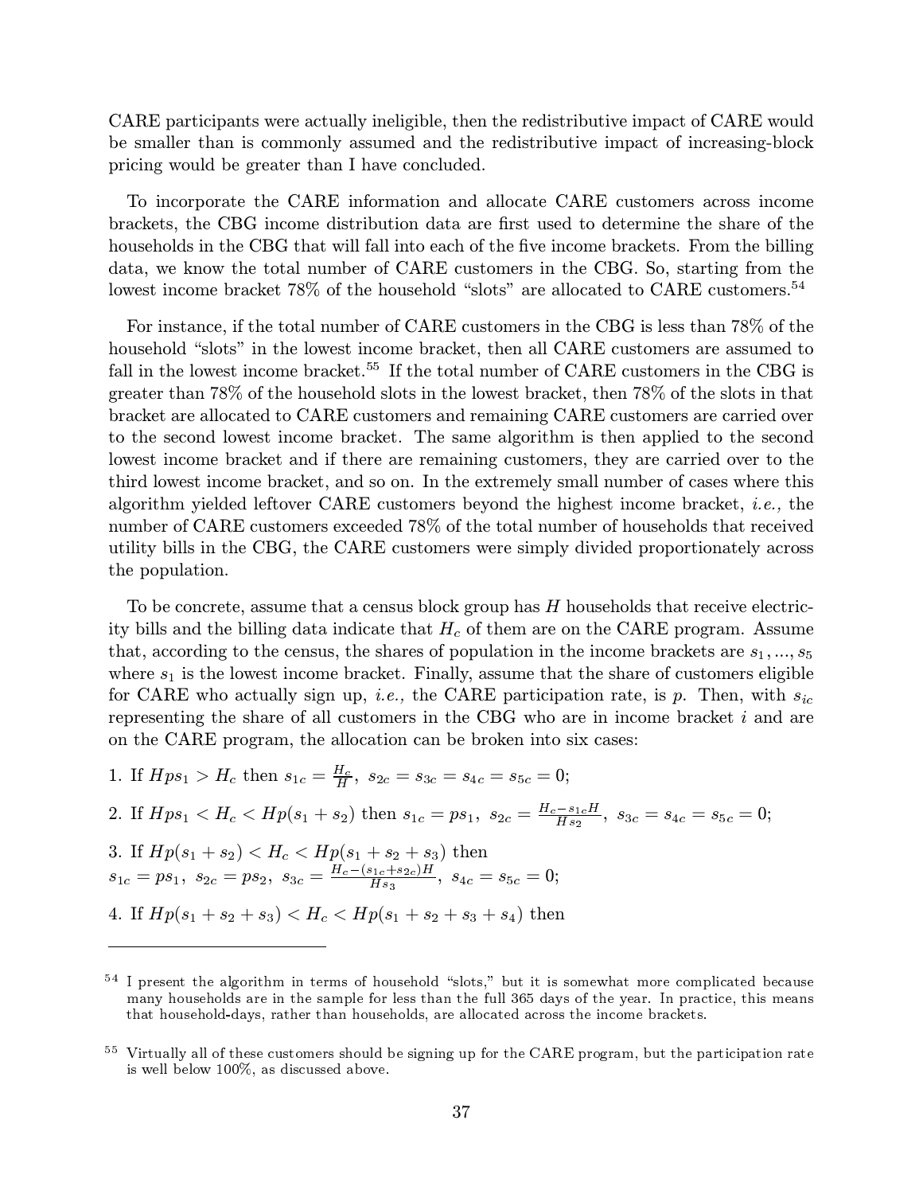CARE participants were actually ineligible, then the redistributive impact of CARE would be smaller than is commonly assumed and the redistributive impact of increasing-block pricing would be greater than I have concluded.

To incorporate the CARE information and allocate CARE customers across income brackets, the CBG income distribution data are first used to determine the share of the households in the CBG that will fall into each of the five income brackets. From the billing data, we know the total number of CARE customers in the CBG. So, starting from the lowest income bracket 78% of the household "slots" are allocated to CARE customers.[54]

For instance, if the total number of CARE customers in the CBG is less than 78% of the household "slots" in the lowest income bracket, then all CARE customers are assumed to fall in the lowest income bracket.[55] If the total number of CARE customers in the CBG is greater than 78% of the household slots in the lowest bracket, then 78% of the slots in that bracket are allocated to CARE customers and remaining CARE customers are carried over to the second lowest income bracket. The same algorithm is then applied to the second lowest income bracket and if there are remaining customers, they are carried over to the third lowest income bracket, and so on. In the extremely small number of cases where this algorithm yielded leftover CARE customers beyond the highest income bracket, *i.e.,* the number of CARE customers exceeded 78% of the total number of households that received utility bills in the CBG, the CARE customers were simply divided proportionately across the population.

To be concrete, assume that a census block group has $H$ households that receive electricity bills and the billing data indicate that $H_c$ of them are on the CARE program. Assume that, according to the census, the shares of population in the income brackets are $s_1, ..., s_5$ where $s_1$ is the lowest income bracket. Finally, assume that the share of customers eligible for CARE who actually sign up, *i.e.,* the CARE participation rate, is $p$. Then, with $s_{ic}$ representing the share of all customers in the CBG who are in income bracket $i$ and are on the CARE program, the allocation can be broken into six cases:

1. If $Hps_1 > H_c$ then $s_{1c} = \frac{H_c}{H}$, $s_{2c} = s_{3c} = s_{4c} = s_{5c} = 0$;
2. If $Hps_1 < H_c < Hp(s_1 + s_2)$ then $s_{1c} = ps_1$, $s_{2c} = \frac{H_c - s_{1c}H}{Hs_2}$, $s_{3c} = s_{4c} = s_{5c} = 0$;
3. If $Hp(s_1 + s_2) < H_c < Hp(s_1 + s_2 + s_3)$ then $s_{1c} = ps_1$, $s_{2c} = ps_2$, $s_{3c} = \frac{H_c - (s_{1c} + s_{2c})H}{Hs_3}$, $s_{4c} = s_{5c} = 0$;
4. If $Hp(s_1 + s_2 + s_3) < H_c < Hp(s_1 + s_2 + s_3 + s_4)$ then

---

[54] I present the algorithm in terms of household "slots," but it is somewhat more complicated because many households are in the sample for less than the full 365 days of the year. In practice, this means that household-days, rather than households, are allocated across the income brackets.

[55] Virtually all of these customers should be signing up for the CARE program, but the participation rate is well below 100%, as discussed above.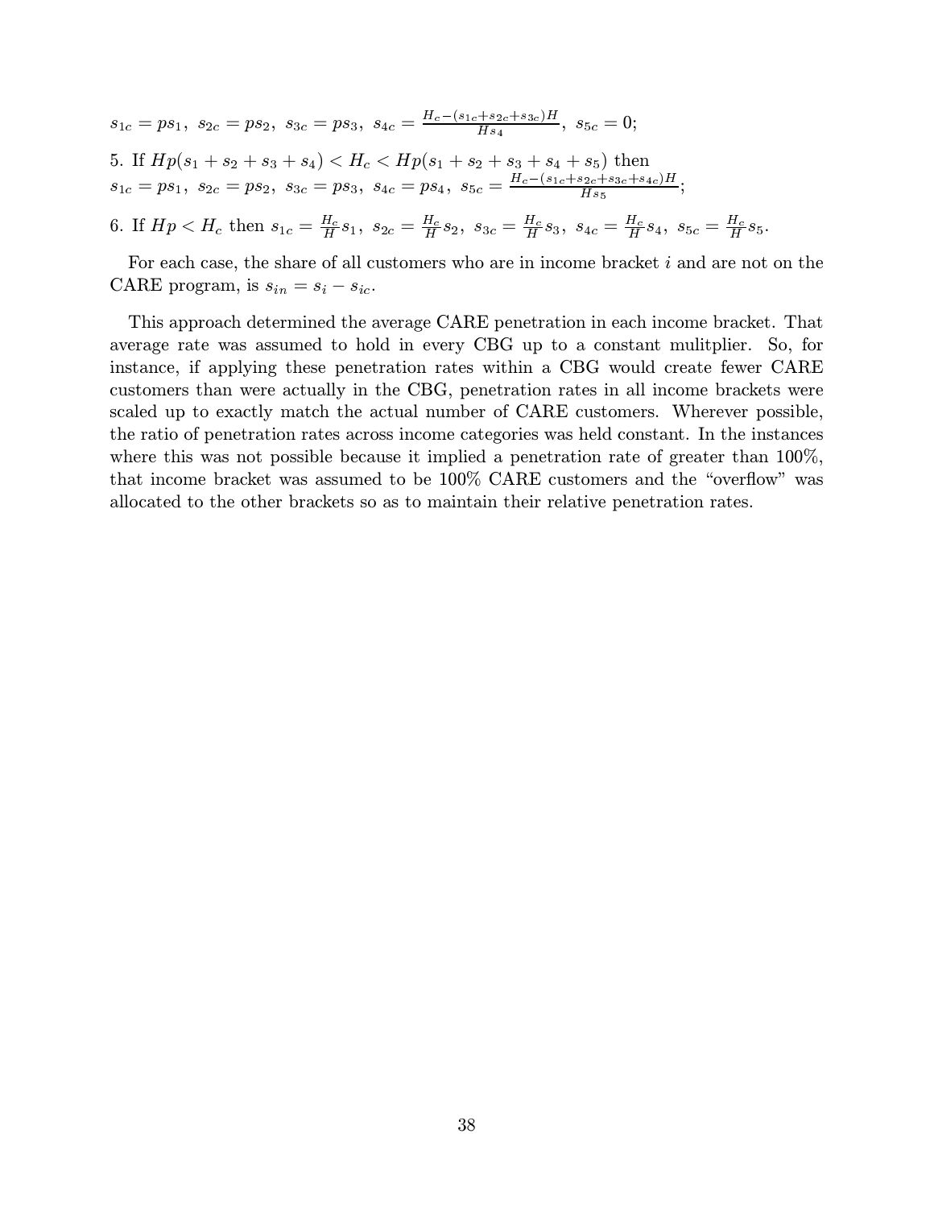$s_{1c} = ps_1,\ s_{2c} = ps_2,\ s_{3c} = ps_3,\ s_{4c} = \frac{H_c - (s_{1c} + s_{2c} + s_{3c})H}{Hs_4},\ s_{5c} = 0;$

5. If $Hp(s_1 + s_2 + s_3 + s_4) < H_c < Hp(s_1 + s_2 + s_3 + s_4 + s_5)$ then
$s_{1c} = ps_1,\ s_{2c} = ps_2,\ s_{3c} = ps_3,\ s_{4c} = ps_4,\ s_{5c} = \frac{H_c - (s_{1c} + s_{2c} + s_{3c} + s_{4c})H}{Hs_5};$

6. If $Hp < H_c$ then $s_{1c} = \frac{H_c}{H}s_1,\ s_{2c} = \frac{H_c}{H}s_2,\ s_{3c} = \frac{H_c}{H}s_3,\ s_{4c} = \frac{H_c}{H}s_4,\ s_{5c} = \frac{H_c}{H}s_5.$

For each case, the share of all customers who are in income bracket $i$ and are not on the CARE program, is $s_{in} = s_i - s_{ic}$.

This approach determined the average CARE penetration in each income bracket. That average rate was assumed to hold in every CBG up to a constant mulitplier. So, for instance, if applying these penetration rates within a CBG would create fewer CARE customers than were actually in the CBG, penetration rates in all income brackets were scaled up to exactly match the actual number of CARE customers. Wherever possible, the ratio of penetration rates across income categories was held constant. In the instances where this was not possible because it implied a penetration rate of greater than 100%, that income bracket was assumed to be 100% CARE customers and the "overflow" was allocated to the other brackets so as to maintain their relative penetration rates.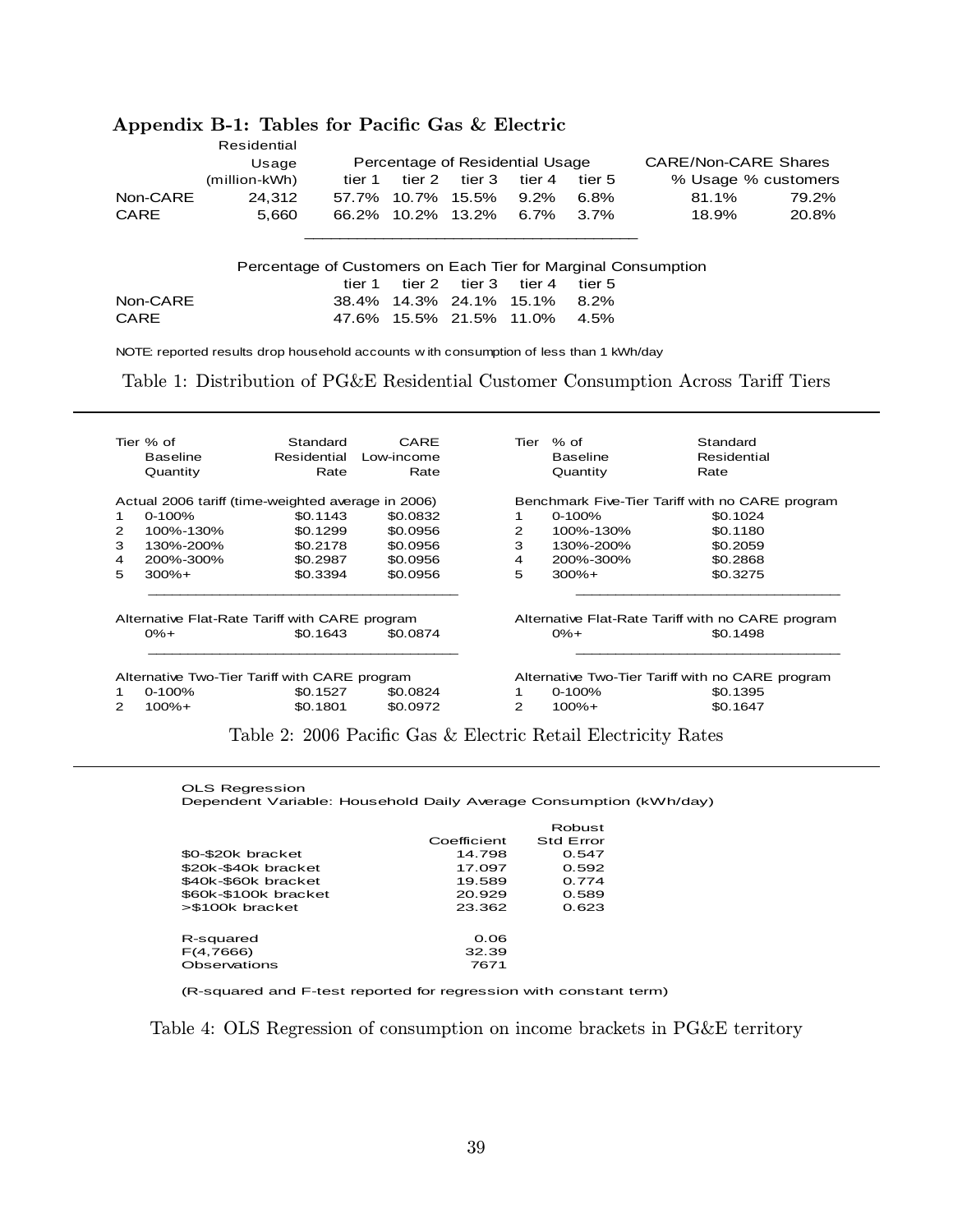### Appendix B-1: Tables for Pacific Gas & Electric

| | Residential Usage (million-kWh) | Percentage of Residential Usage | | | | | CARE/Non-CARE Shares | |
|---|---|---|---|---|---|---|---|---|
| | | tier 1 | tier 2 | tier 3 | tier 4 | tier 5 | % Usage | % customers |
| Non-CARE | 24,312 | 57.7% | 10.7% | 15.5% | 9.2% | 6.8% | 81.1% | 79.2% |
| CARE | 5,660 | 66.2% | 10.2% | 13.2% | 6.7% | 3.7% | 18.9% | 20.8% |

| | Percentage of Customers on Each Tier for Marginal Consumption | | | | |
|---|---|---|---|---|---|
| | tier 1 | tier 2 | tier 3 | tier 4 | tier 5 |
| Non-CARE | 38.4% | 14.3% | 24.1% | 15.1% | 8.2% |
| CARE | 47.6% | 15.5% | 21.5% | 11.0% | 4.5% |

NOTE: reported results drop household accounts with consumption of less than 1 kWh/day

Table 1: Distribution of PG&E Residential Customer Consumption Across Tariff Tiers

| Tier | % of Baseline Quantity | Standard Residential Rate | CARE Low-income Rate | Tier | % of Baseline Quantity | Standard Residential Rate |
|---|---|---|---|---|---|---|
| Actual 2006 tariff (time-weighted average in 2006) | | | | Benchmark Five-Tier Tariff with no CARE program | | |
| 1 | 0-100% | $0.1143 | $0.0832 | 1 | 0-100% | $0.1024 |
| 2 | 100%-130% | $0.1299 | $0.0956 | 2 | 100%-130% | $0.1180 |
| 3 | 130%-200% | $0.2178 | $0.0956 | 3 | 130%-200% | $0.2059 |
| 4 | 200%-300% | $0.2987 | $0.0956 | 4 | 200%-300% | $0.2868 |
| 5 | 300%+ | $0.3394 | $0.0956 | 5 | 300%+ | $0.3275 |
| Alternative Flat-Rate Tariff with CARE program | | | | Alternative Flat-Rate Tariff with no CARE program | | |
| | 0%+ | $0.1643 | $0.0874 | | 0%+ | $0.1498 |
| Alternative Two-Tier Tariff with CARE program | | | | Alternative Two-Tier Tariff with no CARE program | | |
| 1 | 0-100% | $0.1527 | $0.0824 | 1 | 0-100% | $0.1395 |
| 2 | 100%+ | $0.1801 | $0.0972 | 2 | 100%+ | $0.1647 |

Table 2: 2006 Pacific Gas & Electric Retail Electricity Rates

OLS Regression
Dependent Variable: Household Daily Average Consumption (kWh/day)

| | Coefficient | Robust Std Error |
|---|---|---|
| $0-$20k bracket | 14.798 | 0.547 |
| $20k-$40k bracket | 17.097 | 0.592 |
| $40k-$60k bracket | 19.589 | 0.774 |
| $60k-$100k bracket | 20.929 | 0.589 |
| >$100k bracket | 23.362 | 0.623 |
| R-squared | 0.06 | |
| F(4,7666) | 32.39 | |
| Observations | 7671 | |

(R-squared and F-test reported for regression with constant term)

Table 4: OLS Regression of consumption on income brackets in PG&E territory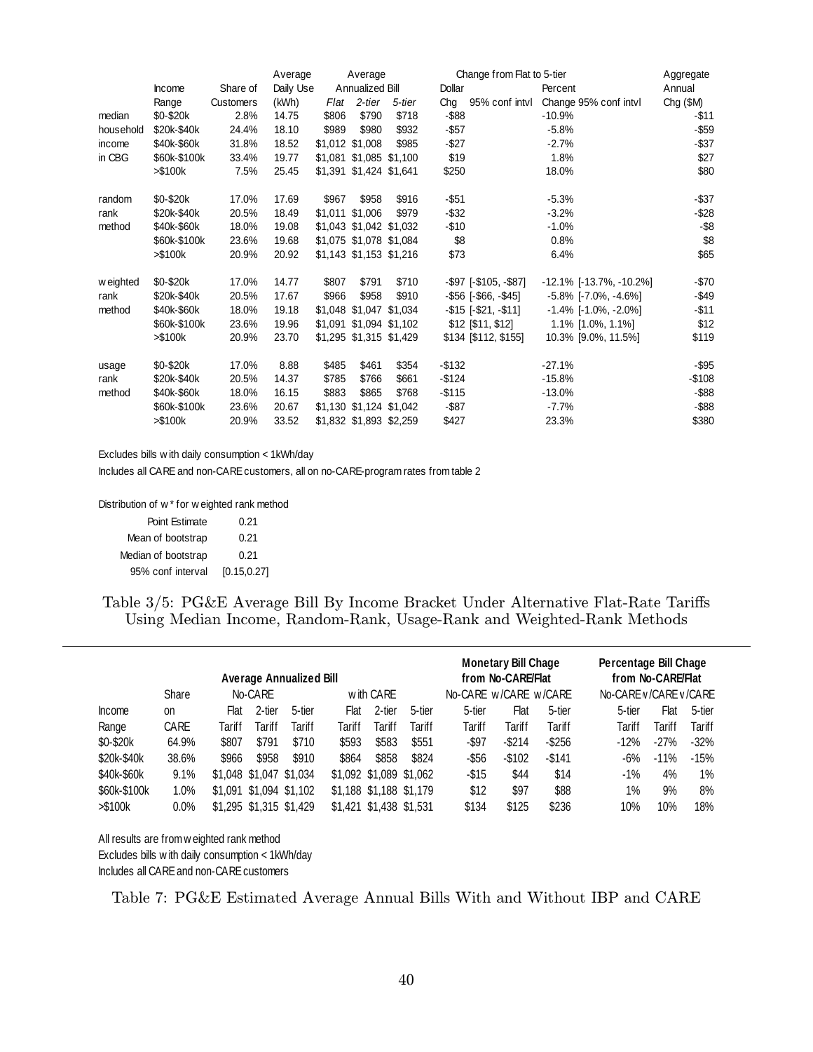| | Income Range | Share of Customers | Average Daily Use (kWh) | Average Annualized Bill Flat | 2-tier | 5-tier | Change from Flat to 5-tier Dollar Chg | 95% conf intvl | Percent Change | 95% conf intvl | Aggregate Annual Chg ($M) |
|---|---|---|---|---|---|---|---|---|---|---|---|
| median household income in CBG | $0-$20k | 2.8% | 14.75 | $806 | $790 | $718 | -$88 | | -10.9% | | -$11 |
| | $20k-$40k | 24.4% | 18.10 | $989 | $980 | $932 | -$57 | | -5.8% | | -$59 |
| | $40k-$60k | 31.8% | 18.52 | $1,012 | $1,008 | $985 | -$27 | | -2.7% | | -$37 |
| | $60k-$100k | 33.4% | 19.77 | $1,081 | $1,085 | $1,100 | $19 | | 1.8% | | $27 |
| | >$100k | 7.5% | 25.45 | $1,391 | $1,424 | $1,641 | $250 | | 18.0% | | $80 |
| random rank method | $0-$20k | 17.0% | 17.69 | $967 | $958 | $916 | -$51 | | -5.3% | | -$37 |
| | $20k-$40k | 20.5% | 18.49 | $1,011 | $1,006 | $979 | -$32 | | -3.2% | | -$28 |
| | $40k-$60k | 18.0% | 19.08 | $1,043 | $1,042 | $1,032 | -$10 | | -1.0% | | -$8 |
| | $60k-$100k | 23.6% | 19.68 | $1,075 | $1,078 | $1,084 | $8 | | 0.8% | | $8 |
| | >$100k | 20.9% | 20.92 | $1,143 | $1,153 | $1,216 | $73 | | 6.4% | | $65 |
| weighted rank method | $0-$20k | 17.0% | 14.77 | $807 | $791 | $710 | -$97 | [-$105, -$87] | -12.1% | [-13.7%, -10.2%] | -$70 |
| | $20k-$40k | 20.5% | 17.67 | $966 | $958 | $910 | -$56 | [-$66, -$45] | -5.8% | [-7.0%, -4.6%] | -$49 |
| | $40k-$60k | 18.0% | 19.18 | $1,048 | $1,047 | $1,034 | -$15 | [-$21, -$11] | -1.4% | [-1.0%, -2.0%] | -$11 |
| | $60k-$100k | 23.6% | 19.96 | $1,091 | $1,094 | $1,102 | $12 | [$11, $12] | 1.1% | [1.0%, 1.1%] | $12 |
| | >$100k | 20.9% | 23.70 | $1,295 | $1,315 | $1,429 | $134 | [$112, $155] | 10.3% | [9.0%, 11.5%] | $119 |
| usage rank method | $0-$20k | 17.0% | 8.88 | $485 | $461 | $354 | -$132 | | -27.1% | | -$95 |
| | $20k-$40k | 20.5% | 14.37 | $785 | $766 | $661 | -$124 | | -15.8% | | -$108 |
| | $40k-$60k | 18.0% | 16.15 | $883 | $865 | $768 | -$115 | | -13.0% | | -$88 |
| | $60k-$100k | 23.6% | 20.67 | $1,130 | $1,124 | $1,042 | -$87 | | -7.7% | | -$88 |
| | >$100k | 20.9% | 33.52 | $1,832 | $1,893 | $2,259 | $427 | | 23.3% | | $380 |

Excludes bills with daily consumption < 1kWh/day

Includes all CARE and non-CARE customers, all on no-CARE-program rates from table 2

Distribution of w* for weighted rank method

| | |
|---|---|
| Point Estimate | 0.21 |
| Mean of bootstrap | 0.21 |
| Median of bootstrap | 0.21 |
| 95% conf interval | [0.15,0.27] |

Table 3/5: PG&E Average Bill By Income Bracket Under Alternative Flat-Rate Tariffs Using Median Income, Random-Rank, Usage-Rank and Weighted-Rank Methods

| Income Range | Share on CARE | Average Annualized Bill: No-CARE Flat Tariff | No-CARE 2-tier Tariff | No-CARE 5-tier Tariff | with CARE Flat Tariff | with CARE 2-tier Tariff | with CARE 5-tier Tariff | Monetary Bill Chage from No-CARE/Flat: No-CARE 5-tier Tariff | w/CARE Flat Tariff | w/CARE 5-tier Tariff | Percentage Bill Chage from No-CARE/Flat: No-CARE 5-tier Tariff | w/CARE Flat Tariff | w/CARE 5-tier Tariff |
|---|---|---|---|---|---|---|---|---|---|---|---|---|---|
| $0-$20k | 64.9% | $807 | $791 | $710 | $593 | $583 | $551 | -$97 | -$214 | -$256 | -12% | -27% | -32% |
| $20k-$40k | 38.6% | $966 | $958 | $910 | $864 | $858 | $824 | -$56 | -$102 | -$141 | -6% | -11% | -15% |
| $40k-$60k | 9.1% | $1,048 | $1,047 | $1,034 | $1,092 | $1,089 | $1,062 | -$15 | $44 | $14 | -1% | 4% | 1% |
| $60k-$100k | 1.0% | $1,091 | $1,094 | $1,102 | $1,188 | $1,188 | $1,179 | $12 | $97 | $88 | 1% | 9% | 8% |
| >$100k | 0.0% | $1,295 | $1,315 | $1,429 | $1,421 | $1,438 | $1,531 | $134 | $125 | $236 | 10% | 10% | 18% |

All results are from weighted rank method

Excludes bills with daily consumption < 1kWh/day

Includes all CARE and non-CARE customers

Table 7: PG&E Estimated Average Annual Bills With and Without IBP and CARE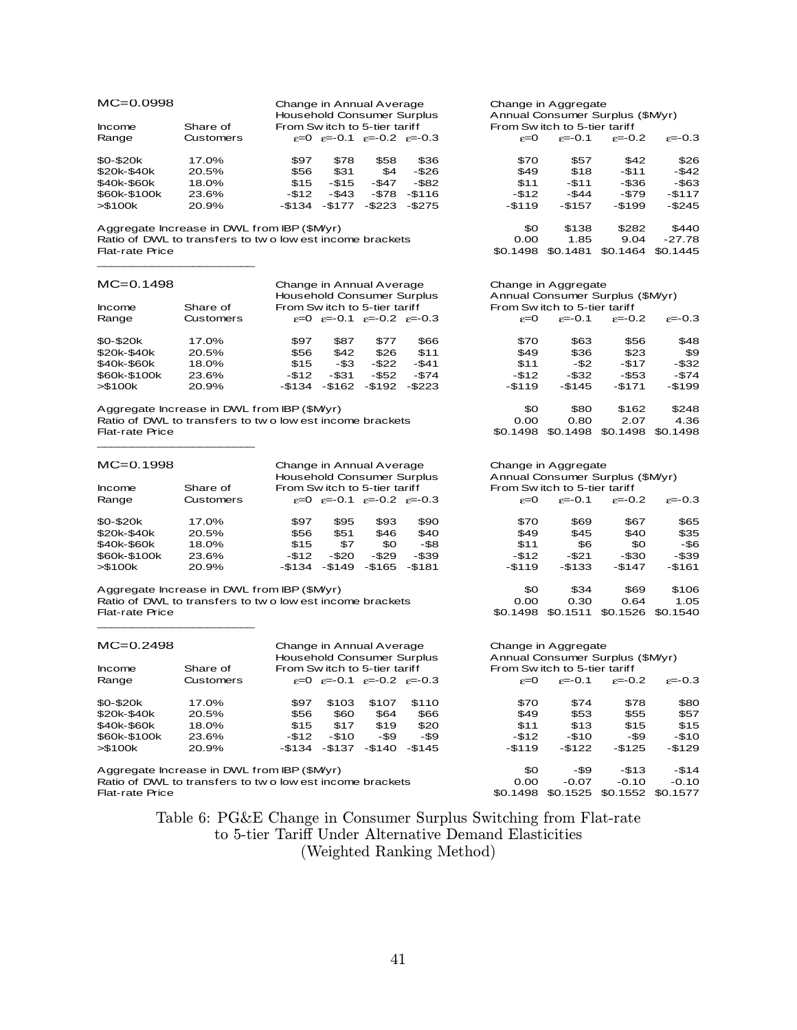MC=0.0998

| Income Range | Share of Customers | Change in Annual Average Household Consumer Surplus From Switch to 5-tier tariff | | | | Change in Aggregate Annual Consumer Surplus ($M/yr) From Switch to 5-tier tariff | | | |
|---|---|---|---|---|---|---|---|---|---|
| | | $\varepsilon$=0 | $\varepsilon$=-0.1 | $\varepsilon$=-0.2 | $\varepsilon$=-0.3 | $\varepsilon$=0 | $\varepsilon$=-0.1 | $\varepsilon$=-0.2 | $\varepsilon$=-0.3 |
| $0-$20k | 17.0% | $97 | $78 | $58 | $36 | $70 | $57 | $42 | $26 |
| $20k-$40k | 20.5% | $56 | $31 | $4 | -$26 | $49 | $18 | -$11 | -$42 |
| $40k-$60k | 18.0% | $15 | -$15 | -$47 | -$82 | $11 | -$11 | -$36 | -$63 |
| $60k-$100k | 23.6% | -$12 | -$43 | -$78 | -$116 | -$12 | -$44 | -$79 | -$117 |
| >$100k | 20.9% | -$134 | -$177 | -$223 | -$275 | -$119 | -$157 | -$199 | -$245 |
| Aggregate Increase in DWL from IBP ($M/yr) | | | | | | $0 | $138 | $282 | $440 |
| Ratio of DWL to transfers to two lowest income brackets | | | | | | 0.00 | 1.85 | 9.04 | -27.78 |
| Flat-rate Price | | | | | | $0.1498 | $0.1481 | $0.1464 | $0.1445 |

MC=0.1498

| Income Range | Share of Customers | Change in Annual Average Household Consumer Surplus From Switch to 5-tier tariff | | | | Change in Aggregate Annual Consumer Surplus ($M/yr) From Switch to 5-tier tariff | | | |
|---|---|---|---|---|---|---|---|---|---|
| | | $\varepsilon$=0 | $\varepsilon$=-0.1 | $\varepsilon$=-0.2 | $\varepsilon$=-0.3 | $\varepsilon$=0 | $\varepsilon$=-0.1 | $\varepsilon$=-0.2 | $\varepsilon$=-0.3 |
| $0-$20k | 17.0% | $97 | $87 | $77 | $66 | $70 | $63 | $56 | $48 |
| $20k-$40k | 20.5% | $56 | $42 | $26 | $11 | $49 | $36 | $23 | $9 |
| $40k-$60k | 18.0% | $15 | -$3 | -$22 | -$41 | $11 | -$2 | -$17 | -$32 |
| $60k-$100k | 23.6% | -$12 | -$31 | -$52 | -$74 | -$12 | -$32 | -$53 | -$74 |
| >$100k | 20.9% | -$134 | -$162 | -$192 | -$223 | -$119 | -$145 | -$171 | -$199 |
| Aggregate Increase in DWL from IBP ($M/yr) | | | | | | $0 | $80 | $162 | $248 |
| Ratio of DWL to transfers to two lowest income brackets | | | | | | 0.00 | 0.80 | 2.07 | 4.36 |
| Flat-rate Price | | | | | | $0.1498 | $0.1498 | $0.1498 | $0.1498 |

MC=0.1998

| Income Range | Share of Customers | Change in Annual Average Household Consumer Surplus From Switch to 5-tier tariff | | | | Change in Aggregate Annual Consumer Surplus ($M/yr) From Switch to 5-tier tariff | | | |
|---|---|---|---|---|---|---|---|---|---|
| | | $\varepsilon$=0 | $\varepsilon$=-0.1 | $\varepsilon$=-0.2 | $\varepsilon$=-0.3 | $\varepsilon$=0 | $\varepsilon$=-0.1 | $\varepsilon$=-0.2 | $\varepsilon$=-0.3 |
| $0-$20k | 17.0% | $97 | $95 | $93 | $90 | $70 | $69 | $67 | $65 |
| $20k-$40k | 20.5% | $56 | $51 | $46 | $40 | $49 | $45 | $40 | $35 |
| $40k-$60k | 18.0% | $15 | $7 | $0 | -$8 | $11 | $6 | $0 | -$6 |
| $60k-$100k | 23.6% | -$12 | -$20 | -$29 | -$39 | -$12 | -$21 | -$30 | -$39 |
| >$100k | 20.9% | -$134 | -$149 | -$165 | -$181 | -$119 | -$133 | -$147 | -$161 |
| Aggregate Increase in DWL from IBP ($M/yr) | | | | | | $0 | $34 | $69 | $106 |
| Ratio of DWL to transfers to two lowest income brackets | | | | | | 0.00 | 0.30 | 0.64 | 1.05 |
| Flat-rate Price | | | | | | $0.1498 | $0.1511 | $0.1526 | $0.1540 |

MC=0.2498

| Income Range | Share of Customers | Change in Annual Average Household Consumer Surplus From Switch to 5-tier tariff | | | | Change in Aggregate Annual Consumer Surplus ($M/yr) From Switch to 5-tier tariff | | | |
|---|---|---|---|---|---|---|---|---|---|
| | | $\varepsilon$=0 | $\varepsilon$=-0.1 | $\varepsilon$=-0.2 | $\varepsilon$=-0.3 | $\varepsilon$=0 | $\varepsilon$=-0.1 | $\varepsilon$=-0.2 | $\varepsilon$=-0.3 |
| $0-$20k | 17.0% | $97 | $103 | $107 | $110 | $70 | $74 | $78 | $80 |
| $20k-$40k | 20.5% | $56 | $60 | $64 | $66 | $49 | $53 | $55 | $57 |
| $40k-$60k | 18.0% | $15 | $17 | $19 | $20 | $11 | $13 | $15 | $15 |
| $60k-$100k | 23.6% | -$12 | -$10 | -$9 | -$9 | -$12 | -$10 | -$9 | -$10 |
| >$100k | 20.9% | -$134 | -$137 | -$140 | -$145 | -$119 | -$122 | -$125 | -$129 |
| Aggregate Increase in DWL from IBP ($M/yr) | | | | | | $0 | -$9 | -$13 | -$14 |
| Ratio of DWL to transfers to two lowest income brackets | | | | | | 0.00 | -0.07 | -0.10 | -0.10 |
| Flat-rate Price | | | | | | $0.1498 | $0.1525 | $0.1552 | $0.1577 |

Table 6: PG&E Change in Consumer Surplus Switching from Flat-rate to 5-tier Tariff Under Alternative Demand Elasticities (Weighted Ranking Method)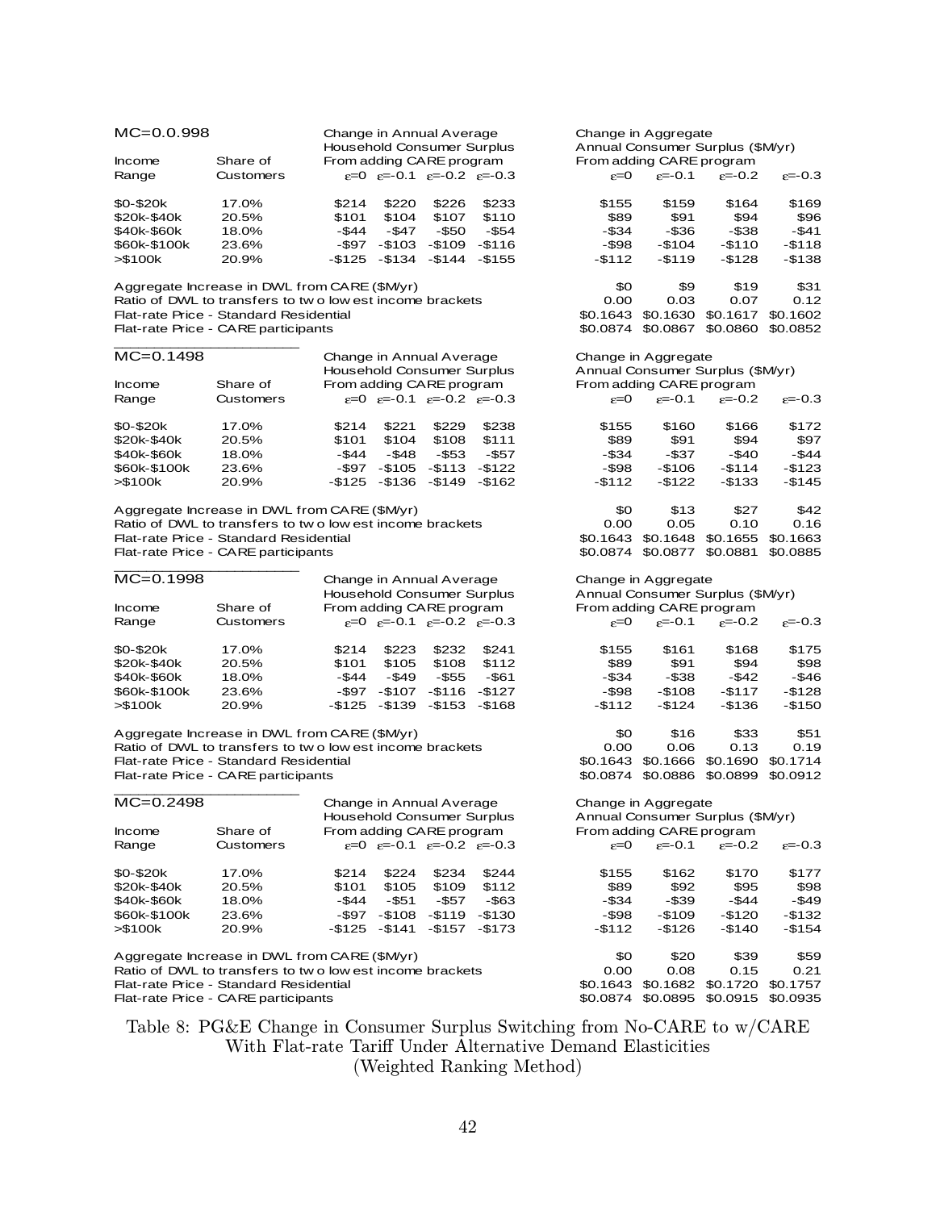| MC=0.0998 | | Change in Annual Average Household Consumer Surplus From adding CARE program | | | | Change in Aggregate Annual Consumer Surplus ($M/yr) From adding CARE program | | | |
|---|---|---|---|---|---|---|---|---|---|
| Income Range | Share of Customers | ε=0 | ε=-0.1 | ε=-0.2 | ε=-0.3 | ε=0 | ε=-0.1 | ε=-0.2 | ε=-0.3 |
| $0-$20k | 17.0% | $214 | $220 | $226 | $233 | $155 | $159 | $164 | $169 |
| $20k-$40k | 20.5% | $101 | $104 | $107 | $110 | $89 | $91 | $94 | $96 |
| $40k-$60k | 18.0% | -$44 | -$47 | -$50 | -$54 | -$34 | -$36 | -$38 | -$41 |
| $60k-$100k | 23.6% | -$97 | -$103 | -$109 | -$116 | -$98 | -$104 | -$110 | -$118 |
| >$100k | 20.9% | -$125 | -$134 | -$144 | -$155 | -$112 | -$119 | -$128 | -$138 |
| Aggregate Increase in DWL from CARE ($M/yr) | | | | | | $0 | $9 | $19 | $31 |
| Ratio of DWL to transfers to two lowest income brackets | | | | | | 0.00 | 0.03 | 0.07 | 0.12 |
| Flat-rate Price - Standard Residential | | | | | | $0.1643 | $0.1630 | $0.1617 | $0.1602 |
| Flat-rate Price - CARE participants | | | | | | $0.0874 | $0.0867 | $0.0860 | $0.0852 |

| MC=0.1498 | | Change in Annual Average Household Consumer Surplus From adding CARE program | | | | Change in Aggregate Annual Consumer Surplus ($M/yr) From adding CARE program | | | |
|---|---|---|---|---|---|---|---|---|---|
| Income Range | Share of Customers | ε=0 | ε=-0.1 | ε=-0.2 | ε=-0.3 | ε=0 | ε=-0.1 | ε=-0.2 | ε=-0.3 |
| $0-$20k | 17.0% | $214 | $221 | $229 | $238 | $155 | $160 | $166 | $172 |
| $20k-$40k | 20.5% | $101 | $104 | $108 | $111 | $89 | $91 | $94 | $97 |
| $40k-$60k | 18.0% | -$44 | -$48 | -$53 | -$57 | -$34 | -$37 | -$40 | -$44 |
| $60k-$100k | 23.6% | -$97 | -$105 | -$113 | -$122 | -$98 | -$106 | -$114 | -$123 |
| >$100k | 20.9% | -$125 | -$136 | -$149 | -$162 | -$112 | -$122 | -$133 | -$145 |
| Aggregate Increase in DWL from CARE ($M/yr) | | | | | | $0 | $13 | $27 | $42 |
| Ratio of DWL to transfers to two lowest income brackets | | | | | | 0.00 | 0.05 | 0.10 | 0.16 |
| Flat-rate Price - Standard Residential | | | | | | $0.1643 | $0.1648 | $0.1655 | $0.1663 |
| Flat-rate Price - CARE participants | | | | | | $0.0874 | $0.0877 | $0.0881 | $0.0885 |

| MC=0.1998 | | Change in Annual Average Household Consumer Surplus From adding CARE program | | | | Change in Aggregate Annual Consumer Surplus ($M/yr) From adding CARE program | | | |
|---|---|---|---|---|---|---|---|---|---|
| Income Range | Share of Customers | ε=0 | ε=-0.1 | ε=-0.2 | ε=-0.3 | ε=0 | ε=-0.1 | ε=-0.2 | ε=-0.3 |
| $0-$20k | 17.0% | $214 | $223 | $232 | $241 | $155 | $161 | $168 | $175 |
| $20k-$40k | 20.5% | $101 | $105 | $108 | $112 | $89 | $91 | $94 | $98 |
| $40k-$60k | 18.0% | -$44 | -$49 | -$55 | -$61 | -$34 | -$38 | -$42 | -$46 |
| $60k-$100k | 23.6% | -$97 | -$107 | -$116 | -$127 | -$98 | -$108 | -$117 | -$128 |
| >$100k | 20.9% | -$125 | -$139 | -$153 | -$168 | -$112 | -$124 | -$136 | -$150 |
| Aggregate Increase in DWL from CARE ($M/yr) | | | | | | $0 | $16 | $33 | $51 |
| Ratio of DWL to transfers to two lowest income brackets | | | | | | 0.00 | 0.06 | 0.13 | 0.19 |
| Flat-rate Price - Standard Residential | | | | | | $0.1643 | $0.1666 | $0.1690 | $0.1714 |
| Flat-rate Price - CARE participants | | | | | | $0.0874 | $0.0886 | $0.0899 | $0.0912 |

| MC=0.2498 | | Change in Annual Average Household Consumer Surplus From adding CARE program | | | | Change in Aggregate Annual Consumer Surplus ($M/yr) From adding CARE program | | | |
|---|---|---|---|---|---|---|---|---|---|
| Income Range | Share of Customers | ε=0 | ε=-0.1 | ε=-0.2 | ε=-0.3 | ε=0 | ε=-0.1 | ε=-0.2 | ε=-0.3 |
| $0-$20k | 17.0% | $214 | $224 | $234 | $244 | $155 | $162 | $170 | $177 |
| $20k-$40k | 20.5% | $101 | $105 | $109 | $112 | $89 | $92 | $95 | $98 |
| $40k-$60k | 18.0% | -$44 | -$51 | -$57 | -$63 | -$34 | -$39 | -$44 | -$49 |
| $60k-$100k | 23.6% | -$97 | -$108 | -$119 | -$130 | -$98 | -$109 | -$120 | -$132 |
| >$100k | 20.9% | -$125 | -$141 | -$157 | -$173 | -$112 | -$126 | -$140 | -$154 |
| Aggregate Increase in DWL from CARE ($M/yr) | | | | | | $0 | $20 | $39 | $59 |
| Ratio of DWL to transfers to two lowest income brackets | | | | | | 0.00 | 0.08 | 0.15 | 0.21 |
| Flat-rate Price - Standard Residential | | | | | | $0.1643 | $0.1682 | $0.1720 | $0.1757 |
| Flat-rate Price - CARE participants | | | | | | $0.0874 | $0.0895 | $0.0915 | $0.0935 |

Table 8: PG&E Change in Consumer Surplus Switching from No-CARE to w/CARE With Flat-rate Tariff Under Alternative Demand Elasticities (Weighted Ranking Method)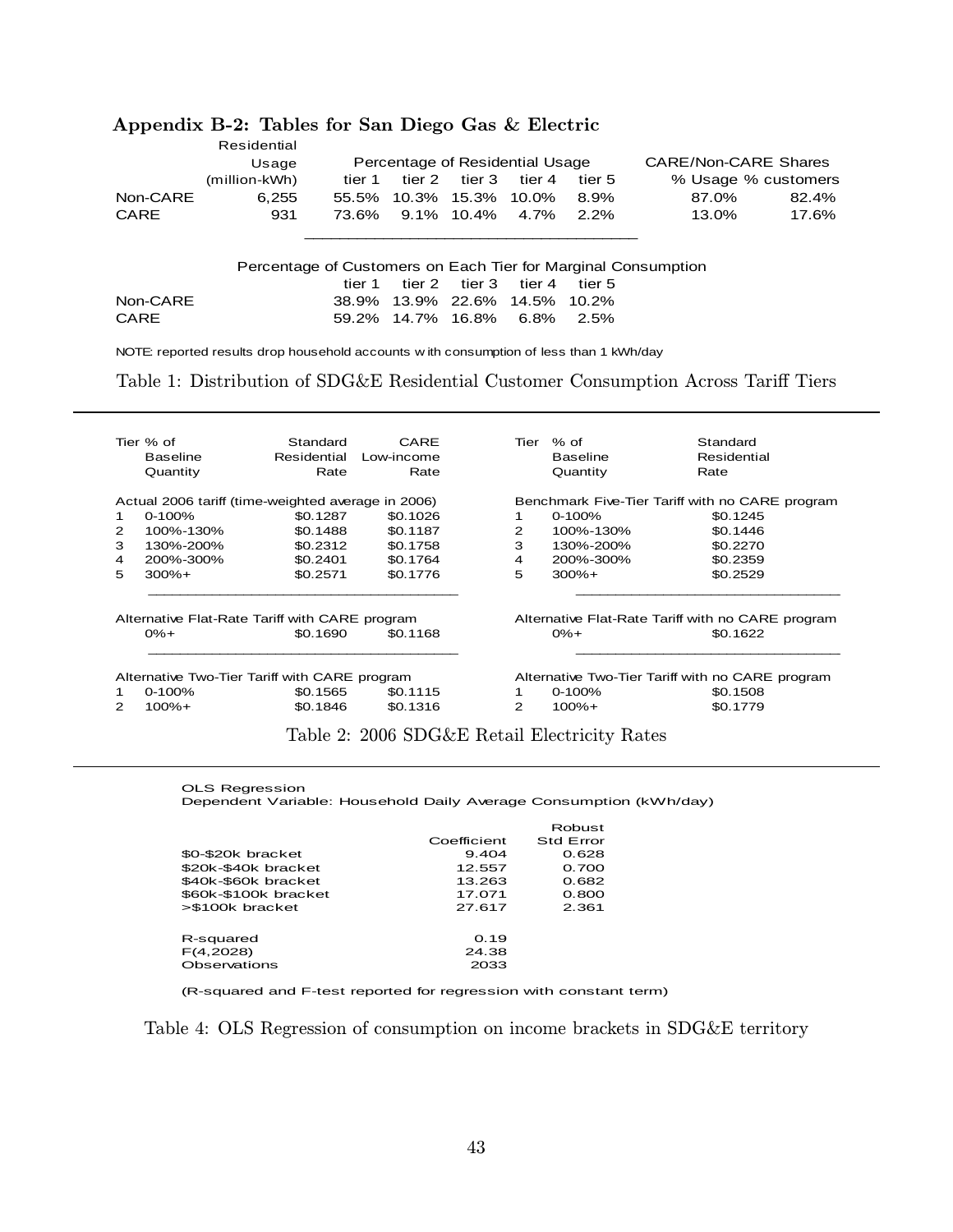## Appendix B-2: Tables for San Diego Gas & Electric

| | Residential Usage (million-kWh) | Percentage of Residential Usage | | | | | CARE/Non-CARE Shares | |
|---|---|---|---|---|---|---|---|---|
| | | tier 1 | tier 2 | tier 3 | tier 4 | tier 5 | % Usage | % customers |
| Non-CARE | 6,255 | 55.5% | 10.3% | 15.3% | 10.0% | 8.9% | 87.0% | 82.4% |
| CARE | 931 | 73.6% | 9.1% | 10.4% | 4.7% | 2.2% | 13.0% | 17.6% |

| | Percentage of Customers on Each Tier for Marginal Consumption | | | | |
|---|---|---|---|---|---|
| | tier 1 | tier 2 | tier 3 | tier 4 | tier 5 |
| Non-CARE | 38.9% | 13.9% | 22.6% | 14.5% | 10.2% |
| CARE | 59.2% | 14.7% | 16.8% | 6.8% | 2.5% |

NOTE: reported results drop household accounts with consumption of less than 1 kWh/day

Table 1: Distribution of SDG&E Residential Customer Consumption Across Tariff Tiers

| Tier | % of Baseline Quantity | Standard Residential Rate | CARE Low-income Rate |
|---|---|---|---|
| **Actual 2006 tariff (time-weighted average in 2006)** | | | |
| 1 | 0-100% | $0.1287 | $0.1026 |
| 2 | 100%-130% | $0.1488 | $0.1187 |
| 3 | 130%-200% | $0.2312 | $0.1758 |
| 4 | 200%-300% | $0.2401 | $0.1764 |
| 5 | 300%+ | $0.2571 | $0.1776 |
| **Alternative Flat-Rate Tariff with CARE program** | | | |
| | 0%+ | $0.1690 | $0.1168 |
| **Alternative Two-Tier Tariff with CARE program** | | | |
| 1 | 0-100% | $0.1565 | $0.1115 |
| 2 | 100%+ | $0.1846 | $0.1316 |

| Tier | % of Baseline Quantity | Standard Residential Rate |
|---|---|---|
| **Benchmark Five-Tier Tariff with no CARE program** | | |
| 1 | 0-100% | $0.1245 |
| 2 | 100%-130% | $0.1446 |
| 3 | 130%-200% | $0.2270 |
| 4 | 200%-300% | $0.2359 |
| 5 | 300%+ | $0.2529 |
| **Alternative Flat-Rate Tariff with no CARE program** | | |
| | 0%+ | $0.1622 |
| **Alternative Two-Tier Tariff with no CARE program** | | |
| 1 | 0-100% | $0.1508 |
| 2 | 100%+ | $0.1779 |

Table 2: 2006 SDG&E Retail Electricity Rates

OLS Regression
Dependent Variable: Household Daily Average Consumption (kWh/day)

| | Coefficient | Robust Std Error |
|---|---|---|
| $0-$20k bracket | 9.404 | 0.628 |
| $20k-$40k bracket | 12.557 | 0.700 |
| $40k-$60k bracket | 13.263 | 0.682 |
| $60k-$100k bracket | 17.071 | 0.800 |
| >$100k bracket | 27.617 | 2.361 |
| | | |
| R-squared | 0.19 | |
| F(4,2028) | 24.38 | |
| Observations | 2033 | |

(R-squared and F-test reported for regression with constant term)

Table 4: OLS Regression of consumption on income brackets in SDG&E territory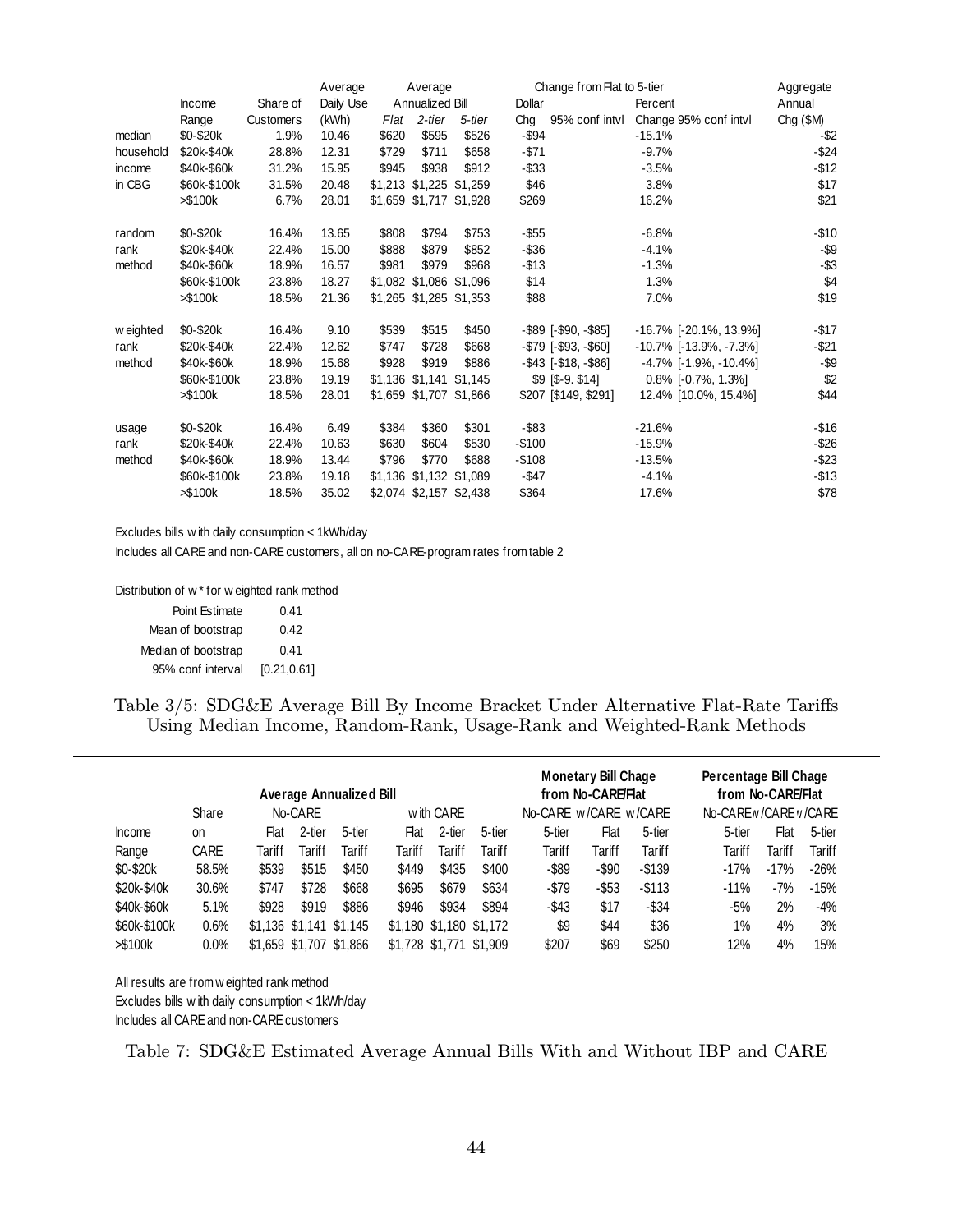| | Income Range | Share of Customers | Average Daily Use (kWh) | Average Annualized Bill Flat | 2-tier | 5-tier | Change from Flat to 5-tier Dollar Chg | 95% conf intvl | Percent Change | 95% conf intvl | Aggregate Annual Chg ($M) |
|---|---|---|---|---|---|---|---|---|---|---|---|
| median | $0-$20k | 1.9% | 10.46 | $620 | $595 | $526 | -$94 | | -15.1% | | -$2 |
| household | $20k-$40k | 28.8% | 12.31 | $729 | $711 | $658 | -$71 | | -9.7% | | -$24 |
| income | $40k-$60k | 31.2% | 15.95 | $945 | $938 | $912 | -$33 | | -3.5% | | -$12 |
| in CBG | $60k-$100k | 31.5% | 20.48 | $1,213 | $1,225 | $1,259 | $46 | | 3.8% | | $17 |
| | >$100k | 6.7% | 28.01 | $1,659 | $1,717 | $1,928 | $269 | | 16.2% | | $21 |
| random | $0-$20k | 16.4% | 13.65 | $808 | $794 | $753 | -$55 | | -6.8% | | -$10 |
| rank | $20k-$40k | 22.4% | 15.00 | $888 | $879 | $852 | -$36 | | -4.1% | | -$9 |
| method | $40k-$60k | 18.9% | 16.57 | $981 | $979 | $968 | -$13 | | -1.3% | | -$3 |
| | $60k-$100k | 23.8% | 18.27 | $1,082 | $1,086 | $1,096 | $14 | | 1.3% | | $4 |
| | >$100k | 18.5% | 21.36 | $1,265 | $1,285 | $1,353 | $88 | | 7.0% | | $19 |
| weighted | $0-$20k | 16.4% | 9.10 | $539 | $515 | $450 | -$89 | [-$90, -$85] | -16.7% | [-20.1%, 13.9%] | -$17 |
| rank | $20k-$40k | 22.4% | 12.62 | $747 | $728 | $668 | -$79 | [-$93, -$60] | -10.7% | [-13.9%, -7.3%] | -$21 |
| method | $40k-$60k | 18.9% | 15.68 | $928 | $919 | $886 | -$43 | [-$18, -$86] | -4.7% | [-1.9%, -10.4%] | -$9 |
| | $60k-$100k | 23.8% | 19.19 | $1,136 | $1,141 | $1,145 | $9 | [$-9. $14] | 0.8% | [-0.7%, 1.3%] | $2 |
| | >$100k | 18.5% | 28.01 | $1,659 | $1,707 | $1,866 | $207 | [$149, $291] | 12.4% | [10.0%, 15.4%] | $44 |
| usage | $0-$20k | 16.4% | 6.49 | $384 | $360 | $301 | -$83 | | -21.6% | | -$16 |
| rank | $20k-$40k | 22.4% | 10.63 | $630 | $604 | $530 | -$100 | | -15.9% | | -$26 |
| method | $40k-$60k | 18.9% | 13.44 | $796 | $770 | $688 | -$108 | | -13.5% | | -$23 |
| | $60k-$100k | 23.8% | 19.18 | $1,136 | $1,132 | $1,089 | -$47 | | -4.1% | | -$13 |
| | >$100k | 18.5% | 35.02 | $2,074 | $2,157 | $2,438 | $364 | | 17.6% | | $78 |

Excludes bills with daily consumption < 1kWh/day

Includes all CARE and non-CARE customers, all on no-CARE-program rates from table 2

Distribution of w* for weighted rank method

| | |
|---|---|
| Point Estimate | 0.41 |
| Mean of bootstrap | 0.42 |
| Median of bootstrap | 0.41 |
| 95% conf interval | [0.21,0.61] |

Table 3/5: SDG&E Average Bill By Income Bracket Under Alternative Flat-Rate Tariffs Using Median Income, Random-Rank, Usage-Rank and Weighted-Rank Methods

| Income Range | Share on CARE | Average Annualized Bill: No-CARE Flat Tariff | No-CARE 2-tier Tariff | No-CARE 5-tier Tariff | with CARE Flat Tariff | with CARE 2-tier Tariff | with CARE 5-tier Tariff | Monetary Bill Chage from No-CARE/Flat: No-CARE 5-tier Tariff | w/CARE Flat Tariff | w/CARE 5-tier Tariff | Percentage Bill Chage from No-CARE/Flat: No-CARE 5-tier Tariff | w/CARE Flat Tariff | w/CARE 5-tier Tariff |
|---|---|---|---|---|---|---|---|---|---|---|---|---|---|
| $0-$20k | 58.5% | $539 | $515 | $450 | $449 | $435 | $400 | -$89 | -$90 | -$139 | -17% | -17% | -26% |
| $20k-$40k | 30.6% | $747 | $728 | $668 | $695 | $679 | $634 | -$79 | -$53 | -$113 | -11% | -7% | -15% |
| $40k-$60k | 5.1% | $928 | $919 | $886 | $946 | $934 | $894 | -$43 | $17 | -$34 | -5% | 2% | -4% |
| $60k-$100k | 0.6% | $1,136 | $1,141 | $1,145 | $1,180 | $1,180 | $1,172 | $9 | $44 | $36 | 1% | 4% | 3% |
| >$100k | 0.0% | $1,659 | $1,707 | $1,866 | $1,728 | $1,771 | $1,909 | $207 | $69 | $250 | 12% | 4% | 15% |

All results are from weighted rank method

Excludes bills with daily consumption < 1kWh/day

Includes all CARE and non-CARE customers

Table 7: SDG&E Estimated Average Annual Bills With and Without IBP and CARE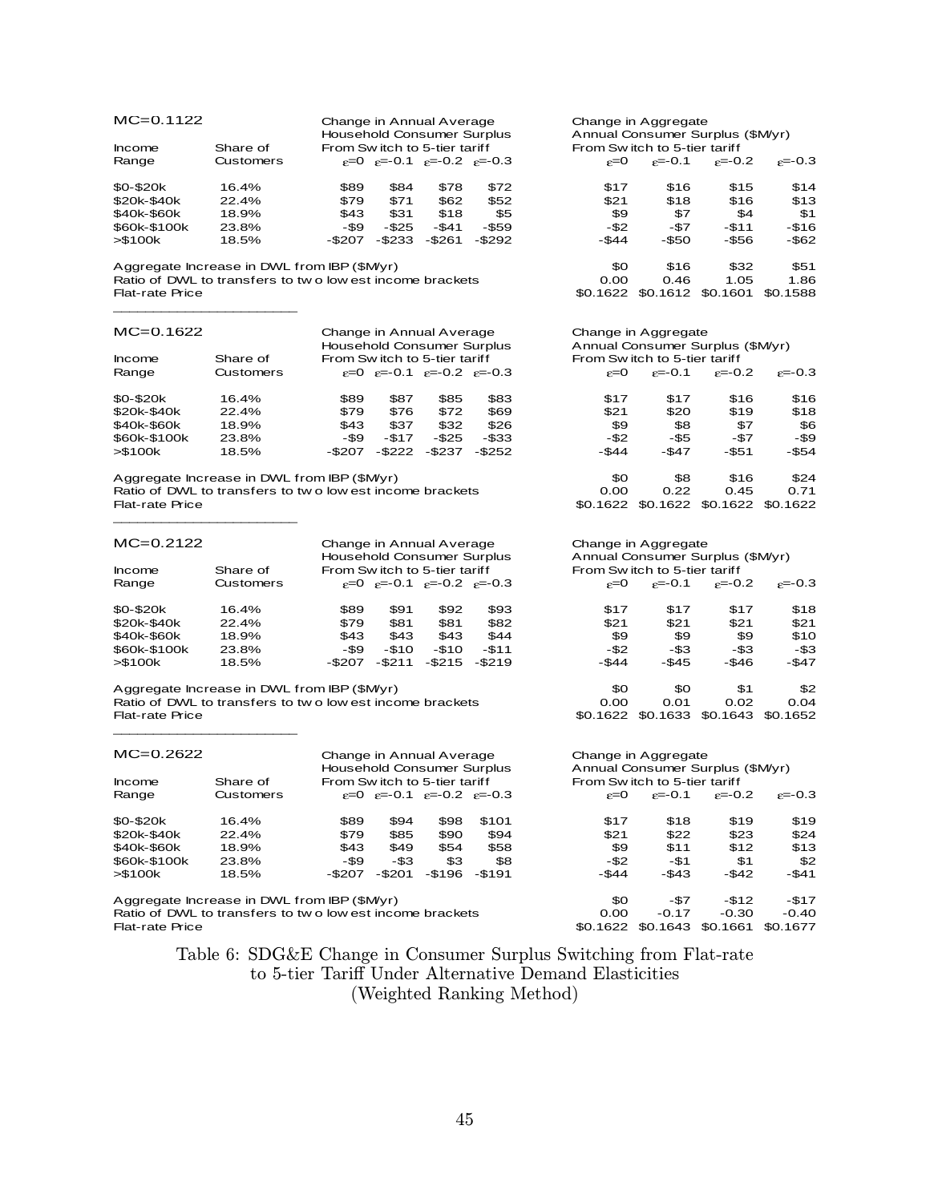**MC=0.1122**

| Income Range | Share of Customers | Change in Annual Average Household Consumer Surplus From Switch to 5-tier tariff | | | | Change in Aggregate Annual Consumer Surplus ($M/yr) From Switch to 5-tier tariff | | | |
|---|---|---|---|---|---|---|---|---|---|
| | | ε=0 | ε=-0.1 | ε=-0.2 | ε=-0.3 | ε=0 | ε=-0.1 | ε=-0.2 | ε=-0.3 |
| $0-$20k | 16.4% | $89 | $84 | $78 | $72 | $17 | $16 | $15 | $14 |
| $20k-$40k | 22.4% | $79 | $71 | $62 | $52 | $21 | $18 | $16 | $13 |
| $40k-$60k | 18.9% | $43 | $31 | $18 | $5 | $9 | $7 | $4 | $1 |
| $60k-$100k | 23.8% | -$9 | -$25 | -$41 | -$59 | -$2 | -$7 | -$11 | -$16 |
| >$100k | 18.5% | -$207 | -$233 | -$261 | -$292 | -$44 | -$50 | -$56 | -$62 |
| Aggregate Increase in DWL from IBP ($M/yr) | | | | | | $0 | $16 | $32 | $51 |
| Ratio of DWL to transfers to two lowest income brackets | | | | | | 0.00 | 0.46 | 1.05 | 1.86 |
| Flat-rate Price | | | | | | $0.1622 | $0.1612 | $0.1601 | $0.1588 |

**MC=0.1622**

| Income Range | Share of Customers | Change in Annual Average Household Consumer Surplus From Switch to 5-tier tariff | | | | Change in Aggregate Annual Consumer Surplus ($M/yr) From Switch to 5-tier tariff | | | |
|---|---|---|---|---|---|---|---|---|---|
| | | ε=0 | ε=-0.1 | ε=-0.2 | ε=-0.3 | ε=0 | ε=-0.1 | ε=-0.2 | ε=-0.3 |
| $0-$20k | 16.4% | $89 | $87 | $85 | $83 | $17 | $17 | $16 | $16 |
| $20k-$40k | 22.4% | $79 | $76 | $72 | $69 | $21 | $20 | $19 | $18 |
| $40k-$60k | 18.9% | $43 | $37 | $32 | $26 | $9 | $8 | $7 | $6 |
| $60k-$100k | 23.8% | -$9 | -$17 | -$25 | -$33 | -$2 | -$5 | -$7 | -$9 |
| >$100k | 18.5% | -$207 | -$222 | -$237 | -$252 | -$44 | -$47 | -$51 | -$54 |
| Aggregate Increase in DWL from IBP ($M/yr) | | | | | | $0 | $8 | $16 | $24 |
| Ratio of DWL to transfers to two lowest income brackets | | | | | | 0.00 | 0.22 | 0.45 | 0.71 |
| Flat-rate Price | | | | | | $0.1622 | $0.1622 | $0.1622 | $0.1622 |

**MC=0.2122**

| Income Range | Share of Customers | Change in Annual Average Household Consumer Surplus From Switch to 5-tier tariff | | | | Change in Aggregate Annual Consumer Surplus ($M/yr) From Switch to 5-tier tariff | | | |
|---|---|---|---|---|---|---|---|---|---|
| | | ε=0 | ε=-0.1 | ε=-0.2 | ε=-0.3 | ε=0 | ε=-0.1 | ε=-0.2 | ε=-0.3 |
| $0-$20k | 16.4% | $89 | $91 | $92 | $93 | $17 | $17 | $17 | $18 |
| $20k-$40k | 22.4% | $79 | $81 | $81 | $82 | $21 | $21 | $21 | $21 |
| $40k-$60k | 18.9% | $43 | $43 | $43 | $44 | $9 | $9 | $9 | $10 |
| $60k-$100k | 23.8% | -$9 | -$10 | -$10 | -$11 | -$2 | -$3 | -$3 | -$3 |
| >$100k | 18.5% | -$207 | -$211 | -$215 | -$219 | -$44 | -$45 | -$46 | -$47 |
| Aggregate Increase in DWL from IBP ($M/yr) | | | | | | $0 | $0 | $1 | $2 |
| Ratio of DWL to transfers to two lowest income brackets | | | | | | 0.00 | 0.01 | 0.02 | 0.04 |
| Flat-rate Price | | | | | | $0.1622 | $0.1633 | $0.1643 | $0.1652 |

**MC=0.2622**

| Income Range | Share of Customers | Change in Annual Average Household Consumer Surplus From Switch to 5-tier tariff | | | | Change in Aggregate Annual Consumer Surplus ($M/yr) From Switch to 5-tier tariff | | | |
|---|---|---|---|---|---|---|---|---|---|
| | | ε=0 | ε=-0.1 | ε=-0.2 | ε=-0.3 | ε=0 | ε=-0.1 | ε=-0.2 | ε=-0.3 |
| $0-$20k | 16.4% | $89 | $94 | $98 | $101 | $17 | $18 | $19 | $19 |
| $20k-$40k | 22.4% | $79 | $85 | $90 | $94 | $21 | $22 | $23 | $24 |
| $40k-$60k | 18.9% | $43 | $49 | $54 | $58 | $9 | $11 | $12 | $13 |
| $60k-$100k | 23.8% | -$9 | -$3 | $3 | $8 | -$2 | -$1 | $1 | $2 |
| >$100k | 18.5% | -$207 | -$201 | -$196 | -$191 | -$44 | -$43 | -$42 | -$41 |
| Aggregate Increase in DWL from IBP ($M/yr) | | | | | | $0 | -$7 | -$12 | -$17 |
| Ratio of DWL to transfers to two lowest income brackets | | | | | | 0.00 | -0.17 | -0.30 | -0.40 |
| Flat-rate Price | | | | | | $0.1622 | $0.1643 | $0.1661 | $0.1677 |

Table 6: SDG&E Change in Consumer Surplus Switching from Flat-rate to 5-tier Tariff Under Alternative Demand Elasticities (Weighted Ranking Method)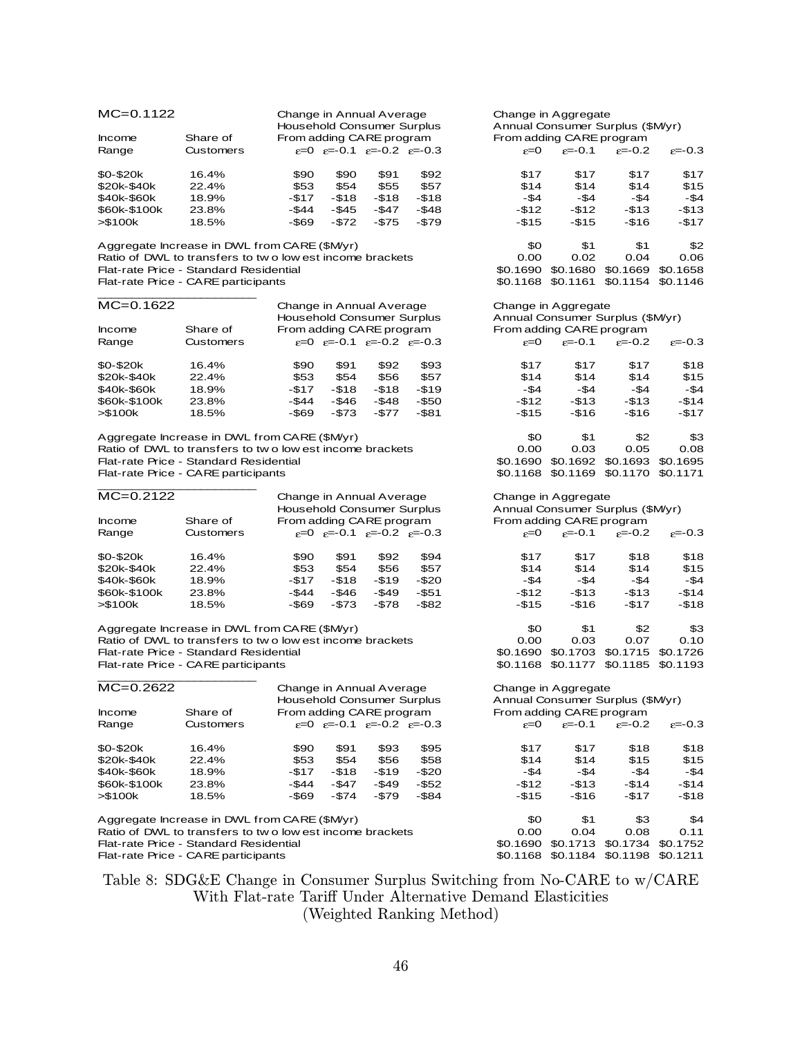**MC=0.1122**

| Income Range | Share of Customers | Change in Annual Average Household Consumer Surplus From adding CARE program | | | | Change in Aggregate Annual Consumer Surplus ($M/yr) From adding CARE program | | | |
|---|---|---|---|---|---|---|---|---|---|
| | | $\varepsilon$=0 | $\varepsilon$=-0.1 | $\varepsilon$=-0.2 | $\varepsilon$=-0.3 | $\varepsilon$=0 | $\varepsilon$=-0.1 | $\varepsilon$=-0.2 | $\varepsilon$=-0.3 |
| $0-$20k | 16.4% | $90 | $90 | $91 | $92 | $17 | $17 | $17 | $17 |
| $20k-$40k | 22.4% | $53 | $54 | $55 | $57 | $14 | $14 | $14 | $15 |
| $40k-$60k | 18.9% | -$17 | -$18 | -$18 | -$18 | -$4 | -$4 | -$4 | -$4 |
| $60k-$100k | 23.8% | -$44 | -$45 | -$47 | -$48 | -$12 | -$12 | -$13 | -$13 |
| >$100k | 18.5% | -$69 | -$72 | -$75 | -$79 | -$15 | -$15 | -$16 | -$17 |
| Aggregate Increase in DWL from CARE ($M/yr) | | | | | | $0 | $1 | $1 | $2 |
| Ratio of DWL to transfers to two lowest income brackets | | | | | | 0.00 | 0.02 | 0.04 | 0.06 |
| Flat-rate Price - Standard Residential | | | | | | $0.1690 | $0.1680 | $0.1669 | $0.1658 |
| Flat-rate Price - CARE participants | | | | | | $0.1168 | $0.1161 | $0.1154 | $0.1146 |

**MC=0.1622**

| Income Range | Share of Customers | Change in Annual Average Household Consumer Surplus From adding CARE program | | | | Change in Aggregate Annual Consumer Surplus ($M/yr) From adding CARE program | | | |
|---|---|---|---|---|---|---|---|---|---|
| | | $\varepsilon$=0 | $\varepsilon$=-0.1 | $\varepsilon$=-0.2 | $\varepsilon$=-0.3 | $\varepsilon$=0 | $\varepsilon$=-0.1 | $\varepsilon$=-0.2 | $\varepsilon$=-0.3 |
| $0-$20k | 16.4% | $90 | $91 | $92 | $93 | $17 | $17 | $17 | $18 |
| $20k-$40k | 22.4% | $53 | $54 | $56 | $57 | $14 | $14 | $14 | $15 |
| $40k-$60k | 18.9% | -$17 | -$18 | -$18 | -$19 | -$4 | -$4 | -$4 | -$4 |
| $60k-$100k | 23.8% | -$44 | -$46 | -$48 | -$50 | -$12 | -$13 | -$13 | -$14 |
| >$100k | 18.5% | -$69 | -$73 | -$77 | -$81 | -$15 | -$16 | -$16 | -$17 |
| Aggregate Increase in DWL from CARE ($M/yr) | | | | | | $0 | $1 | $2 | $3 |
| Ratio of DWL to transfers to two lowest income brackets | | | | | | 0.00 | 0.03 | 0.05 | 0.08 |
| Flat-rate Price - Standard Residential | | | | | | $0.1690 | $0.1692 | $0.1693 | $0.1695 |
| Flat-rate Price - CARE participants | | | | | | $0.1168 | $0.1169 | $0.1170 | $0.1171 |

**MC=0.2122**

| Income Range | Share of Customers | Change in Annual Average Household Consumer Surplus From adding CARE program | | | | Change in Aggregate Annual Consumer Surplus ($M/yr) From adding CARE program | | | |
|---|---|---|---|---|---|---|---|---|---|
| | | $\varepsilon$=0 | $\varepsilon$=-0.1 | $\varepsilon$=-0.2 | $\varepsilon$=-0.3 | $\varepsilon$=0 | $\varepsilon$=-0.1 | $\varepsilon$=-0.2 | $\varepsilon$=-0.3 |
| $0-$20k | 16.4% | $90 | $91 | $92 | $94 | $17 | $17 | $18 | $18 |
| $20k-$40k | 22.4% | $53 | $54 | $56 | $57 | $14 | $14 | $14 | $15 |
| $40k-$60k | 18.9% | -$17 | -$18 | -$19 | -$20 | -$4 | -$4 | -$4 | -$4 |
| $60k-$100k | 23.8% | -$44 | -$46 | -$49 | -$51 | -$12 | -$13 | -$13 | -$14 |
| >$100k | 18.5% | -$69 | -$73 | -$78 | -$82 | -$15 | -$16 | -$17 | -$18 |
| Aggregate Increase in DWL from CARE ($M/yr) | | | | | | $0 | $1 | $2 | $3 |
| Ratio of DWL to transfers to two lowest income brackets | | | | | | 0.00 | 0.03 | 0.07 | 0.10 |
| Flat-rate Price - Standard Residential | | | | | | $0.1690 | $0.1703 | $0.1715 | $0.1726 |
| Flat-rate Price - CARE participants | | | | | | $0.1168 | $0.1177 | $0.1185 | $0.1193 |

**MC=0.2622**

| Income Range | Share of Customers | Change in Annual Average Household Consumer Surplus From adding CARE program | | | | Change in Aggregate Annual Consumer Surplus ($M/yr) From adding CARE program | | | |
|---|---|---|---|---|---|---|---|---|---|
| | | $\varepsilon$=0 | $\varepsilon$=-0.1 | $\varepsilon$=-0.2 | $\varepsilon$=-0.3 | $\varepsilon$=0 | $\varepsilon$=-0.1 | $\varepsilon$=-0.2 | $\varepsilon$=-0.3 |
| $0-$20k | 16.4% | $90 | $91 | $93 | $95 | $17 | $17 | $18 | $18 |
| $20k-$40k | 22.4% | $53 | $54 | $56 | $58 | $14 | $14 | $15 | $15 |
| $40k-$60k | 18.9% | -$17 | -$18 | -$19 | -$20 | -$4 | -$4 | -$4 | -$4 |
| $60k-$100k | 23.8% | -$44 | -$47 | -$49 | -$52 | -$12 | -$13 | -$14 | -$14 |
| >$100k | 18.5% | -$69 | -$74 | -$79 | -$84 | -$15 | -$16 | -$17 | -$18 |
| Aggregate Increase in DWL from CARE ($M/yr) | | | | | | $0 | $1 | $3 | $4 |
| Ratio of DWL to transfers to two lowest income brackets | | | | | | 0.00 | 0.04 | 0.08 | 0.11 |
| Flat-rate Price - Standard Residential | | | | | | $0.1690 | $0.1713 | $0.1734 | $0.1752 |
| Flat-rate Price - CARE participants | | | | | | $0.1168 | $0.1184 | $0.1198 | $0.1211 |

Table 8: SDG&E Change in Consumer Surplus Switching from No-CARE to w/CARE With Flat-rate Tariff Under Alternative Demand Elasticities (Weighted Ranking Method)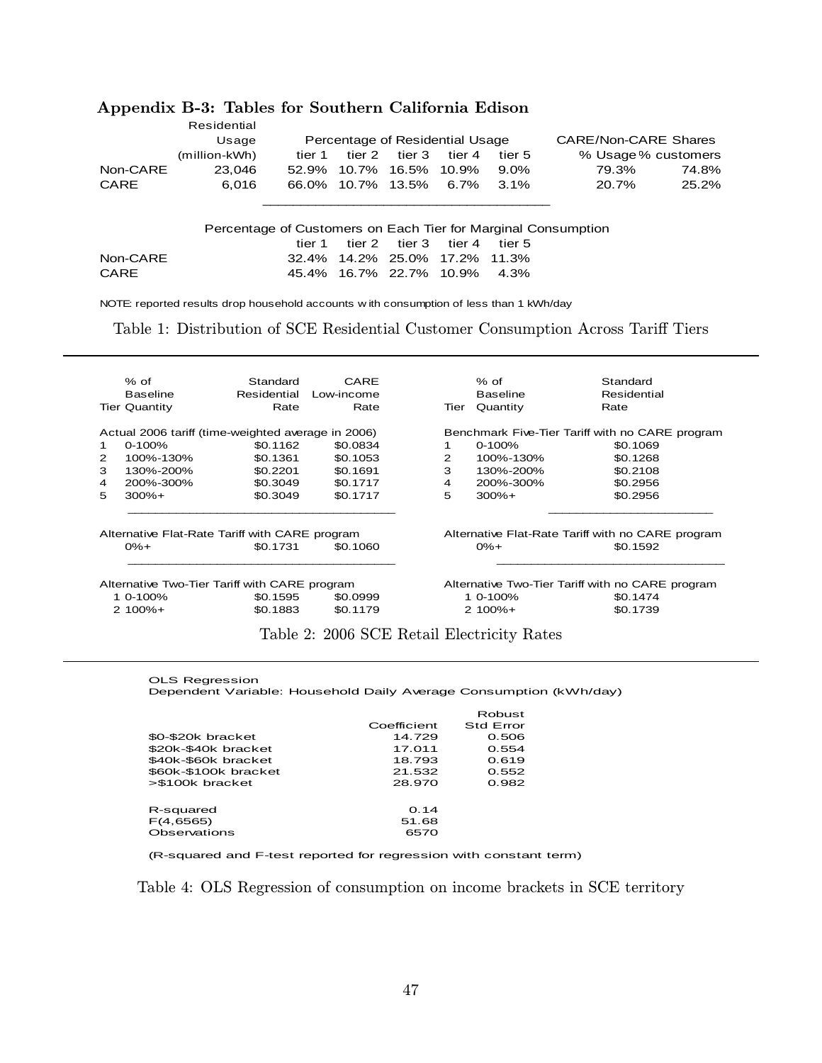## Appendix B-3: Tables for Southern California Edison

| | Residential Usage (million-kWh) | Percentage of Residential Usage | | | | | CARE/Non-CARE Shares | |
|---|---|---|---|---|---|---|---|---|
| | | tier 1 | tier 2 | tier 3 | tier 4 | tier 5 | % Usage | % customers |
| Non-CARE | 23,046 | 52.9% | 10.7% | 16.5% | 10.9% | 9.0% | 79.3% | 74.8% |
| CARE | 6,016 | 66.0% | 10.7% | 13.5% | 6.7% | 3.1% | 20.7% | 25.2% |

| | Percentage of Customers on Each Tier for Marginal Consumption | | | | |
|---|---|---|---|---|---|
| | tier 1 | tier 2 | tier 3 | tier 4 | tier 5 |
| Non-CARE | 32.4% | 14.2% | 25.0% | 17.2% | 11.3% |
| CARE | 45.4% | 16.7% | 22.7% | 10.9% | 4.3% |

NOTE: reported results drop household accounts with consumption of less than 1 kWh/day

Table 1: Distribution of SCE Residential Customer Consumption Across Tariff Tiers

| Tier | % of Baseline Quantity | Standard Residential Rate | CARE Low-income Rate |
|---|---|---|---|
| **Actual 2006 tariff (time-weighted average in 2006)** | | | |
| 1 | 0-100% | $0.1162 | $0.0834 |
| 2 | 100%-130% | $0.1361 | $0.1053 |
| 3 | 130%-200% | $0.2201 | $0.1691 |
| 4 | 200%-300% | $0.3049 | $0.1717 |
| 5 | 300%+ | $0.3049 | $0.1717 |
| **Alternative Flat-Rate Tariff with CARE program** | | | |
| | 0%+ | $0.1731 | $0.1060 |
| **Alternative Two-Tier Tariff with CARE program** | | | |
| 1 | 0-100% | $0.1595 | $0.0999 |
| 2 | 100%+ | $0.1883 | $0.1179 |

| Tier | % of Baseline Quantity | Standard Residential Rate |
|---|---|---|
| **Benchmark Five-Tier Tariff with no CARE program** | | |
| 1 | 0-100% | $0.1069 |
| 2 | 100%-130% | $0.1268 |
| 3 | 130%-200% | $0.2108 |
| 4 | 200%-300% | $0.2956 |
| 5 | 300%+ | $0.2956 |
| **Alternative Flat-Rate Tariff with no CARE program** | | |
| | 0%+ | $0.1592 |
| **Alternative Two-Tier Tariff with no CARE program** | | |
| 1 | 0-100% | $0.1474 |
| 2 | 100%+ | $0.1739 |

Table 2: 2006 SCE Retail Electricity Rates

OLS Regression
Dependent Variable: Household Daily Average Consumption (kWh/day)

| | Coefficient | Robust Std Error |
|---|---|---|
| $0-$20k bracket | 14.729 | 0.506 |
| $20k-$40k bracket | 17.011 | 0.554 |
| $40k-$60k bracket | 18.793 | 0.619 |
| $60k-$100k bracket | 21.532 | 0.552 |
| >$100k bracket | 28.970 | 0.982 |
| | | |
| R-squared | 0.14 | |
| F(4,6565) | 51.68 | |
| Observations | 6570 | |

(R-squared and F-test reported for regression with constant term)

Table 4: OLS Regression of consumption on income brackets in SCE territory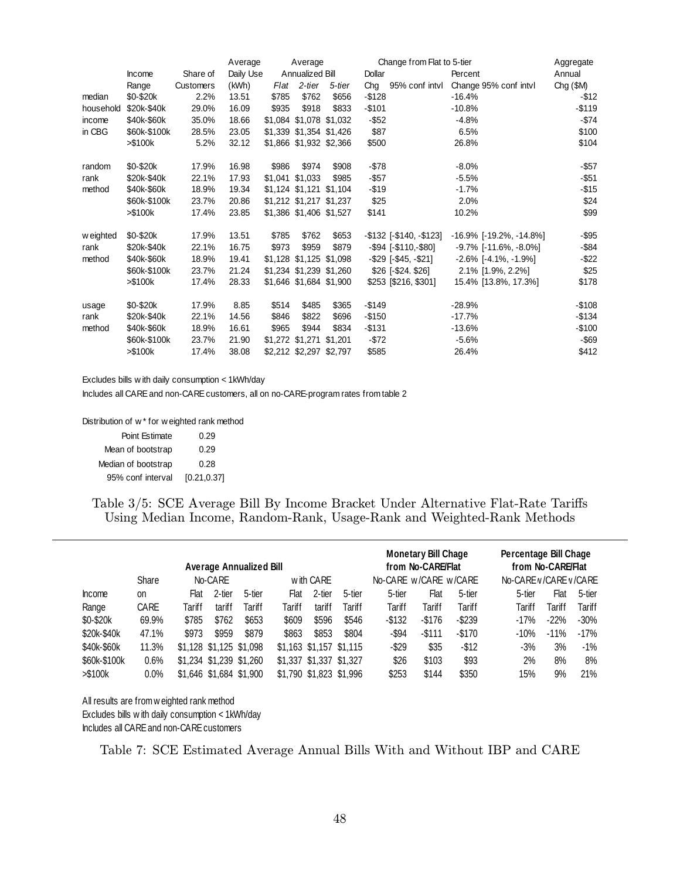| | Income Range | Share of Customers | Average Daily Use (kWh) | Average Annualized Bill Flat | 2-tier | 5-tier | Change from Flat to 5-tier Dollar Chg | 95% conf intvl | Percent Change | 95% conf intvl | Aggregate Annual Chg ($M) |
|---|---|---|---|---|---|---|---|---|---|---|---|
| median | $0-$20k | 2.2% | 13.51 | $785 | $762 | $656 | -$128 | | -16.4% | | -$12 |
| household | $20k-$40k | 29.0% | 16.09 | $935 | $918 | $833 | -$101 | | -10.8% | | -$119 |
| income | $40k-$60k | 35.0% | 18.66 | $1,084 | $1,078 | $1,032 | -$52 | | -4.8% | | -$74 |
| in CBG | $60k-$100k | 28.5% | 23.05 | $1,339 | $1,354 | $1,426 | $87 | | 6.5% | | $100 |
| | >$100k | 5.2% | 32.12 | $1,866 | $1,932 | $2,366 | $500 | | 26.8% | | $104 |
| random | $0-$20k | 17.9% | 16.98 | $986 | $974 | $908 | -$78 | | -8.0% | | -$57 |
| rank | $20k-$40k | 22.1% | 17.93 | $1,041 | $1,033 | $985 | -$57 | | -5.5% | | -$51 |
| method | $40k-$60k | 18.9% | 19.34 | $1,124 | $1,121 | $1,104 | -$19 | | -1.7% | | -$15 |
| | $60k-$100k | 23.7% | 20.86 | $1,212 | $1,217 | $1,237 | $25 | | 2.0% | | $24 |
| | >$100k | 17.4% | 23.85 | $1,386 | $1,406 | $1,527 | $141 | | 10.2% | | $99 |
| weighted | $0-$20k | 17.9% | 13.51 | $785 | $762 | $653 | -$132 | [-$140, -$123] | -16.9% | [-19.2%, -14.8%] | -$95 |
| rank | $20k-$40k | 22.1% | 16.75 | $973 | $959 | $879 | -$94 | [-$110,-$80] | -9.7% | [-11.6%, -8.0%] | -$84 |
| method | $40k-$60k | 18.9% | 19.41 | $1,128 | $1,125 | $1,098 | -$29 | [-$45, -$21] | -2.6% | [-4.1%, -1.9%] | -$22 |
| | $60k-$100k | 23.7% | 21.24 | $1,234 | $1,239 | $1,260 | $26 | [-$24. $26] | 2.1% | [1.9%, 2.2%] | $25 |
| | >$100k | 17.4% | 28.33 | $1,646 | $1,684 | $1,900 | $253 | [$216, $301] | 15.4% | [13.8%, 17.3%] | $178 |
| usage | $0-$20k | 17.9% | 8.85 | $514 | $485 | $365 | -$149 | | -28.9% | | -$108 |
| rank | $20k-$40k | 22.1% | 14.56 | $846 | $822 | $696 | -$150 | | -17.7% | | -$134 |
| method | $40k-$60k | 18.9% | 16.61 | $965 | $944 | $834 | -$131 | | -13.6% | | -$100 |
| | $60k-$100k | 23.7% | 21.90 | $1,272 | $1,271 | $1,201 | -$72 | | -5.6% | | -$69 |
| | >$100k | 17.4% | 38.08 | $2,212 | $2,297 | $2,797 | $585 | | 26.4% | | $412 |

Excludes bills with daily consumption < 1kWh/day

Includes all CARE and non-CARE customers, all on no-CARE-program rates from table 2

Distribution of w* for weighted rank method

| | |
|---|---|
| Point Estimate | 0.29 |
| Mean of bootstrap | 0.29 |
| Median of bootstrap | 0.28 |
| 95% conf interval | [0.21,0.37] |

Table 3/5: SCE Average Bill By Income Bracket Under Alternative Flat-Rate Tariffs Using Median Income, Random-Rank, Usage-Rank and Weighted-Rank Methods

| Income Range | Share on CARE | Average Annualized Bill: No-CARE Flat Tariff | No-CARE 2-tier tariff | No-CARE 5-tier Tariff | with CARE Flat Tariff | with CARE 2-tier tariff | with CARE 5-tier Tariff | Monetary Bill Chage from No-CARE/Flat: No-CARE 5-tier Tariff | w/CARE Flat Tariff | w/CARE 5-tier Tariff | Percentage Bill Chage from No-CARE/Flat: No-CARE 5-tier Tariff | w/CARE Flat Tariff | w/CARE 5-tier Tariff |
|---|---|---|---|---|---|---|---|---|---|---|---|---|---|
| $0-$20k | 69.9% | $785 | $762 | $653 | $609 | $596 | $546 | -$132 | -$176 | -$239 | -17% | -22% | -30% |
| $20k-$40k | 47.1% | $973 | $959 | $879 | $863 | $853 | $804 | -$94 | -$111 | -$170 | -10% | -11% | -17% |
| $40k-$60k | 11.3% | $1,128 | $1,125 | $1,098 | $1,163 | $1,157 | $1,115 | -$29 | $35 | -$12 | -3% | 3% | -1% |
| $60k-$100k | 0.6% | $1,234 | $1,239 | $1,260 | $1,337 | $1,337 | $1,327 | $26 | $103 | $93 | 2% | 8% | 8% |
| >$100k | 0.0% | $1,646 | $1,684 | $1,900 | $1,790 | $1,823 | $1,996 | $253 | $144 | $350 | 15% | 9% | 21% |

All results are from weighted rank method

Excludes bills with daily consumption < 1kWh/day

Includes all CARE and non-CARE customers

Table 7: SCE Estimated Average Annual Bills With and Without IBP and CARE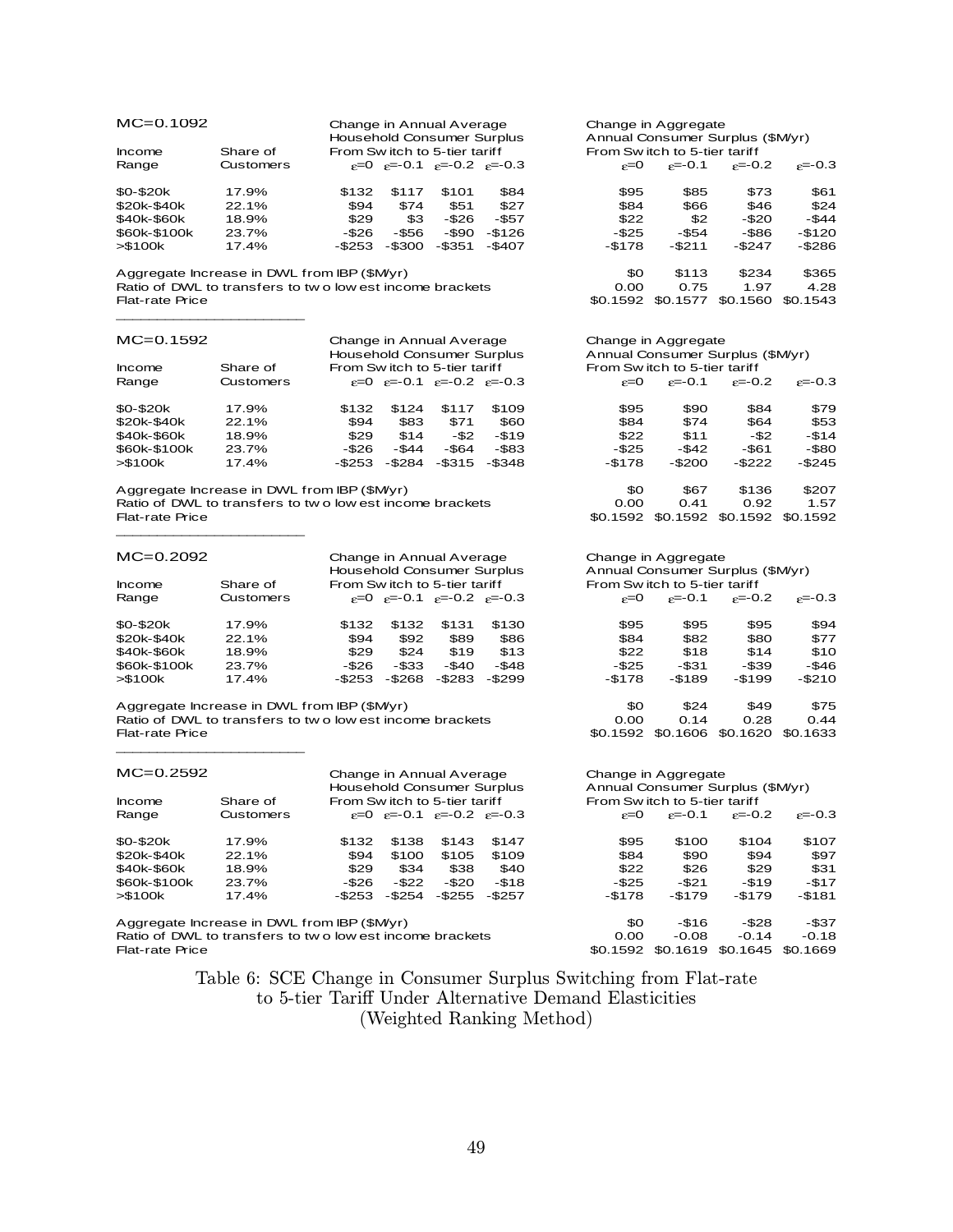| MC=0.1092 | | Change in Annual Average Household Consumer Surplus From Switch to 5-tier tariff | | | | Change in Aggregate Annual Consumer Surplus ($M/yr) From Switch to 5-tier tariff | | | |
|---|---|---|---|---|---|---|---|---|---|
| Income Range | Share of Customers | $\varepsilon$=0 | $\varepsilon$=-0.1 | $\varepsilon$=-0.2 | $\varepsilon$=-0.3 | $\varepsilon$=0 | $\varepsilon$=-0.1 | $\varepsilon$=-0.2 | $\varepsilon$=-0.3 |
| $0-$20k | 17.9% | $132 | $117 | $101 | $84 | $95 | $85 | $73 | $61 |
| $20k-$40k | 22.1% | $94 | $74 | $51 | $27 | $84 | $66 | $46 | $24 |
| $40k-$60k | 18.9% | $29 | $3 | -$26 | -$57 | $22 | $2 | -$20 | -$44 |
| $60k-$100k | 23.7% | -$26 | -$56 | -$90 | -$126 | -$25 | -$54 | -$86 | -$120 |
| >$100k | 17.4% | -$253 | -$300 | -$351 | -$407 | -$178 | -$211 | -$247 | -$286 |
| Aggregate Increase in DWL from IBP ($M/yr) | | | | | | $0 | $113 | $234 | $365 |
| Ratio of DWL to transfers to two lowest income brackets | | | | | | 0.00 | 0.75 | 1.97 | 4.28 |
| Flat-rate Price | | | | | | $0.1592 | $0.1577 | $0.1560 | $0.1543 |

| MC=0.1592 | | Change in Annual Average Household Consumer Surplus From Switch to 5-tier tariff | | | | Change in Aggregate Annual Consumer Surplus ($M/yr) From Switch to 5-tier tariff | | | |
|---|---|---|---|---|---|---|---|---|---|
| Income Range | Share of Customers | $\varepsilon$=0 | $\varepsilon$=-0.1 | $\varepsilon$=-0.2 | $\varepsilon$=-0.3 | $\varepsilon$=0 | $\varepsilon$=-0.1 | $\varepsilon$=-0.2 | $\varepsilon$=-0.3 |
| $0-$20k | 17.9% | $132 | $124 | $117 | $109 | $95 | $90 | $84 | $79 |
| $20k-$40k | 22.1% | $94 | $83 | $71 | $60 | $84 | $74 | $64 | $53 |
| $40k-$60k | 18.9% | $29 | $14 | -$2 | -$19 | $22 | $11 | -$2 | -$14 |
| $60k-$100k | 23.7% | -$26 | -$44 | -$64 | -$83 | -$25 | -$42 | -$61 | -$80 |
| >$100k | 17.4% | -$253 | -$284 | -$315 | -$348 | -$178 | -$200 | -$222 | -$245 |
| Aggregate Increase in DWL from IBP ($M/yr) | | | | | | $0 | $67 | $136 | $207 |
| Ratio of DWL to transfers to two lowest income brackets | | | | | | 0.00 | 0.41 | 0.92 | 1.57 |
| Flat-rate Price | | | | | | $0.1592 | $0.1592 | $0.1592 | $0.1592 |

| MC=0.2092 | | Change in Annual Average Household Consumer Surplus From Switch to 5-tier tariff | | | | Change in Aggregate Annual Consumer Surplus ($M/yr) From Switch to 5-tier tariff | | | |
|---|---|---|---|---|---|---|---|---|---|
| Income Range | Share of Customers | $\varepsilon$=0 | $\varepsilon$=-0.1 | $\varepsilon$=-0.2 | $\varepsilon$=-0.3 | $\varepsilon$=0 | $\varepsilon$=-0.1 | $\varepsilon$=-0.2 | $\varepsilon$=-0.3 |
| $0-$20k | 17.9% | $132 | $132 | $131 | $130 | $95 | $95 | $95 | $94 |
| $20k-$40k | 22.1% | $94 | $92 | $89 | $86 | $84 | $82 | $80 | $77 |
| $40k-$60k | 18.9% | $29 | $24 | $19 | $13 | $22 | $18 | $14 | $10 |
| $60k-$100k | 23.7% | -$26 | -$33 | -$40 | -$48 | -$25 | -$31 | -$39 | -$46 |
| >$100k | 17.4% | -$253 | -$268 | -$283 | -$299 | -$178 | -$189 | -$199 | -$210 |
| Aggregate Increase in DWL from IBP ($M/yr) | | | | | | $0 | $24 | $49 | $75 |
| Ratio of DWL to transfers to two lowest income brackets | | | | | | 0.00 | 0.14 | 0.28 | 0.44 |
| Flat-rate Price | | | | | | $0.1592 | $0.1606 | $0.1620 | $0.1633 |

| MC=0.2592 | | Change in Annual Average Household Consumer Surplus From Switch to 5-tier tariff | | | | Change in Aggregate Annual Consumer Surplus ($M/yr) From Switch to 5-tier tariff | | | |
|---|---|---|---|---|---|---|---|---|---|
| Income Range | Share of Customers | $\varepsilon$=0 | $\varepsilon$=-0.1 | $\varepsilon$=-0.2 | $\varepsilon$=-0.3 | $\varepsilon$=0 | $\varepsilon$=-0.1 | $\varepsilon$=-0.2 | $\varepsilon$=-0.3 |
| $0-$20k | 17.9% | $132 | $138 | $143 | $147 | $95 | $100 | $104 | $107 |
| $20k-$40k | 22.1% | $94 | $100 | $105 | $109 | $84 | $90 | $94 | $97 |
| $40k-$60k | 18.9% | $29 | $34 | $38 | $40 | $22 | $26 | $29 | $31 |
| $60k-$100k | 23.7% | -$26 | -$22 | -$20 | -$18 | -$25 | -$21 | -$19 | -$17 |
| >$100k | 17.4% | -$253 | -$254 | -$255 | -$257 | -$178 | -$179 | -$179 | -$181 |
| Aggregate Increase in DWL from IBP ($M/yr) | | | | | | $0 | -$16 | -$28 | -$37 |
| Ratio of DWL to transfers to two lowest income brackets | | | | | | 0.00 | -0.08 | -0.14 | -0.18 |
| Flat-rate Price | | | | | | $0.1592 | $0.1619 | $0.1645 | $0.1669 |

Table 6: SCE Change in Consumer Surplus Switching from Flat-rate to 5-tier Tariff Under Alternative Demand Elasticities (Weighted Ranking Method)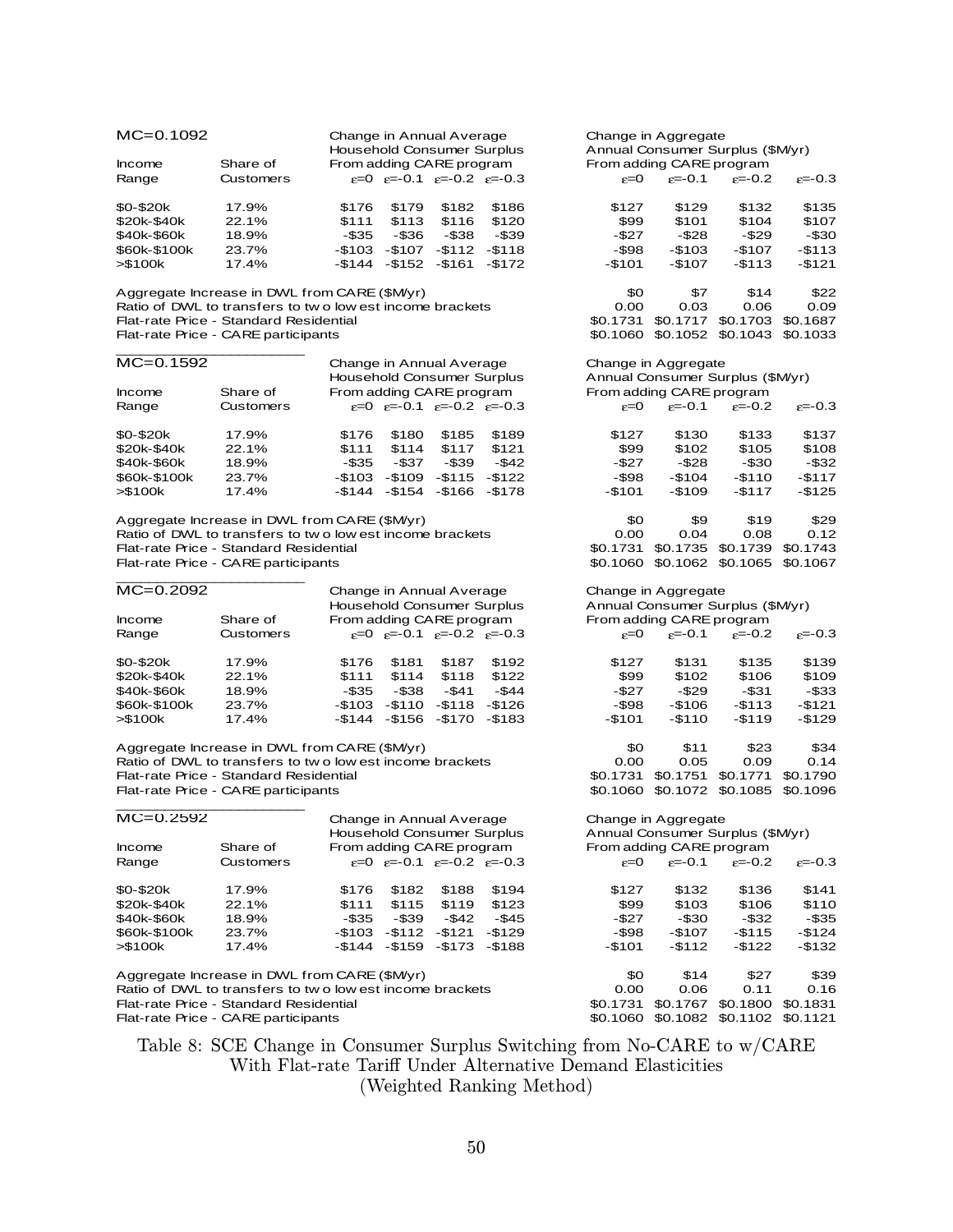**MC=0.1092**

| Income Range | Share of Customers | Change in Annual Average Household Consumer Surplus From adding CARE program | | | | Change in Aggregate Annual Consumer Surplus ($M/yr) From adding CARE program | | | |
|---|---|---|---|---|---|---|---|---|---|
| | | $\varepsilon$=0 | $\varepsilon$=-0.1 | $\varepsilon$=-0.2 | $\varepsilon$=-0.3 | $\varepsilon$=0 | $\varepsilon$=-0.1 | $\varepsilon$=-0.2 | $\varepsilon$=-0.3 |
| $0-$20k | 17.9% | $176 | $179 | $182 | $186 | $127 | $129 | $132 | $135 |
| $20k-$40k | 22.1% | $111 | $113 | $116 | $120 | $99 | $101 | $104 | $107 |
| $40k-$60k | 18.9% | -$35 | -$36 | -$38 | -$39 | -$27 | -$28 | -$29 | -$30 |
| $60k-$100k | 23.7% | -$103 | -$107 | -$112 | -$118 | -$98 | -$103 | -$107 | -$113 |
| >$100k | 17.4% | -$144 | -$152 | -$161 | -$172 | -$101 | -$107 | -$113 | -$121 |
| Aggregate Increase in DWL from CARE ($M/yr) | | | | | | $0 | $7 | $14 | $22 |
| Ratio of DWL to transfers to two lowest income brackets | | | | | | 0.00 | 0.03 | 0.06 | 0.09 |
| Flat-rate Price - Standard Residential | | | | | | $0.1731 | $0.1717 | $0.1703 | $0.1687 |
| Flat-rate Price - CARE participants | | | | | | $0.1060 | $0.1052 | $0.1043 | $0.1033 |

**MC=0.1592**

| Income Range | Share of Customers | Change in Annual Average Household Consumer Surplus From adding CARE program | | | | Change in Aggregate Annual Consumer Surplus ($M/yr) From adding CARE program | | | |
|---|---|---|---|---|---|---|---|---|---|
| | | $\varepsilon$=0 | $\varepsilon$=-0.1 | $\varepsilon$=-0.2 | $\varepsilon$=-0.3 | $\varepsilon$=0 | $\varepsilon$=-0.1 | $\varepsilon$=-0.2 | $\varepsilon$=-0.3 |
| $0-$20k | 17.9% | $176 | $180 | $185 | $189 | $127 | $130 | $133 | $137 |
| $20k-$40k | 22.1% | $111 | $114 | $117 | $121 | $99 | $102 | $105 | $108 |
| $40k-$60k | 18.9% | -$35 | -$37 | -$39 | -$42 | -$27 | -$28 | -$30 | -$32 |
| $60k-$100k | 23.7% | -$103 | -$109 | -$115 | -$122 | -$98 | -$104 | -$110 | -$117 |
| >$100k | 17.4% | -$144 | -$154 | -$166 | -$178 | -$101 | -$109 | -$117 | -$125 |
| Aggregate Increase in DWL from CARE ($M/yr) | | | | | | $0 | $9 | $19 | $29 |
| Ratio of DWL to transfers to two lowest income brackets | | | | | | 0.00 | 0.04 | 0.08 | 0.12 |
| Flat-rate Price - Standard Residential | | | | | | $0.1731 | $0.1735 | $0.1739 | $0.1743 |
| Flat-rate Price - CARE participants | | | | | | $0.1060 | $0.1062 | $0.1065 | $0.1067 |

**MC=0.2092**

| Income Range | Share of Customers | Change in Annual Average Household Consumer Surplus From adding CARE program | | | | Change in Aggregate Annual Consumer Surplus ($M/yr) From adding CARE program | | | |
|---|---|---|---|---|---|---|---|---|---|
| | | $\varepsilon$=0 | $\varepsilon$=-0.1 | $\varepsilon$=-0.2 | $\varepsilon$=-0.3 | $\varepsilon$=0 | $\varepsilon$=-0.1 | $\varepsilon$=-0.2 | $\varepsilon$=-0.3 |
| $0-$20k | 17.9% | $176 | $181 | $187 | $192 | $127 | $131 | $135 | $139 |
| $20k-$40k | 22.1% | $111 | $114 | $118 | $122 | $99 | $102 | $106 | $109 |
| $40k-$60k | 18.9% | -$35 | -$38 | -$41 | -$44 | -$27 | -$29 | -$31 | -$33 |
| $60k-$100k | 23.7% | -$103 | -$110 | -$118 | -$126 | -$98 | -$106 | -$113 | -$121 |
| >$100k | 17.4% | -$144 | -$156 | -$170 | -$183 | -$101 | -$110 | -$119 | -$129 |
| Aggregate Increase in DWL from CARE ($M/yr) | | | | | | $0 | $11 | $23 | $34 |
| Ratio of DWL to transfers to two lowest income brackets | | | | | | 0.00 | 0.05 | 0.09 | 0.14 |
| Flat-rate Price - Standard Residential | | | | | | $0.1731 | $0.1751 | $0.1771 | $0.1790 |
| Flat-rate Price - CARE participants | | | | | | $0.1060 | $0.1072 | $0.1085 | $0.1096 |

**MC=0.2592**

| Income Range | Share of Customers | Change in Annual Average Household Consumer Surplus From adding CARE program | | | | Change in Aggregate Annual Consumer Surplus ($M/yr) From adding CARE program | | | |
|---|---|---|---|---|---|---|---|---|---|
| | | $\varepsilon$=0 | $\varepsilon$=-0.1 | $\varepsilon$=-0.2 | $\varepsilon$=-0.3 | $\varepsilon$=0 | $\varepsilon$=-0.1 | $\varepsilon$=-0.2 | $\varepsilon$=-0.3 |
| $0-$20k | 17.9% | $176 | $182 | $188 | $194 | $127 | $132 | $136 | $141 |
| $20k-$40k | 22.1% | $111 | $115 | $119 | $123 | $99 | $103 | $106 | $110 |
| $40k-$60k | 18.9% | -$35 | -$39 | -$42 | -$45 | -$27 | -$30 | -$32 | -$35 |
| $60k-$100k | 23.7% | -$103 | -$112 | -$121 | -$129 | -$98 | -$107 | -$115 | -$124 |
| >$100k | 17.4% | -$144 | -$159 | -$173 | -$188 | -$101 | -$112 | -$122 | -$132 |
| Aggregate Increase in DWL from CARE ($M/yr) | | | | | | $0 | $14 | $27 | $39 |
| Ratio of DWL to transfers to two lowest income brackets | | | | | | 0.00 | 0.06 | 0.11 | 0.16 |
| Flat-rate Price - Standard Residential | | | | | | $0.1731 | $0.1767 | $0.1800 | $0.1831 |
| Flat-rate Price - CARE participants | | | | | | $0.1060 | $0.1082 | $0.1102 | $0.1121 |

Table 8: SCE Change in Consumer Surplus Switching from No-CARE to w/CARE With Flat-rate Tariff Under Alternative Demand Elasticities (Weighted Ranking Method)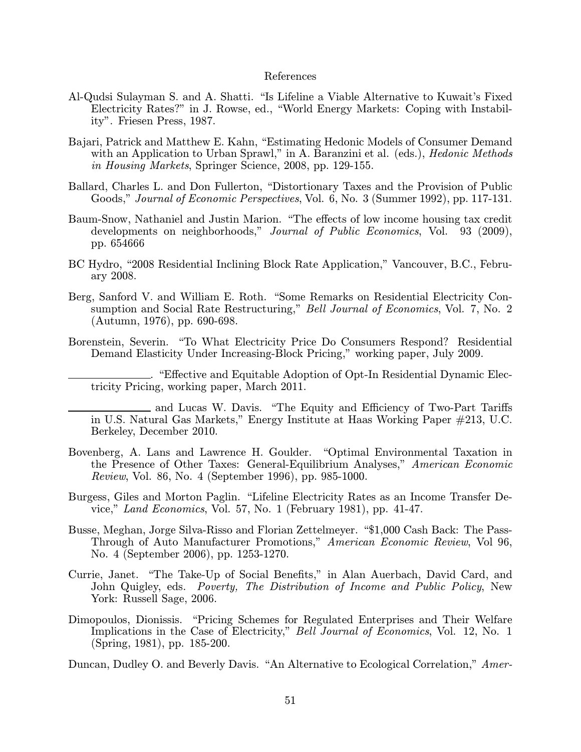# References

Al-Qudsi Sulayman S. and A. Shatti. "Is Lifeline a Viable Alternative to Kuwait's Fixed Electricity Rates?" in J. Rowse, ed., "World Energy Markets: Coping with Instability". Friesen Press, 1987.

Bajari, Patrick and Matthew E. Kahn, "Estimating Hedonic Models of Consumer Demand with an Application to Urban Sprawl," in A. Baranzini et al. (eds.), *Hedonic Methods in Housing Markets*, Springer Science, 2008, pp. 129-155.

Ballard, Charles L. and Don Fullerton, "Distortionary Taxes and the Provision of Public Goods," *Journal of Economic Perspectives*, Vol. 6, No. 3 (Summer 1992), pp. 117-131.

Baum-Snow, Nathaniel and Justin Marion. "The effects of low income housing tax credit developments on neighborhoods," *Journal of Public Economics*, Vol. 93 (2009), pp. 654666

BC Hydro, "2008 Residential Inclining Block Rate Application," Vancouver, B.C., February 2008.

Berg, Sanford V. and William E. Roth. "Some Remarks on Residential Electricity Consumption and Social Rate Restructuring," *Bell Journal of Economics*, Vol. 7, No. 2 (Autumn, 1976), pp. 690-698.

Borenstein, Severin. "To What Electricity Price Do Consumers Respond? Residential Demand Elasticity Under Increasing-Block Pricing," working paper, July 2009.

\_\_\_\_\_\_\_\_\_\_\_\_\_\_. "Effective and Equitable Adoption of Opt-In Residential Dynamic Electricity Pricing, working paper, March 2011.

\_\_\_\_\_\_\_\_\_\_\_\_\_\_ and Lucas W. Davis. "The Equity and Efficiency of Two-Part Tariffs in U.S. Natural Gas Markets," Energy Institute at Haas Working Paper #213, U.C. Berkeley, December 2010.

Bovenberg, A. Lans and Lawrence H. Goulder. "Optimal Environmental Taxation in the Presence of Other Taxes: General-Equilibrium Analyses," *American Economic Review*, Vol. 86, No. 4 (September 1996), pp. 985-1000.

Burgess, Giles and Morton Paglin. "Lifeline Electricity Rates as an Income Transfer Device," *Land Economics*, Vol. 57, No. 1 (February 1981), pp. 41-47.

Busse, Meghan, Jorge Silva-Risso and Florian Zettelmeyer. "$1,000 Cash Back: The Pass-Through of Auto Manufacturer Promotions," *American Economic Review*, Vol 96, No. 4 (September 2006), pp. 1253-1270.

Currie, Janet. "The Take-Up of Social Benefits," in Alan Auerbach, David Card, and John Quigley, eds. *Poverty, The Distribution of Income and Public Policy*, New York: Russell Sage, 2006.

Dimopoulos, Dionissis. "Pricing Schemes for Regulated Enterprises and Their Welfare Implications in the Case of Electricity," *Bell Journal of Economics*, Vol. 12, No. 1 (Spring, 1981), pp. 185-200.

Duncan, Dudley O. and Beverly Davis. "An Alternative to Ecological Correlation," *Amer-*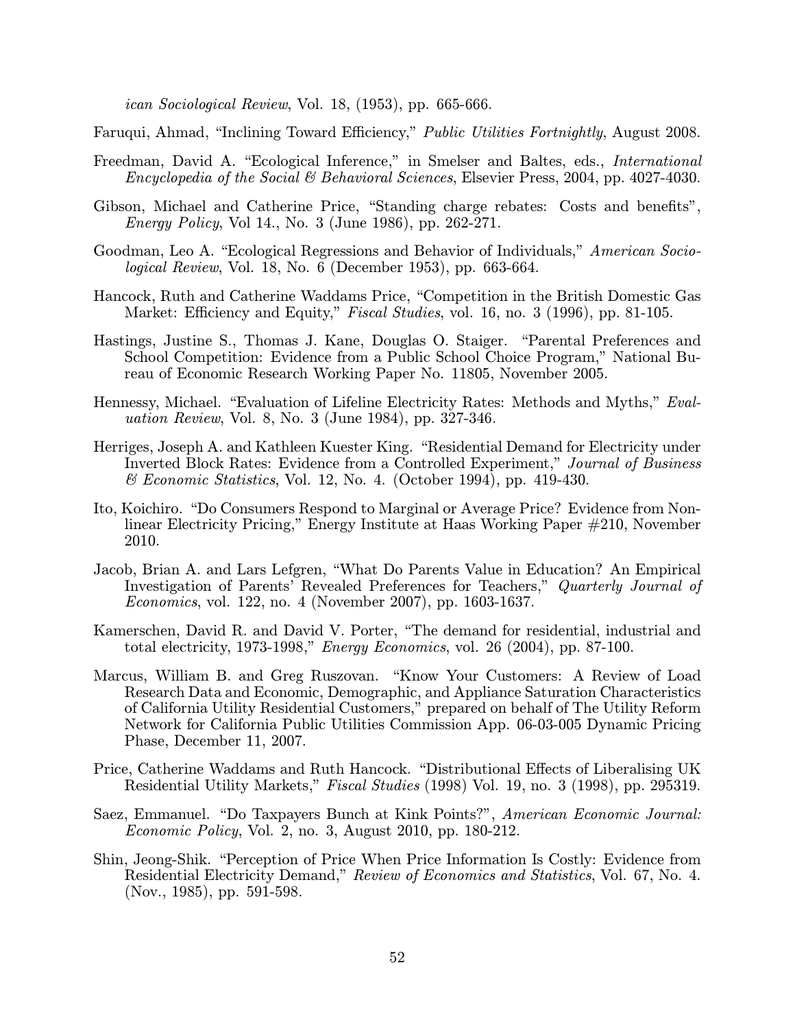*ican Sociological Review*, Vol. 18, (1953), pp. 665-666.

Faruqui, Ahmad, "Inclining Toward Efficiency," *Public Utilities Fortnightly*, August 2008.

Freedman, David A. "Ecological Inference," in Smelser and Baltes, eds., *International Encyclopedia of the Social & Behavioral Sciences*, Elsevier Press, 2004, pp. 4027-4030.

Gibson, Michael and Catherine Price, "Standing charge rebates: Costs and benefits", *Energy Policy*, Vol 14., No. 3 (June 1986), pp. 262-271.

Goodman, Leo A. "Ecological Regressions and Behavior of Individuals," *American Sociological Review*, Vol. 18, No. 6 (December 1953), pp. 663-664.

Hancock, Ruth and Catherine Waddams Price, "Competition in the British Domestic Gas Market: Efficiency and Equity," *Fiscal Studies*, vol. 16, no. 3 (1996), pp. 81-105.

Hastings, Justine S., Thomas J. Kane, Douglas O. Staiger. "Parental Preferences and School Competition: Evidence from a Public School Choice Program," National Bureau of Economic Research Working Paper No. 11805, November 2005.

Hennessy, Michael. "Evaluation of Lifeline Electricity Rates: Methods and Myths," *Evaluation Review*, Vol. 8, No. 3 (June 1984), pp. 327-346.

Herriges, Joseph A. and Kathleen Kuester King. "Residential Demand for Electricity under Inverted Block Rates: Evidence from a Controlled Experiment," *Journal of Business & Economic Statistics*, Vol. 12, No. 4. (October 1994), pp. 419-430.

Ito, Koichiro. "Do Consumers Respond to Marginal or Average Price? Evidence from Nonlinear Electricity Pricing," Energy Institute at Haas Working Paper #210, November 2010.

Jacob, Brian A. and Lars Lefgren, "What Do Parents Value in Education? An Empirical Investigation of Parents' Revealed Preferences for Teachers," *Quarterly Journal of Economics*, vol. 122, no. 4 (November 2007), pp. 1603-1637.

Kamerschen, David R. and David V. Porter, "The demand for residential, industrial and total electricity, 1973-1998," *Energy Economics*, vol. 26 (2004), pp. 87-100.

Marcus, William B. and Greg Ruszovan. "Know Your Customers: A Review of Load Research Data and Economic, Demographic, and Appliance Saturation Characteristics of California Utility Residential Customers," prepared on behalf of The Utility Reform Network for California Public Utilities Commission App. 06-03-005 Dynamic Pricing Phase, December 11, 2007.

Price, Catherine Waddams and Ruth Hancock. "Distributional Effects of Liberalising UK Residential Utility Markets," *Fiscal Studies* (1998) Vol. 19, no. 3 (1998), pp. 295319.

Saez, Emmanuel. "Do Taxpayers Bunch at Kink Points?", *American Economic Journal: Economic Policy*, Vol. 2, no. 3, August 2010, pp. 180-212.

Shin, Jeong-Shik. "Perception of Price When Price Information Is Costly: Evidence from Residential Electricity Demand," *Review of Economics and Statistics*, Vol. 67, No. 4. (Nov., 1985), pp. 591-598.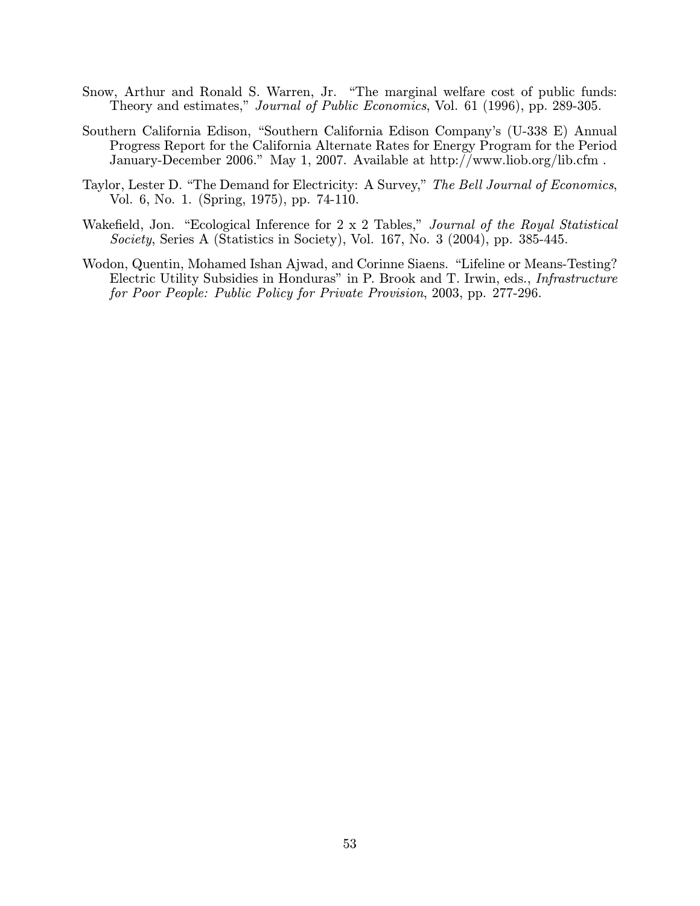Snow, Arthur and Ronald S. Warren, Jr. "The marginal welfare cost of public funds: Theory and estimates," *Journal of Public Economics*, Vol. 61 (1996), pp. 289-305.

Southern California Edison, "Southern California Edison Company's (U-338 E) Annual Progress Report for the California Alternate Rates for Energy Program for the Period January-December 2006." May 1, 2007. Available at http://www.liob.org/lib.cfm .

Taylor, Lester D. "The Demand for Electricity: A Survey," *The Bell Journal of Economics*, Vol. 6, No. 1. (Spring, 1975), pp. 74-110.

Wakefield, Jon. "Ecological Inference for 2 x 2 Tables," *Journal of the Royal Statistical Society*, Series A (Statistics in Society), Vol. 167, No. 3 (2004), pp. 385-445.

Wodon, Quentin, Mohamed Ishan Ajwad, and Corinne Siaens. "Lifeline or Means-Testing? Electric Utility Subsidies in Honduras" in P. Brook and T. Irwin, eds., *Infrastructure for Poor People: Public Policy for Private Provision*, 2003, pp. 277-296.